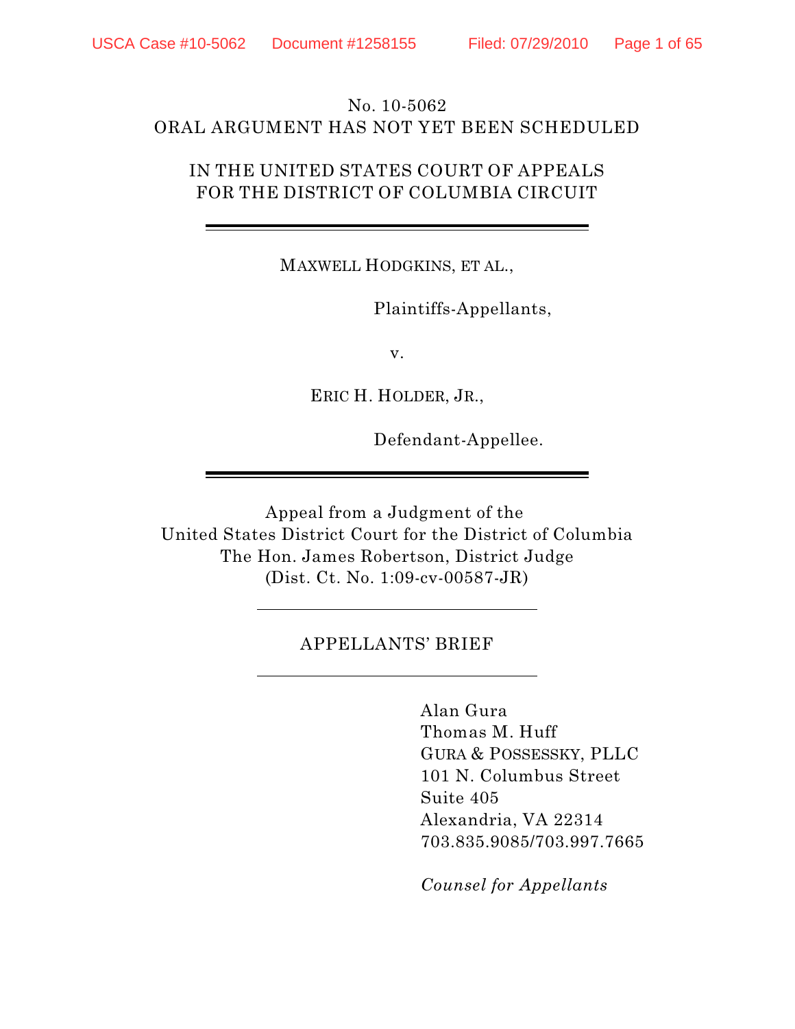No. 10-5062
ORAL ARGUMENT HAS NOT YET BEEN SCHEDULED

IN THE UNITED STATES COURT OF APPEALS
FOR THE DISTRICT OF COLUMBIA CIRCUIT

---

MAXWELL HODGKINS, ET AL.,

Plaintiffs-Appellants,

v.

ERIC H. HOLDER, JR.,

Defendant-Appellee.

---

Appeal from a Judgment of the
United States District Court for the District of Columbia
The Hon. James Robertson, District Judge
(Dist. Ct. No. 1:09-cv-00587-JR)

---

APPELLANTS' BRIEF

---

Alan Gura
Thomas M. Huff
GURA & POSSESSKY, PLLC
101 N. Columbus Street
Suite 405
Alexandria, VA 22314
703.835.9085/703.997.7665

*Counsel for Appellants*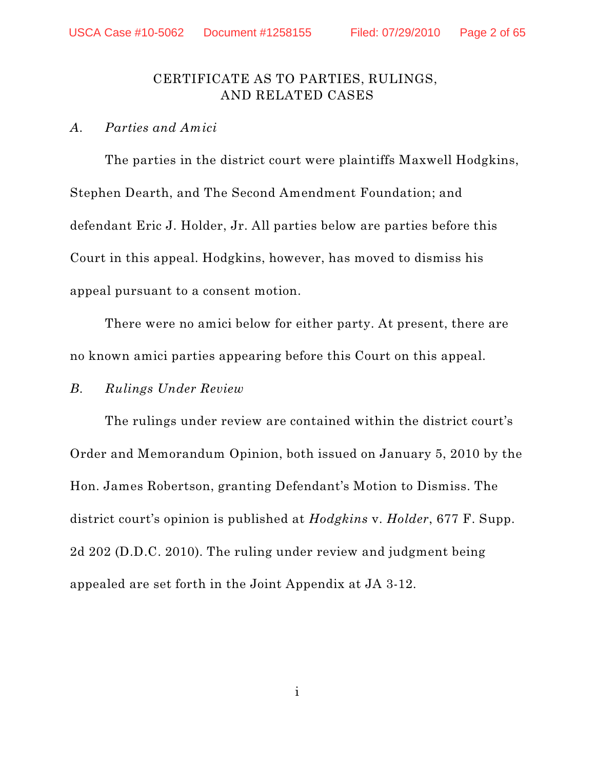# CERTIFICATE AS TO PARTIES, RULINGS, AND RELATED CASES

*A. Parties and Amici*

The parties in the district court were plaintiffs Maxwell Hodgkins, Stephen Dearth, and The Second Amendment Foundation; and defendant Eric J. Holder, Jr. All parties below are parties before this Court in this appeal. Hodgkins, however, has moved to dismiss his appeal pursuant to a consent motion.

There were no amici below for either party. At present, there are no known amici parties appearing before this Court on this appeal.

*B. Rulings Under Review*

The rulings under review are contained within the district court's Order and Memorandum Opinion, both issued on January 5, 2010 by the Hon. James Robertson, granting Defendant's Motion to Dismiss. The district court's opinion is published at *Hodgkins* v. *Holder*, 677 F. Supp. 2d 202 (D.D.C. 2010). The ruling under review and judgment being appealed are set forth in the Joint Appendix at JA 3-12.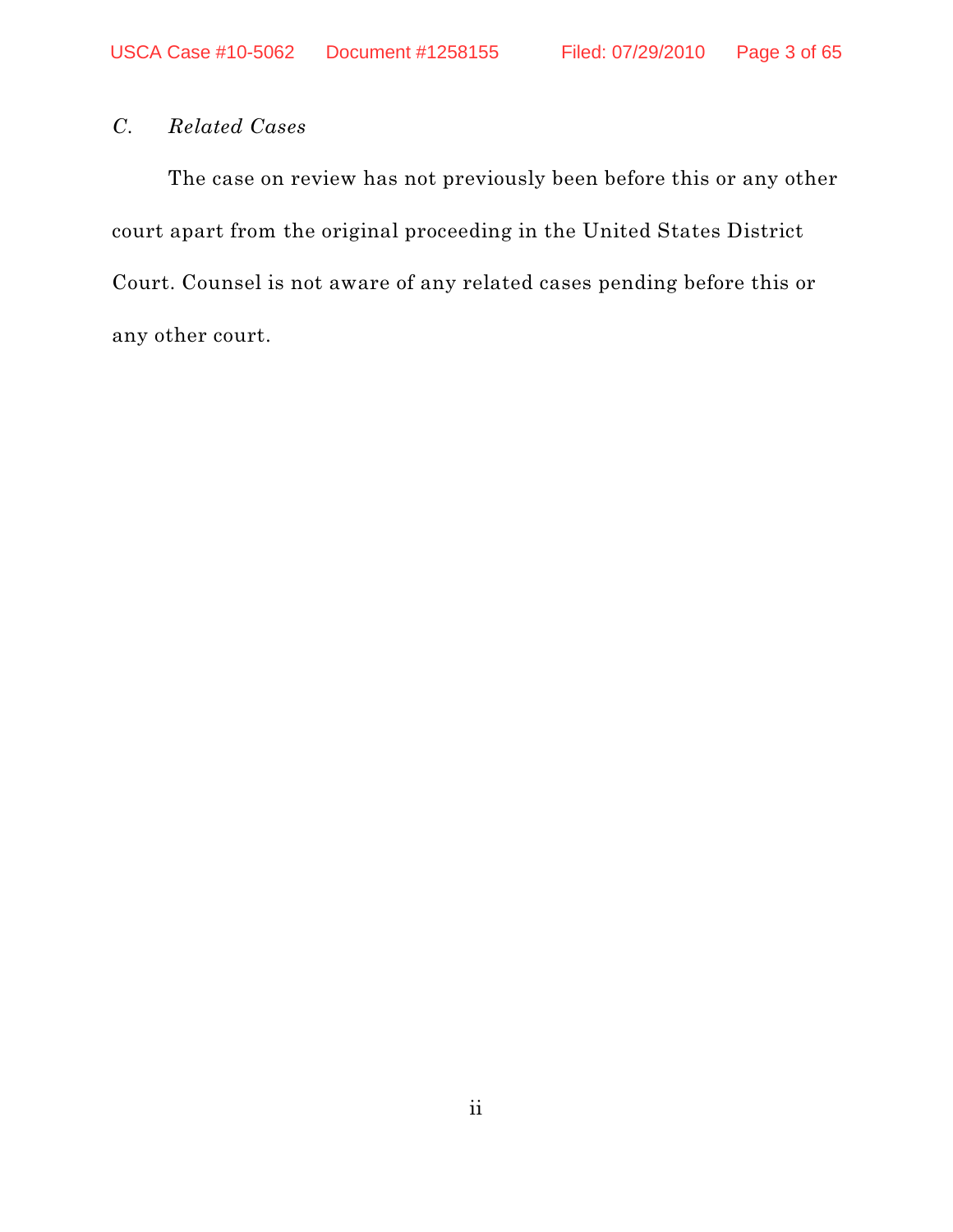### *C. Related Cases*

The case on review has not previously been before this or any other court apart from the original proceeding in the United States District Court. Counsel is not aware of any related cases pending before this or any other court.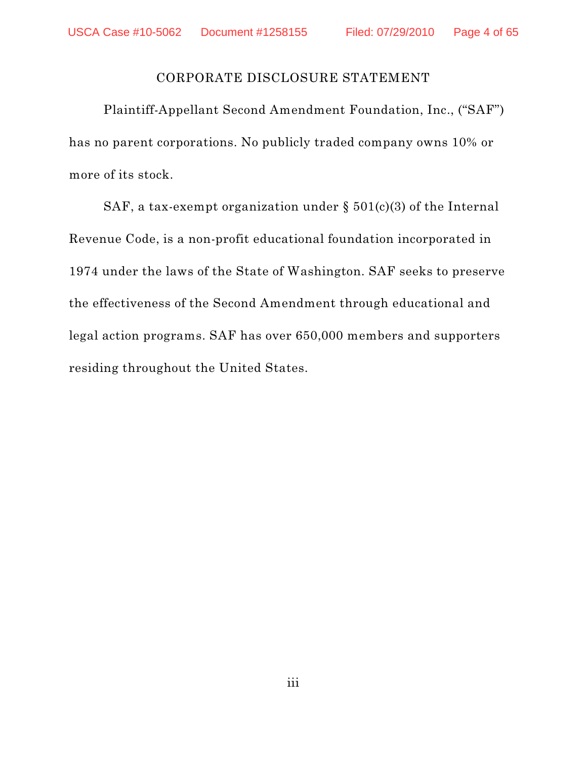# CORPORATE DISCLOSURE STATEMENT

Plaintiff-Appellant Second Amendment Foundation, Inc., ("SAF") has no parent corporations. No publicly traded company owns 10% or more of its stock.

SAF, a tax-exempt organization under § 501(c)(3) of the Internal Revenue Code, is a non-profit educational foundation incorporated in 1974 under the laws of the State of Washington. SAF seeks to preserve the effectiveness of the Second Amendment through educational and legal action programs. SAF has over 650,000 members and supporters residing throughout the United States.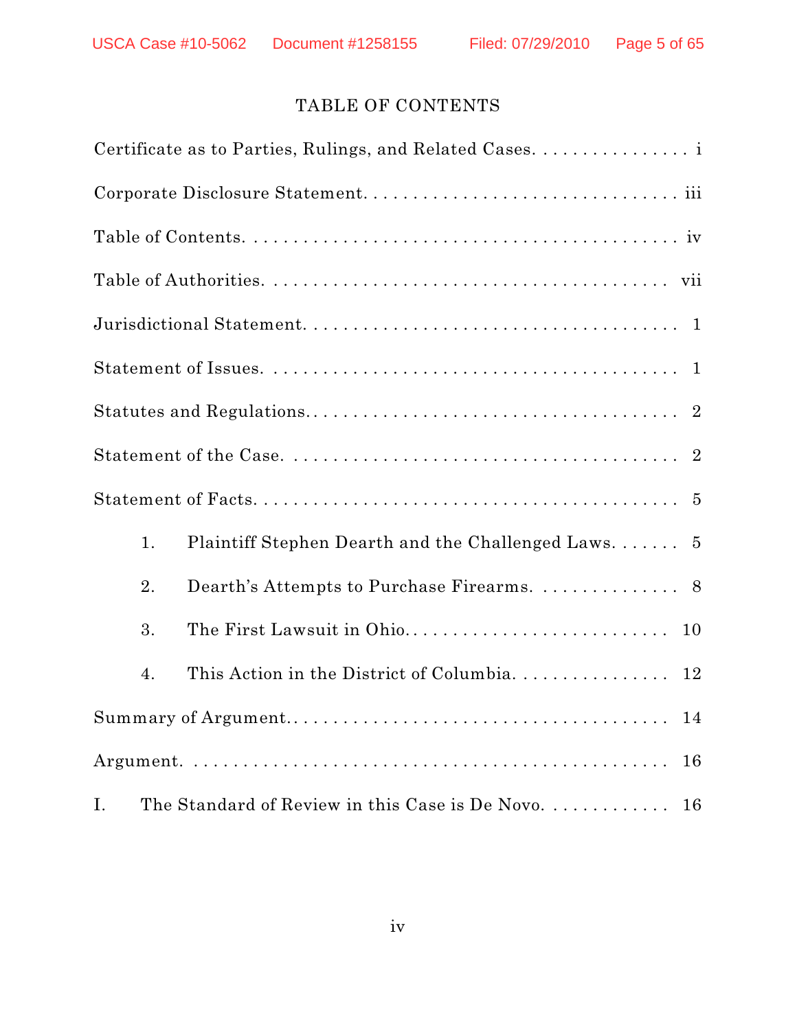# TABLE OF CONTENTS

Certificate as to Parties, Rulings, and Related Cases. . . . . . . . . . . . . . . . i

Corporate Disclosure Statement. . . . . . . . . . . . . . . . . . . . . . . . . . . . . . . iii

Table of Contents. . . . . . . . . . . . . . . . . . . . . . . . . . . . . . . . . . . . . . . . iv

Table of Authorities. . . . . . . . . . . . . . . . . . . . . . . . . . . . . . . . . . . . . . vii

Jurisdictional Statement. . . . . . . . . . . . . . . . . . . . . . . . . . . . . . . . . . . 1

Statement of Issues. . . . . . . . . . . . . . . . . . . . . . . . . . . . . . . . . . . . . . 1

Statutes and Regulations.. . . . . . . . . . . . . . . . . . . . . . . . . . . . . . . . . . 2

Statement of the Case. . . . . . . . . . . . . . . . . . . . . . . . . . . . . . . . . . . . . 2

Statement of Facts. . . . . . . . . . . . . . . . . . . . . . . . . . . . . . . . . . . . . . . 5

1. Plaintiff Stephen Dearth and the Challenged Laws. . . . . . . 5

2. Dearth's Attempts to Purchase Firearms. . . . . . . . . . . . . . . 8

3. The First Lawsuit in Ohio.. . . . . . . . . . . . . . . . . . . . . . . . . . 10

4. This Action in the District of Columbia. . . . . . . . . . . . . . . . 12

Summary of Argument.. . . . . . . . . . . . . . . . . . . . . . . . . . . . . . . . . . . 14

Argument. . . . . . . . . . . . . . . . . . . . . . . . . . . . . . . . . . . . . . . . . . . . . 16

I. The Standard of Review in this Case is De Novo. . . . . . . . . . . . . 16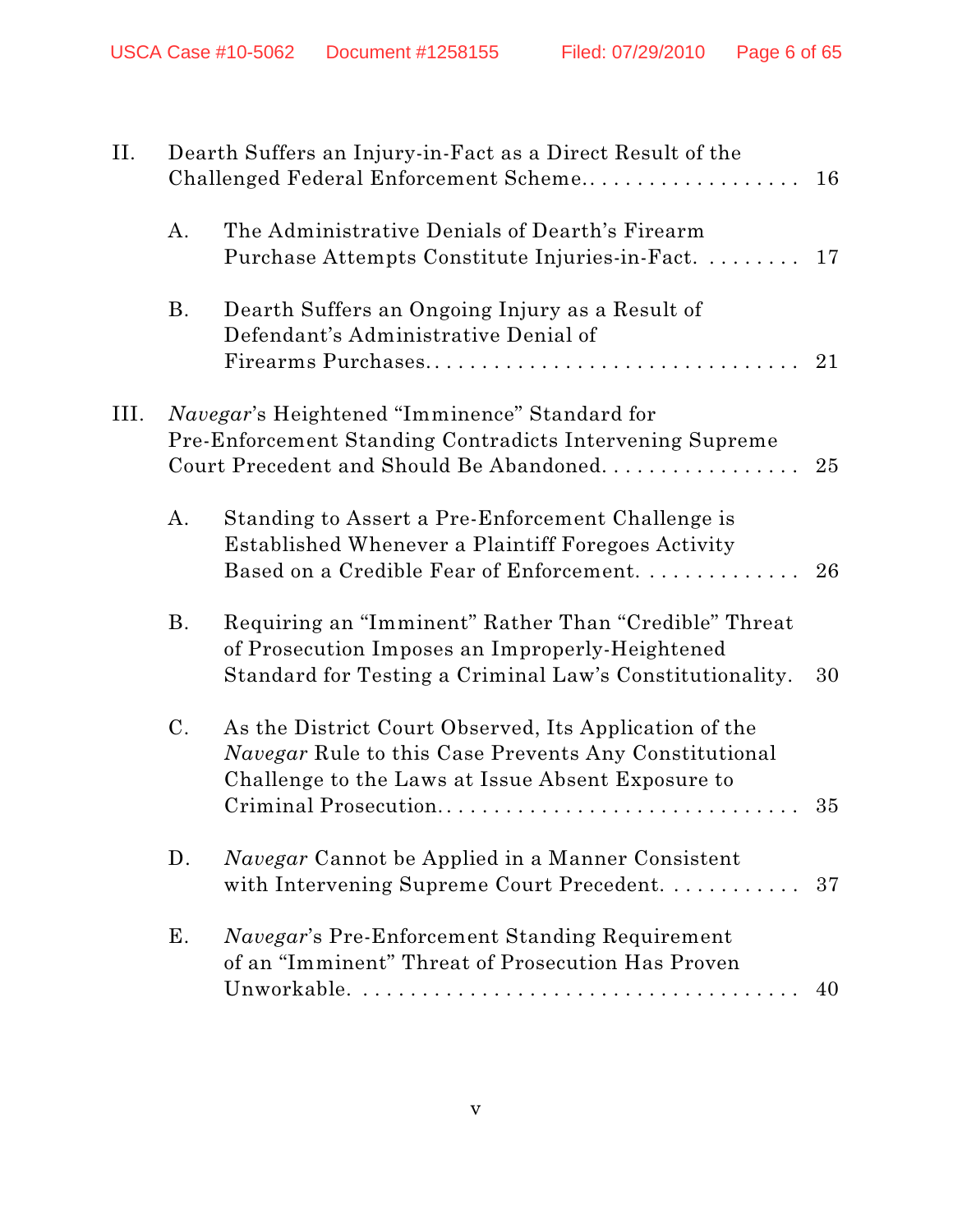II. Dearth Suffers an Injury-in-Fact as a Direct Result of the Challenged Federal Enforcement Scheme.................... 16

A. The Administrative Denials of Dearth's Firearm Purchase Attempts Constitute Injuries-in-Fact. ......... 17

B. Dearth Suffers an Ongoing Injury as a Result of Defendant's Administrative Denial of Firearms Purchases................................ 21

III. *Navegar*'s Heightened "Imminence" Standard for Pre-Enforcement Standing Contradicts Intervening Supreme Court Precedent and Should Be Abandoned.................. 25

A. Standing to Assert a Pre-Enforcement Challenge is Established Whenever a Plaintiff Foregoes Activity Based on a Credible Fear of Enforcement. ............. 26

B. Requiring an "Imminent" Rather Than "Credible" Threat of Prosecution Imposes an Improperly-Heightened Standard for Testing a Criminal Law's Constitutionality. 30

C. As the District Court Observed, Its Application of the *Navegar* Rule to this Case Prevents Any Constitutional Challenge to the Laws at Issue Absent Exposure to Criminal Prosecution............................... 35

D. *Navegar* Cannot be Applied in a Manner Consistent with Intervening Supreme Court Precedent. ............ 37

E. *Navegar*'s Pre-Enforcement Standing Requirement of an "Imminent" Threat of Prosecution Has Proven Unworkable. ...................................... 40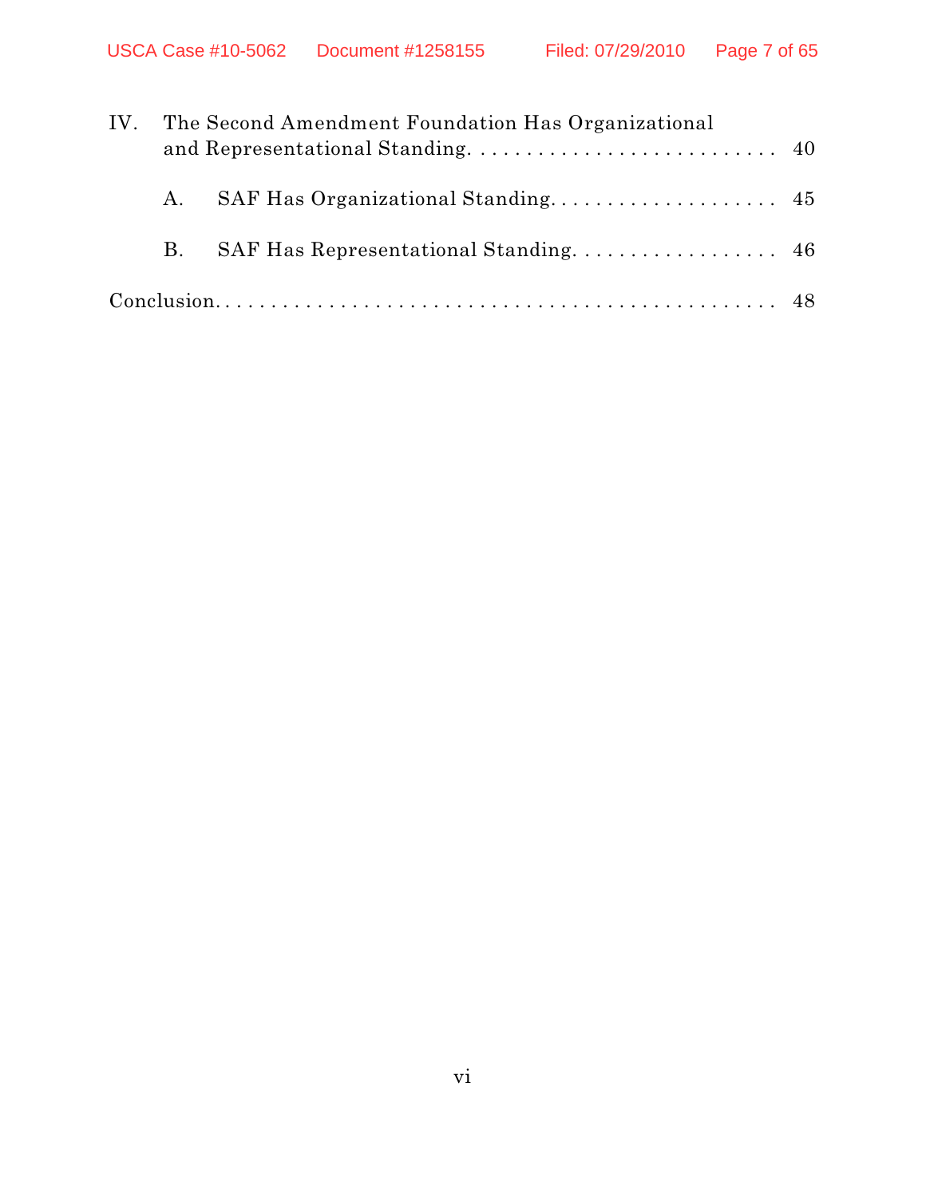IV. The Second Amendment Foundation Has Organizational and Representational Standing. . . . . . . . . . . . . . . . . . . . . . . . . . . 40

A. SAF Has Organizational Standing. . . . . . . . . . . . . . . . . . . . 45

B. SAF Has Representational Standing. . . . . . . . . . . . . . . . . . 46

Conclusion. . . . . . . . . . . . . . . . . . . . . . . . . . . . . . . . . . . . . . . . . . . . 48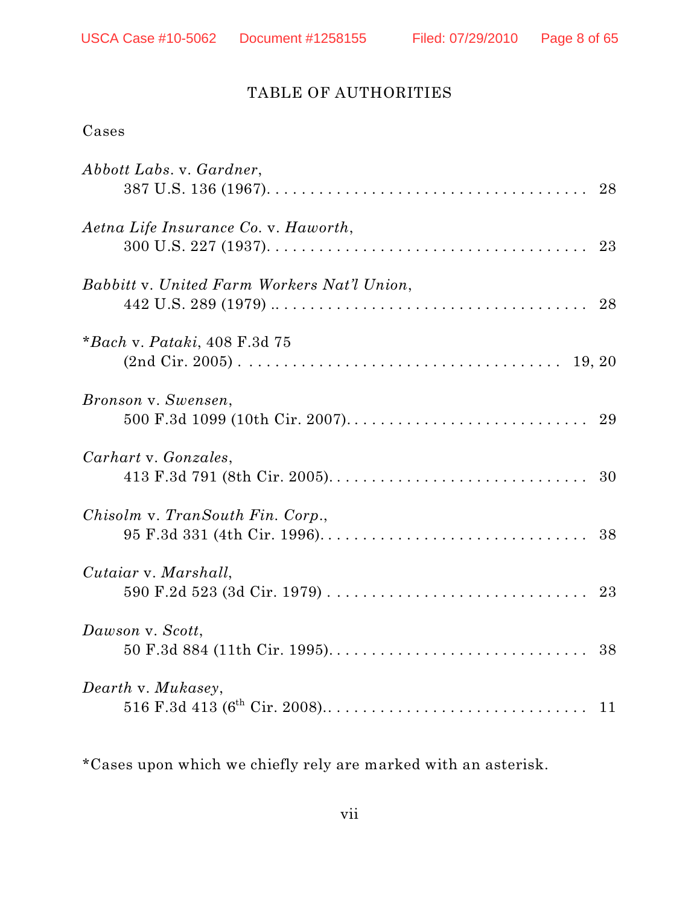# TABLE OF AUTHORITIES

Cases

*Abbott Labs.* v. *Gardner*,
387 U.S. 136 (1967). . . . . . . . . . . . . . . . . . . . . . . . . . . . . . . . . . . . . 28

*Aetna Life Insurance Co.* v. *Haworth*,
300 U.S. 227 (1937). . . . . . . . . . . . . . . . . . . . . . . . . . . . . . . . . . . . . 23

*Babbitt* v. *United Farm Workers Nat'l Union*,
442 U.S. 289 (1979) .. . . . . . . . . . . . . . . . . . . . . . . . . . . . . . . . . . . 28

\**Bach* v. *Pataki*, 408 F.3d 75
(2nd Cir. 2005) . . . . . . . . . . . . . . . . . . . . . . . . . . . . . . . . . . . . 19, 20

*Bronson* v. *Swensen*,
500 F.3d 1099 (10th Cir. 2007). . . . . . . . . . . . . . . . . . . . . . . . . . . 29

*Carhart* v. *Gonzales*,
413 F.3d 791 (8th Cir. 2005). . . . . . . . . . . . . . . . . . . . . . . . . . . . . 30

*Chisolm* v. *TranSouth Fin. Corp.*,
95 F.3d 331 (4th Cir. 1996). . . . . . . . . . . . . . . . . . . . . . . . . . . . . . 38

*Cutaiar* v. *Marshall*,
590 F.2d 523 (3d Cir. 1979) . . . . . . . . . . . . . . . . . . . . . . . . . . . . . 23

*Dawson* v. *Scott*,
50 F.3d 884 (11th Cir. 1995). . . . . . . . . . . . . . . . . . . . . . . . . . . . . 38

*Dearth* v. *Mukasey*,
516 F.3d 413 (6th Cir. 2008).. . . . . . . . . . . . . . . . . . . . . . . . . . . . . 11

*Cases upon which we chiefly rely are marked with an asterisk.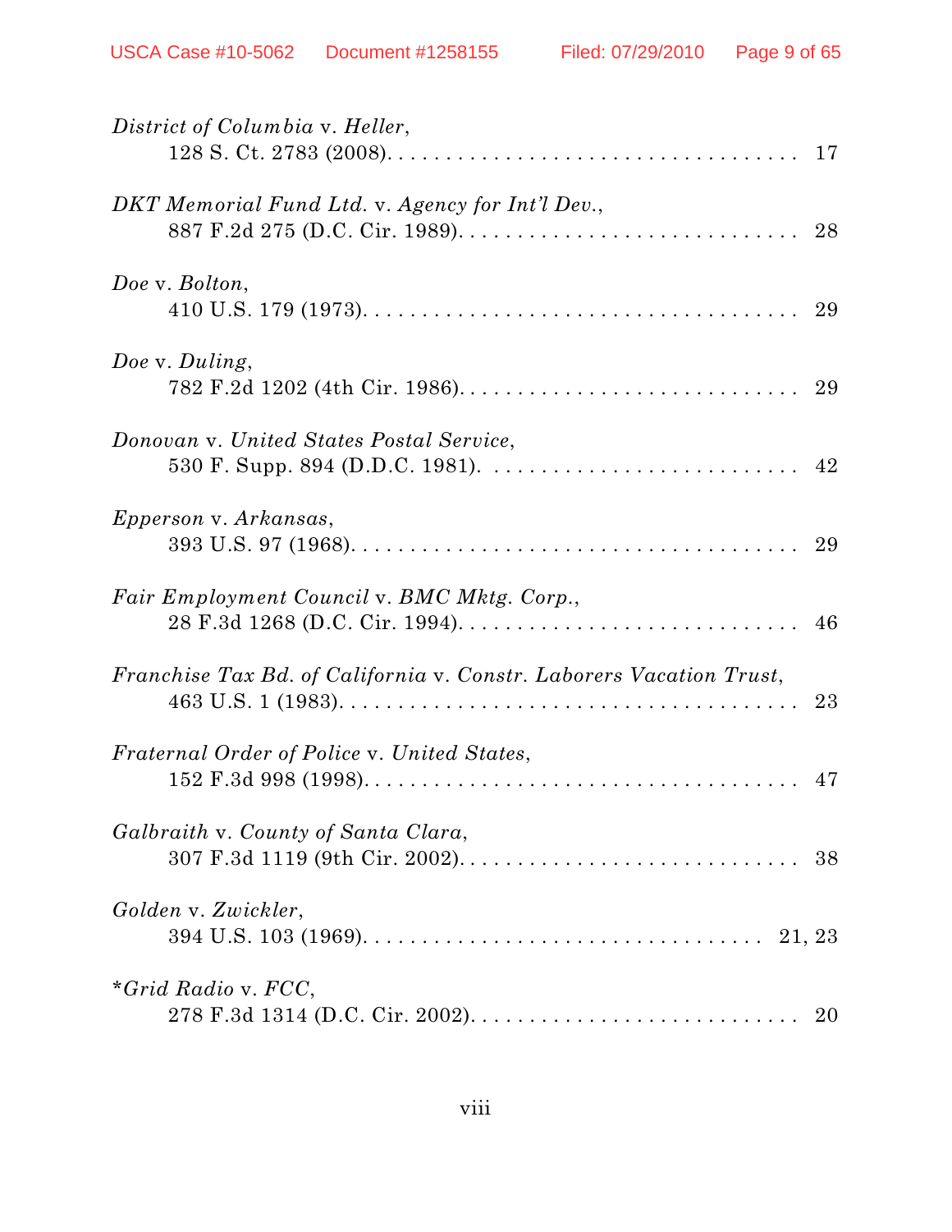*District of Columbia* v. *Heller*,
128 S. Ct. 2783 (2008). . . . . . . . . . . . . . . . . . . . . . . . . . . . . . . . . . . 17

*DKT Memorial Fund Ltd.* v. *Agency for Int'l Dev.*,
887 F.2d 275 (D.C. Cir. 1989). . . . . . . . . . . . . . . . . . . . . . . . . . . . . 28

*Doe* v. *Bolton*,
410 U.S. 179 (1973). . . . . . . . . . . . . . . . . . . . . . . . . . . . . . . . . . . . 29

*Doe* v. *Duling*,
782 F.2d 1202 (4th Cir. 1986). . . . . . . . . . . . . . . . . . . . . . . . . . . . . 29

*Donovan* v. *United States Postal Service*,
530 F. Supp. 894 (D.D.C. 1981). . . . . . . . . . . . . . . . . . . . . . . . . . . 42

*Epperson* v. *Arkansas*,
393 U.S. 97 (1968). . . . . . . . . . . . . . . . . . . . . . . . . . . . . . . . . . . . . 29

*Fair Employment Council* v. *BMC Mktg. Corp.*,
28 F.3d 1268 (D.C. Cir. 1994). . . . . . . . . . . . . . . . . . . . . . . . . . . . . 46

*Franchise Tax Bd. of California* v. *Constr. Laborers Vacation Trust*,
463 U.S. 1 (1983). . . . . . . . . . . . . . . . . . . . . . . . . . . . . . . . . . . . . . 23

*Fraternal Order of Police* v. *United States*,
152 F.3d 998 (1998). . . . . . . . . . . . . . . . . . . . . . . . . . . . . . . . . . . . 47

*Galbraith* v. *County of Santa Clara*,
307 F.3d 1119 (9th Cir. 2002). . . . . . . . . . . . . . . . . . . . . . . . . . . . . 38

*Golden* v. *Zwickler*,
394 U.S. 103 (1969). . . . . . . . . . . . . . . . . . . . . . . . . . . . . . . . . . 21, 23

**Grid Radio* v. *FCC*,
278 F.3d 1314 (D.C. Cir. 2002). . . . . . . . . . . . . . . . . . . . . . . . . . . . 20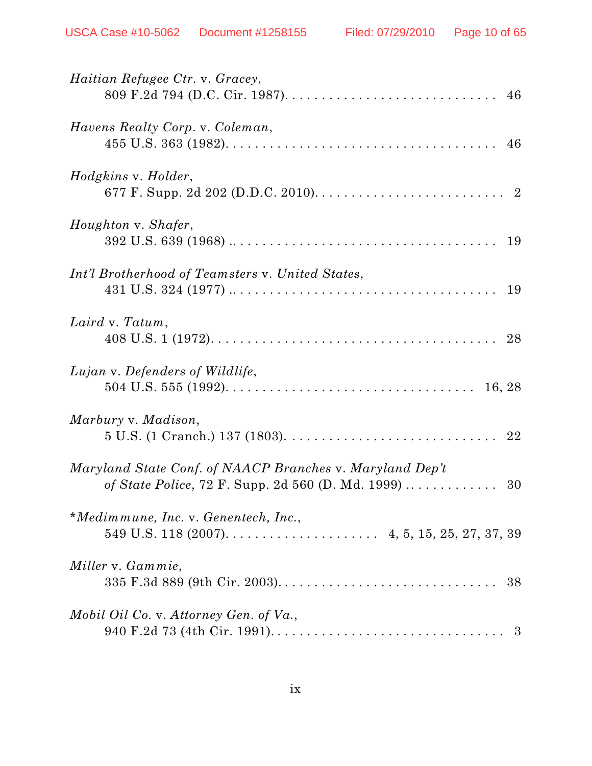*Haitian Refugee Ctr.* v. *Gracey*,
809 F.2d 794 (D.C. Cir. 1987). . . . . . . . . . . . . . . . . . . . . . . . . . . . . 46

*Havens Realty Corp.* v. *Coleman*,
455 U.S. 363 (1982). . . . . . . . . . . . . . . . . . . . . . . . . . . . . . . . . . . . . 46

*Hodgkins* v. *Holder*,
677 F. Supp. 2d 202 (D.D.C. 2010). . . . . . . . . . . . . . . . . . . . . . . . . . 2

*Houghton* v. *Shafer*,
392 U.S. 639 (1968) .. . . . . . . . . . . . . . . . . . . . . . . . . . . . . . . . . . . 19

*Int'l Brotherhood of Teamsters* v. *United States*,
431 U.S. 324 (1977) .. . . . . . . . . . . . . . . . . . . . . . . . . . . . . . . . . . . 19

*Laird* v. *Tatum*,
408 U.S. 1 (1972). . . . . . . . . . . . . . . . . . . . . . . . . . . . . . . . . . . . . . 28

*Lujan* v. *Defenders of Wildlife*,
504 U.S. 555 (1992). . . . . . . . . . . . . . . . . . . . . . . . . . . . . . . . . . 16, 28

*Marbury* v. *Madison*,
5 U.S. (1 Cranch.) 137 (1803). . . . . . . . . . . . . . . . . . . . . . . . . . . . . 22

*Maryland State Conf. of NAACP Branches* v. *Maryland Dep't of State Police*, 72 F. Supp. 2d 560 (D. Md. 1999) . . . . . . . . . . . . . 30

\**Medimmune, Inc.* v. *Genentech, Inc.*,
549 U.S. 118 (2007). . . . . . . . . . . . . . . . . . . . . 4, 5, 15, 25, 27, 37, 39

*Miller* v. *Gammie*,
335 F.3d 889 (9th Cir. 2003). . . . . . . . . . . . . . . . . . . . . . . . . . . . . . 38

*Mobil Oil Co.* v. *Attorney Gen. of Va.*,
940 F.2d 73 (4th Cir. 1991). . . . . . . . . . . . . . . . . . . . . . . . . . . . . . . 3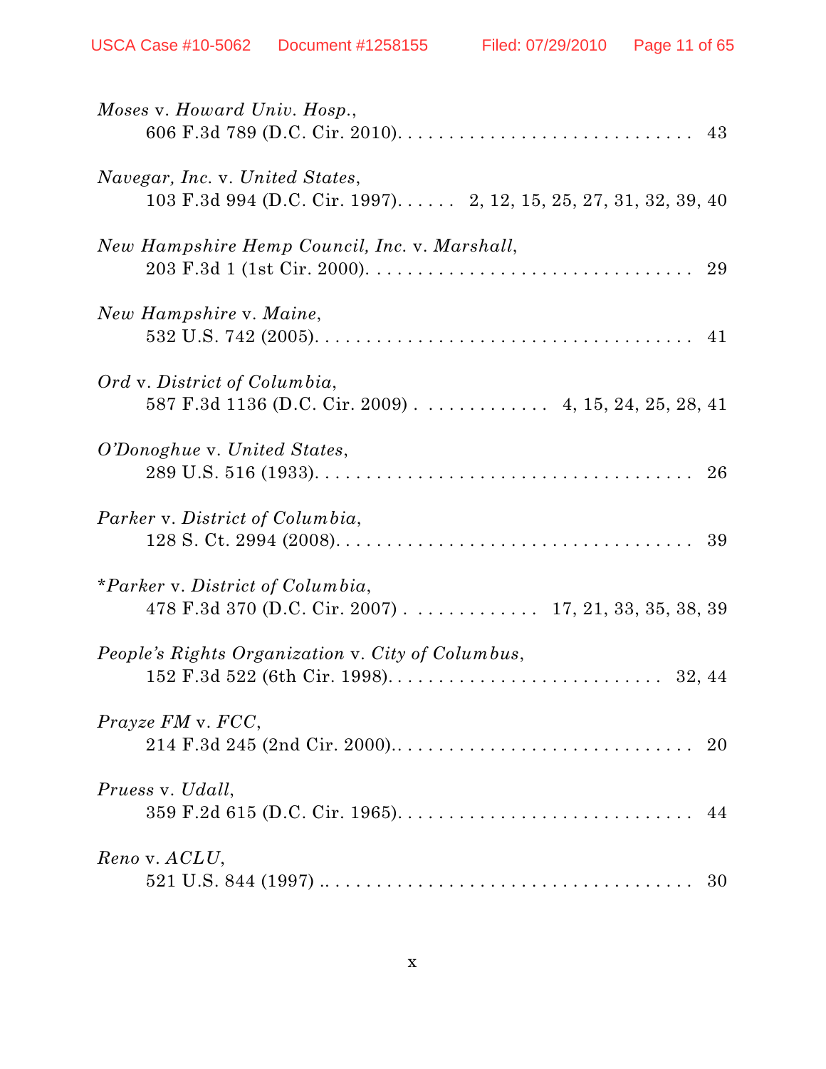*Moses* v. *Howard Univ. Hosp.*,
606 F.3d 789 (D.C. Cir. 2010). . . . . . . . . . . . . . . . . . . . . . . . . . . . 43

*Navegar, Inc.* v. *United States*,
103 F.3d 994 (D.C. Cir. 1997). . . . . . 2, 12, 15, 25, 27, 31, 32, 39, 40

*New Hampshire Hemp Council, Inc.* v. *Marshall*,
203 F.3d 1 (1st Cir. 2000). . . . . . . . . . . . . . . . . . . . . . . . . . . . . . . 29

*New Hampshire* v. *Maine*,
532 U.S. 742 (2005). . . . . . . . . . . . . . . . . . . . . . . . . . . . . . . . . . . . 41

*Ord* v. *District of Columbia*,
587 F.3d 1136 (D.C. Cir. 2009) . . . . . . . . . . . . . . 4, 15, 24, 25, 28, 41

*O'Donoghue* v. *United States*,
289 U.S. 516 (1933). . . . . . . . . . . . . . . . . . . . . . . . . . . . . . . . . . . . 26

*Parker* v. *District of Columbia*,
128 S. Ct. 2994 (2008). . . . . . . . . . . . . . . . . . . . . . . . . . . . . . . . . . 39

\**Parker* v. *District of Columbia*,
478 F.3d 370 (D.C. Cir. 2007) . . . . . . . . . . . . . . 17, 21, 33, 35, 38, 39

*People's Rights Organization* v. *City of Columbus*,
152 F.3d 522 (6th Cir. 1998). . . . . . . . . . . . . . . . . . . . . . . . . . . 32, 44

*Prayze FM* v. *FCC*,
214 F.3d 245 (2nd Cir. 2000).. . . . . . . . . . . . . . . . . . . . . . . . . . . . 20

*Pruess* v. *Udall*,
359 F.2d 615 (D.C. Cir. 1965). . . . . . . . . . . . . . . . . . . . . . . . . . . . 44

*Reno* v. *ACLU*,
521 U.S. 844 (1997) .. . . . . . . . . . . . . . . . . . . . . . . . . . . . . . . . . . . 30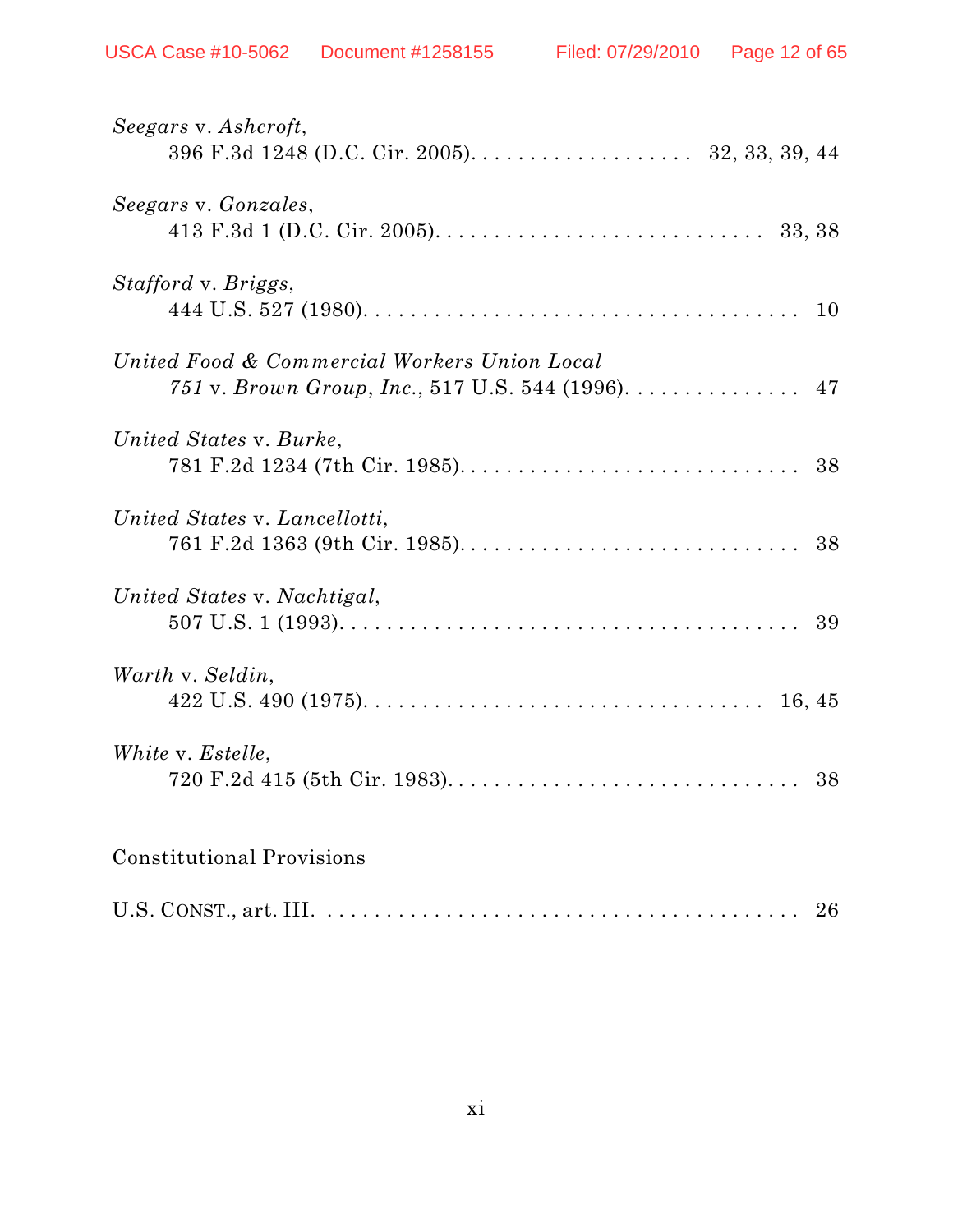*Seegars* v. *Ashcroft*,
396 F.3d 1248 (D.C. Cir. 2005). . . . . . . . . . . . . . . . . . . 32, 33, 39, 44

*Seegars* v. *Gonzales*,
413 F.3d 1 (D.C. Cir. 2005). . . . . . . . . . . . . . . . . . . . . . . . . . . . 33, 38

*Stafford* v. *Briggs*,
444 U.S. 527 (1980). . . . . . . . . . . . . . . . . . . . . . . . . . . . . . . . . . . . 10

*United Food & Commercial Workers Union Local 751* v. *Brown Group, Inc.*, 517 U.S. 544 (1996). . . . . . . . . . . . . . . 47

*United States* v. *Burke*,
781 F.2d 1234 (7th Cir. 1985). . . . . . . . . . . . . . . . . . . . . . . . . . . . 38

*United States* v. *Lancellotti*,
761 F.2d 1363 (9th Cir. 1985). . . . . . . . . . . . . . . . . . . . . . . . . . . . 38

*United States* v. *Nachtigal*,
507 U.S. 1 (1993). . . . . . . . . . . . . . . . . . . . . . . . . . . . . . . . . . . . . 39

*Warth* v. *Seldin*,
422 U.S. 490 (1975). . . . . . . . . . . . . . . . . . . . . . . . . . . . . . . . . 16, 45

*White* v. *Estelle*,
720 F.2d 415 (5th Cir. 1983). . . . . . . . . . . . . . . . . . . . . . . . . . . . . 38

Constitutional Provisions

U.S. CONST., art. III. . . . . . . . . . . . . . . . . . . . . . . . . . . . . . . . . . . . 26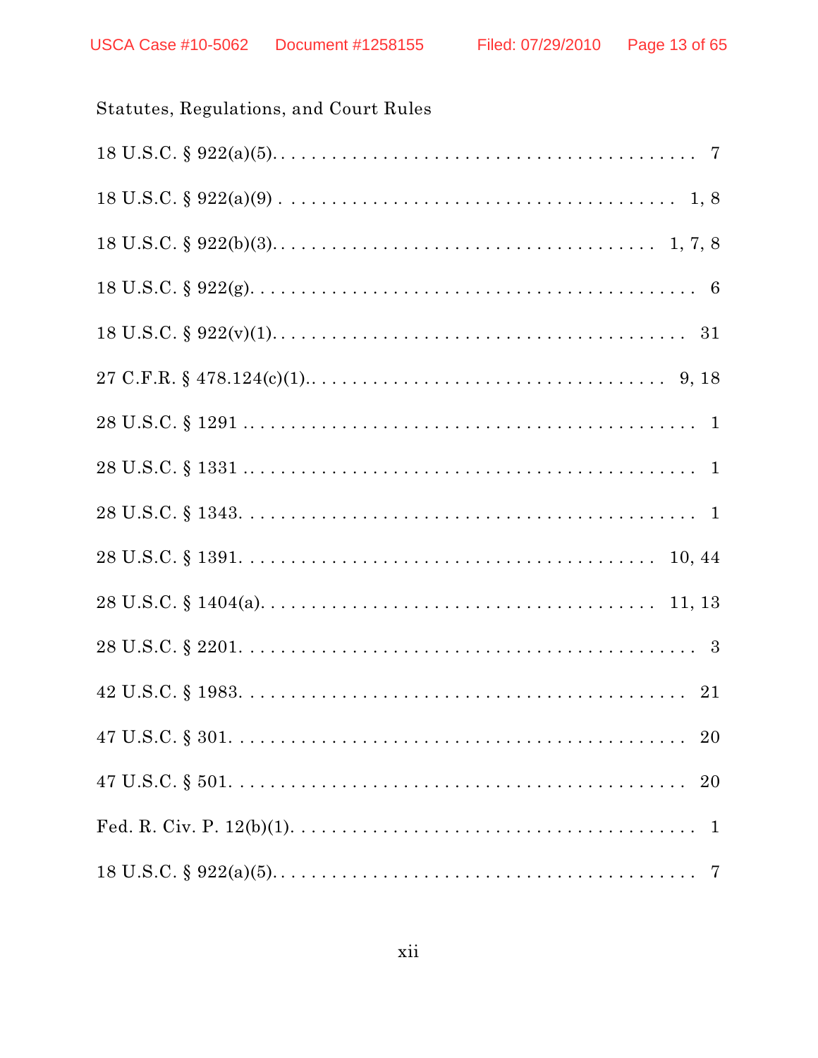Statutes, Regulations, and Court Rules

18 U.S.C. § 922(a)(5). . . . . . . . . . . . . . . . . . . . . . . . . . . . . . . . . . . . . . . . . 7

18 U.S.C. § 922(a)(9) . . . . . . . . . . . . . . . . . . . . . . . . . . . . . . . . . . . . . . . 1, 8

18 U.S.C. § 922(b)(3). . . . . . . . . . . . . . . . . . . . . . . . . . . . . . . . . . . . 1, 7, 8

18 U.S.C. § 922(g). . . . . . . . . . . . . . . . . . . . . . . . . . . . . . . . . . . . . . . . . . 6

18 U.S.C. § 922(v)(1). . . . . . . . . . . . . . . . . . . . . . . . . . . . . . . . . . . . . . . 31

27 C.F.R. § 478.124(c)(1).. . . . . . . . . . . . . . . . . . . . . . . . . . . . . . . . . 9, 18

28 U.S.C. § 1291 . . . . . . . . . . . . . . . . . . . . . . . . . . . . . . . . . . . . . . . . . . 1

28 U.S.C. § 1331 . . . . . . . . . . . . . . . . . . . . . . . . . . . . . . . . . . . . . . . . . . 1

28 U.S.C. § 1343. . . . . . . . . . . . . . . . . . . . . . . . . . . . . . . . . . . . . . . . . . . 1

28 U.S.C. § 1391. . . . . . . . . . . . . . . . . . . . . . . . . . . . . . . . . . . . . . . . 10, 44

28 U.S.C. § 1404(a). . . . . . . . . . . . . . . . . . . . . . . . . . . . . . . . . . . . . . 11, 13

28 U.S.C. § 2201. . . . . . . . . . . . . . . . . . . . . . . . . . . . . . . . . . . . . . . . . . . 3

42 U.S.C. § 1983. . . . . . . . . . . . . . . . . . . . . . . . . . . . . . . . . . . . . . . . . . 21

47 U.S.C. § 301. . . . . . . . . . . . . . . . . . . . . . . . . . . . . . . . . . . . . . . . . . . 20

47 U.S.C. § 501. . . . . . . . . . . . . . . . . . . . . . . . . . . . . . . . . . . . . . . . . . . 20

Fed. R. Civ. P. 12(b)(1). . . . . . . . . . . . . . . . . . . . . . . . . . . . . . . . . . . . . . 1

18 U.S.C. § 922(a)(5). . . . . . . . . . . . . . . . . . . . . . . . . . . . . . . . . . . . . . . . . 7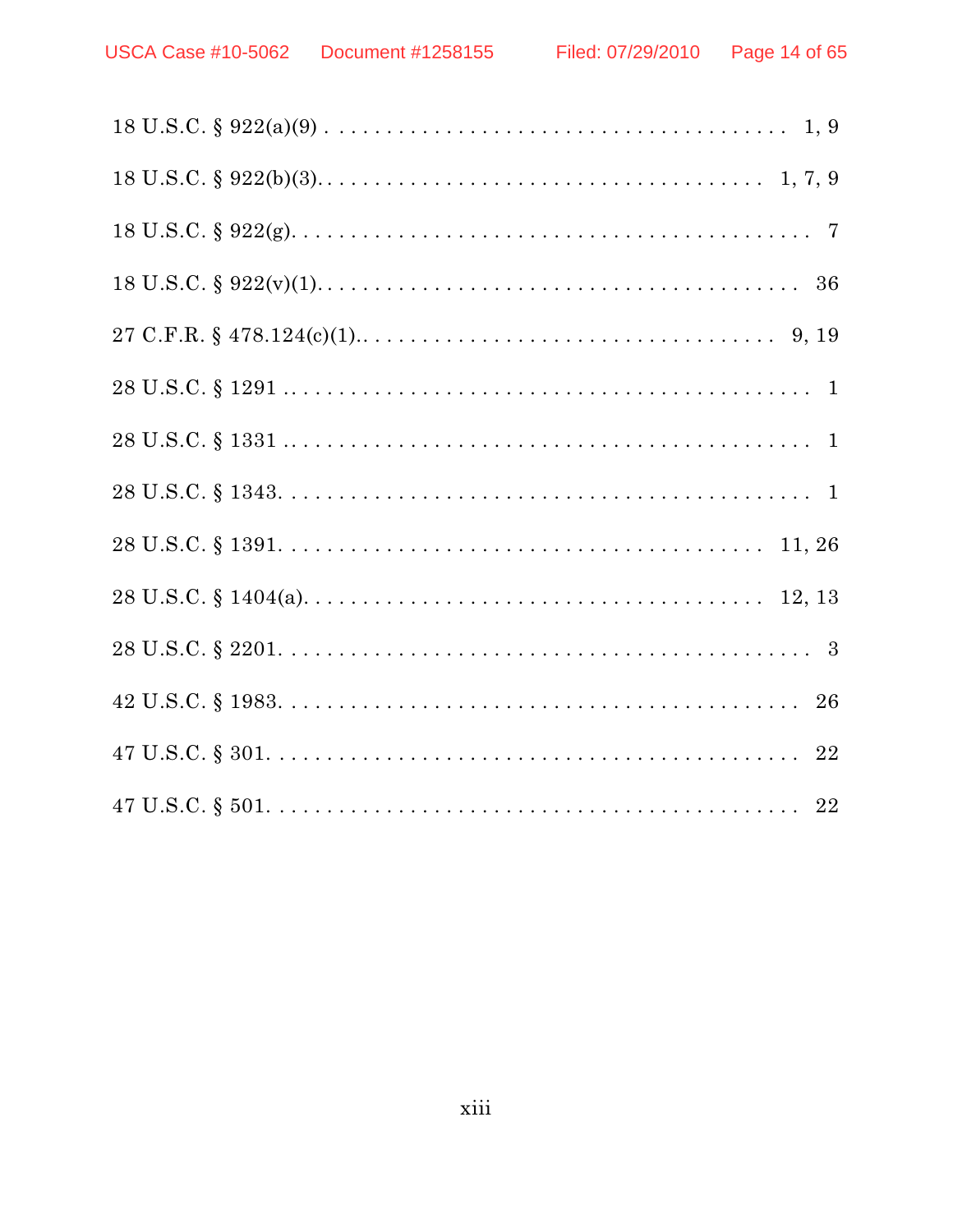18 U.S.C. § 922(a)(9) . . . . . . . . . . . . . . . . . . . . . . . . . . . . . . . . . . . . . 1, 9

18 U.S.C. § 922(b)(3). . . . . . . . . . . . . . . . . . . . . . . . . . . . . . . . . . . . 1, 7, 9

18 U.S.C. § 922(g). . . . . . . . . . . . . . . . . . . . . . . . . . . . . . . . . . . . . . . . . 7

18 U.S.C. § 922(v)(1). . . . . . . . . . . . . . . . . . . . . . . . . . . . . . . . . . . . . . 36

27 C.F.R. § 478.124(c)(1).. . . . . . . . . . . . . . . . . . . . . . . . . . . . . . . . . 9, 19

28 U.S.C. § 1291 . . . . . . . . . . . . . . . . . . . . . . . . . . . . . . . . . . . . . . . . . 1

28 U.S.C. § 1331 . . . . . . . . . . . . . . . . . . . . . . . . . . . . . . . . . . . . . . . . . 1

28 U.S.C. § 1343. . . . . . . . . . . . . . . . . . . . . . . . . . . . . . . . . . . . . . . . . . 1

28 U.S.C. § 1391. . . . . . . . . . . . . . . . . . . . . . . . . . . . . . . . . . . . . . . 11, 26

28 U.S.C. § 1404(a). . . . . . . . . . . . . . . . . . . . . . . . . . . . . . . . . . . . . 12, 13

28 U.S.C. § 2201. . . . . . . . . . . . . . . . . . . . . . . . . . . . . . . . . . . . . . . . . . 3

42 U.S.C. § 1983. . . . . . . . . . . . . . . . . . . . . . . . . . . . . . . . . . . . . . . . . 26

47 U.S.C. § 301. . . . . . . . . . . . . . . . . . . . . . . . . . . . . . . . . . . . . . . . . . 22

47 U.S.C. § 501. . . . . . . . . . . . . . . . . . . . . . . . . . . . . . . . . . . . . . . . . . 22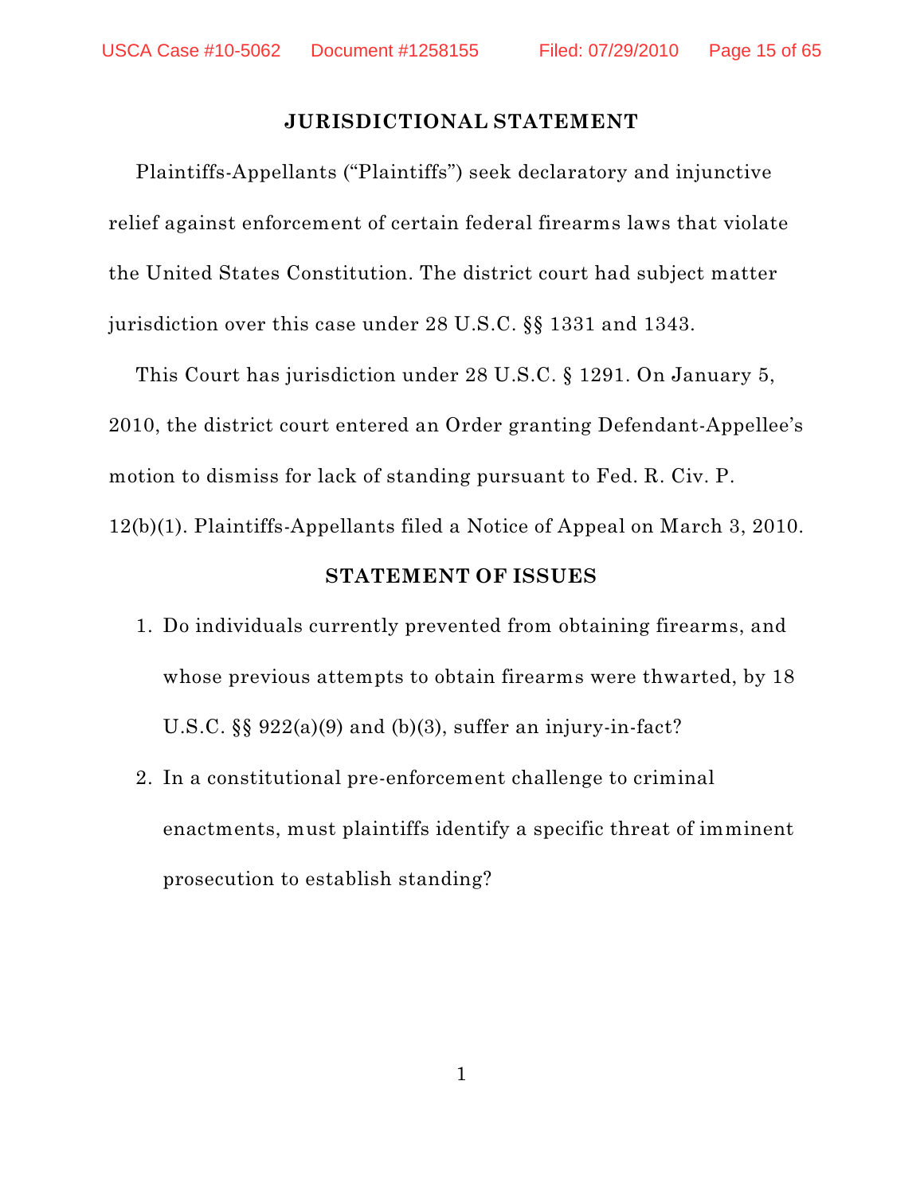## JURISDICTIONAL STATEMENT

Plaintiffs-Appellants ("Plaintiffs") seek declaratory and injunctive relief against enforcement of certain federal firearms laws that violate the United States Constitution. The district court had subject matter jurisdiction over this case under 28 U.S.C. §§ 1331 and 1343.

This Court has jurisdiction under 28 U.S.C. § 1291. On January 5, 2010, the district court entered an Order granting Defendant-Appellee's motion to dismiss for lack of standing pursuant to Fed. R. Civ. P. 12(b)(1). Plaintiffs-Appellants filed a Notice of Appeal on March 3, 2010.

## STATEMENT OF ISSUES

1. Do individuals currently prevented from obtaining firearms, and whose previous attempts to obtain firearms were thwarted, by 18 U.S.C. §§ 922(a)(9) and (b)(3), suffer an injury-in-fact?
2. In a constitutional pre-enforcement challenge to criminal enactments, must plaintiffs identify a specific threat of imminent prosecution to establish standing?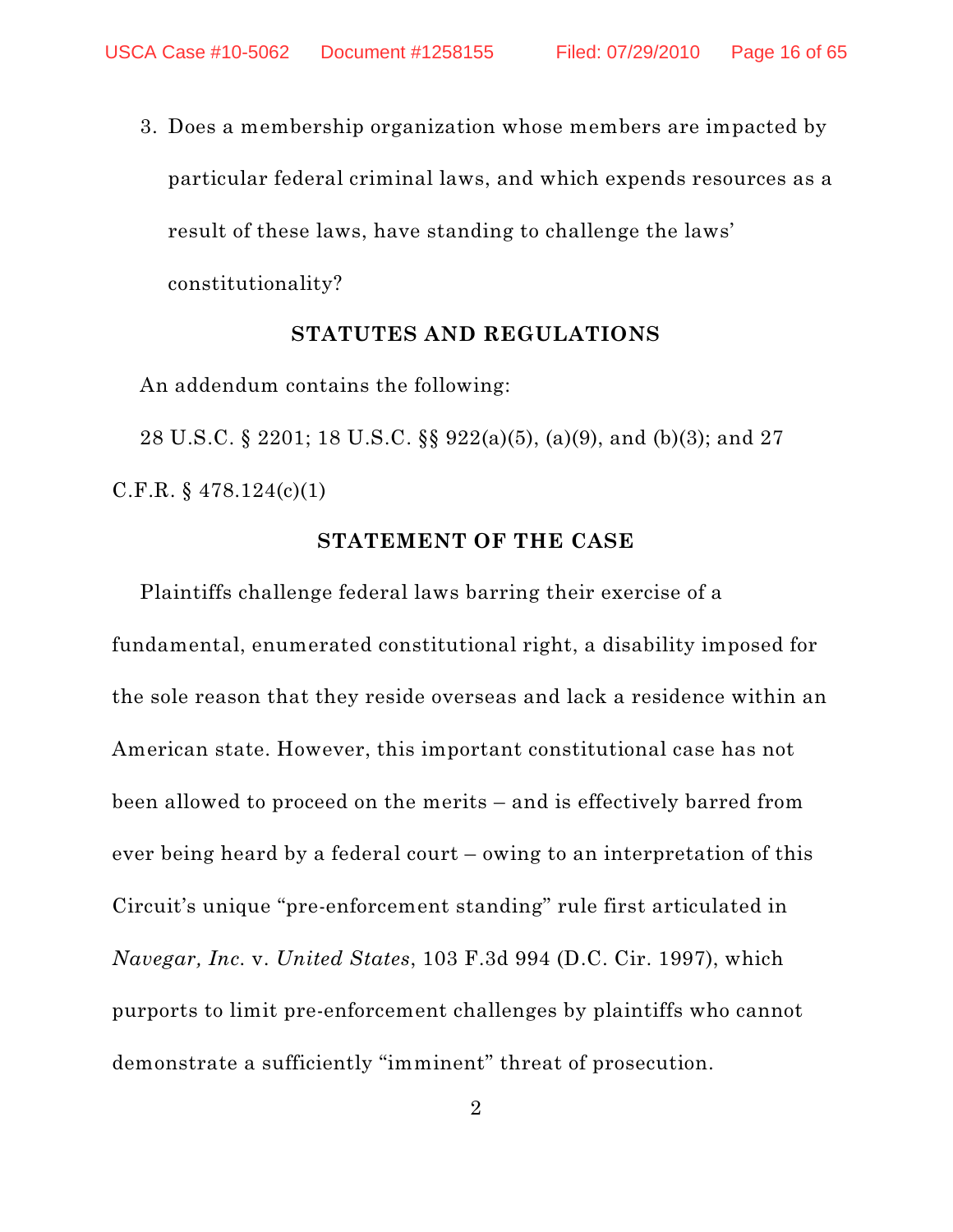3. Does a membership organization whose members are impacted by particular federal criminal laws, and which expends resources as a result of these laws, have standing to challenge the laws' constitutionality?

## STATUTES AND REGULATIONS

An addendum contains the following:

28 U.S.C. § 2201; 18 U.S.C. §§ 922(a)(5), (a)(9), and (b)(3); and 27 C.F.R. § 478.124(c)(1)

## STATEMENT OF THE CASE

Plaintiffs challenge federal laws barring their exercise of a fundamental, enumerated constitutional right, a disability imposed for the sole reason that they reside overseas and lack a residence within an American state. However, this important constitutional case has not been allowed to proceed on the merits – and is effectively barred from ever being heard by a federal court – owing to an interpretation of this Circuit's unique "pre-enforcement standing" rule first articulated in *Navegar, Inc.* v. *United States*, 103 F.3d 994 (D.C. Cir. 1997), which purports to limit pre-enforcement challenges by plaintiffs who cannot demonstrate a sufficiently "imminent" threat of prosecution.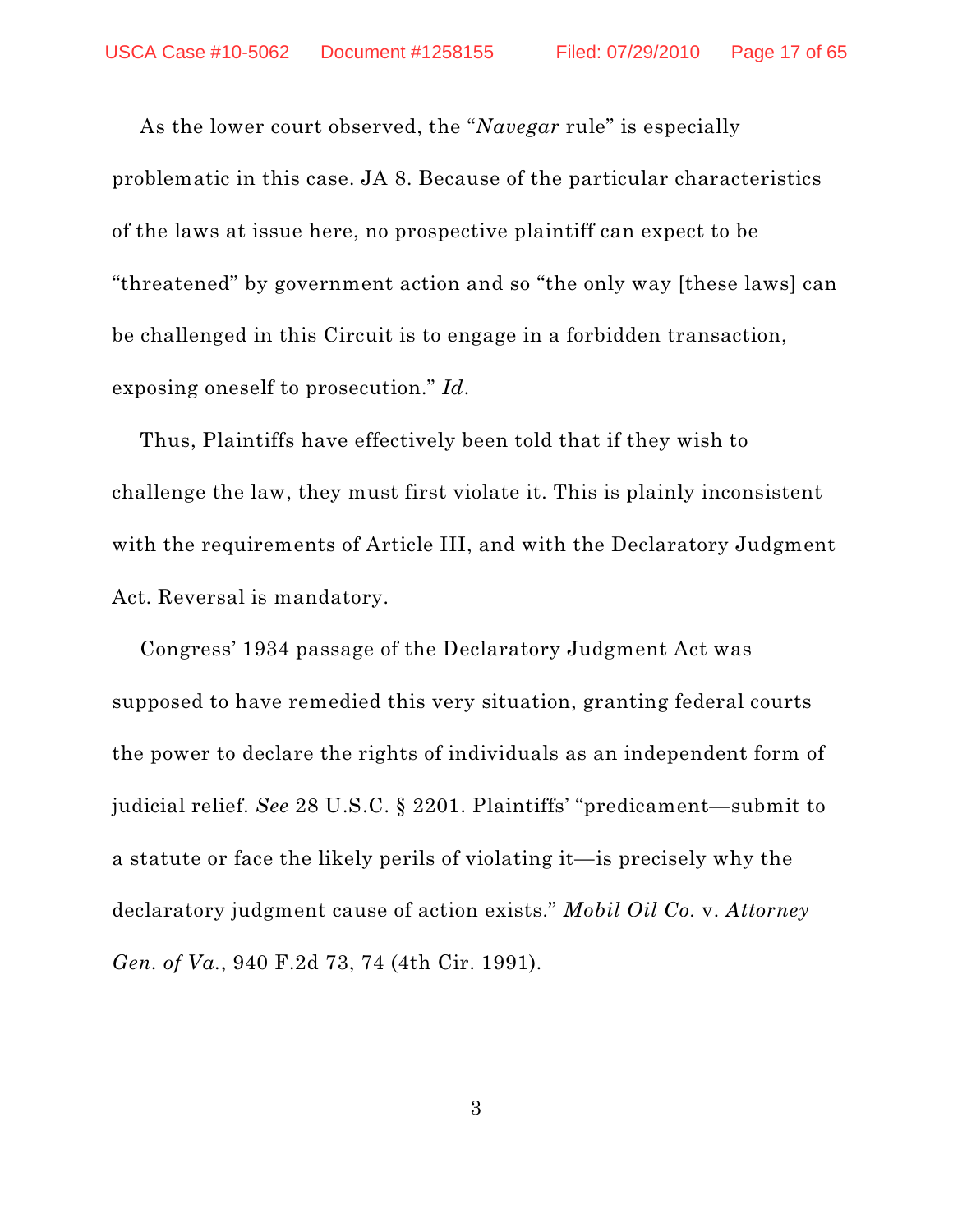As the lower court observed, the "*Navegar* rule" is especially problematic in this case. JA 8. Because of the particular characteristics of the laws at issue here, no prospective plaintiff can expect to be "threatened" by government action and so "the only way [these laws] can be challenged in this Circuit is to engage in a forbidden transaction, exposing oneself to prosecution." *Id*.

Thus, Plaintiffs have effectively been told that if they wish to challenge the law, they must first violate it. This is plainly inconsistent with the requirements of Article III, and with the Declaratory Judgment Act. Reversal is mandatory.

Congress' 1934 passage of the Declaratory Judgment Act was supposed to have remedied this very situation, granting federal courts the power to declare the rights of individuals as an independent form of judicial relief. *See* 28 U.S.C. § 2201. Plaintiffs' "predicament—submit to a statute or face the likely perils of violating it—is precisely why the declaratory judgment cause of action exists." *Mobil Oil Co.* v. *Attorney Gen. of Va.*, 940 F.2d 73, 74 (4th Cir. 1991).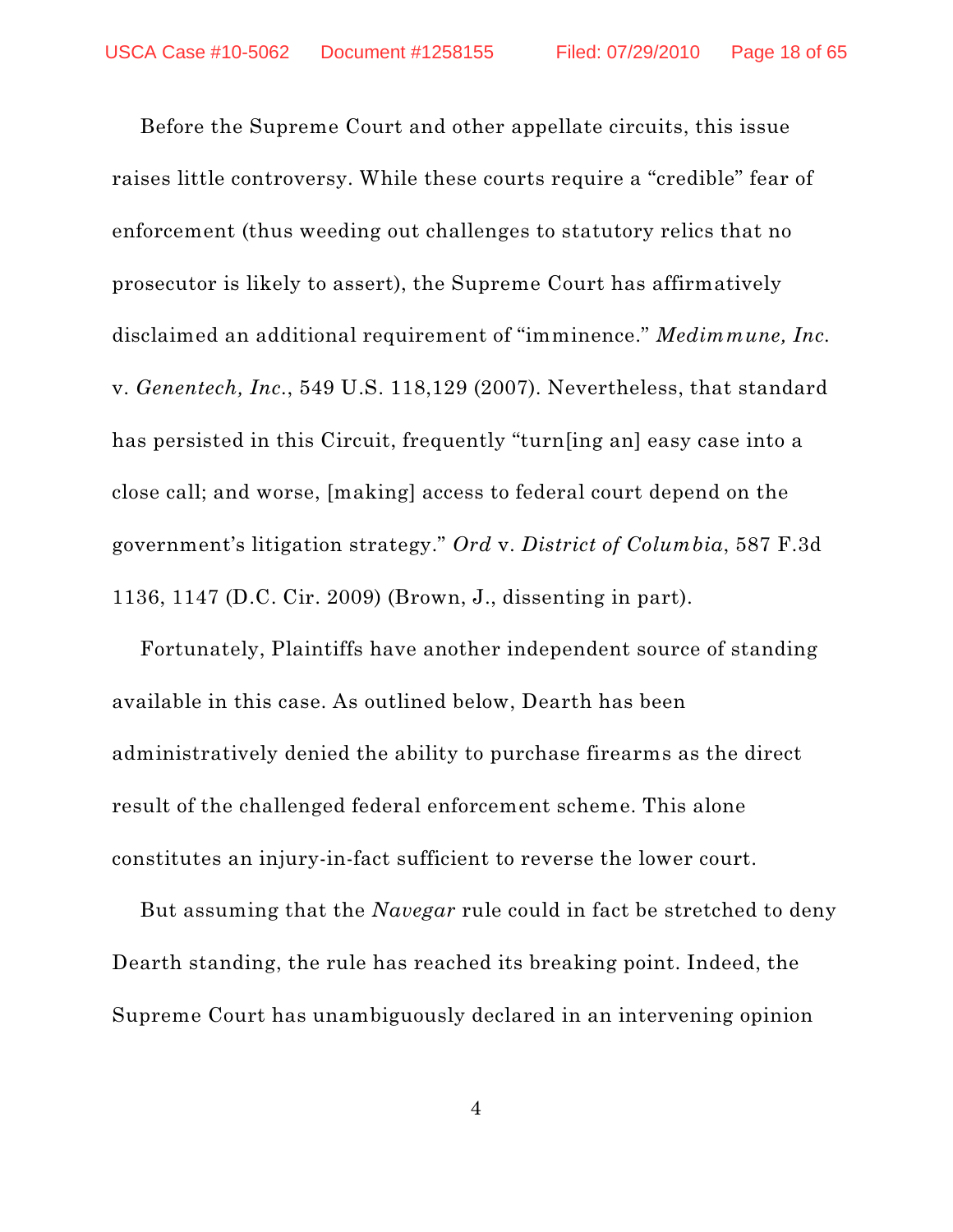Before the Supreme Court and other appellate circuits, this issue raises little controversy. While these courts require a "credible" fear of enforcement (thus weeding out challenges to statutory relics that no prosecutor is likely to assert), the Supreme Court has affirmatively disclaimed an additional requirement of "imminence." *Medimmune, Inc.* v. *Genentech, Inc.*, 549 U.S. 118,129 (2007). Nevertheless, that standard has persisted in this Circuit, frequently "turn[ing an] easy case into a close call; and worse, [making] access to federal court depend on the government's litigation strategy." *Ord* v. *District of Columbia*, 587 F.3d 1136, 1147 (D.C. Cir. 2009) (Brown, J., dissenting in part).

Fortunately, Plaintiffs have another independent source of standing available in this case. As outlined below, Dearth has been administratively denied the ability to purchase firearms as the direct result of the challenged federal enforcement scheme. This alone constitutes an injury-in-fact sufficient to reverse the lower court.

But assuming that the *Navegar* rule could in fact be stretched to deny Dearth standing, the rule has reached its breaking point. Indeed, the Supreme Court has unambiguously declared in an intervening opinion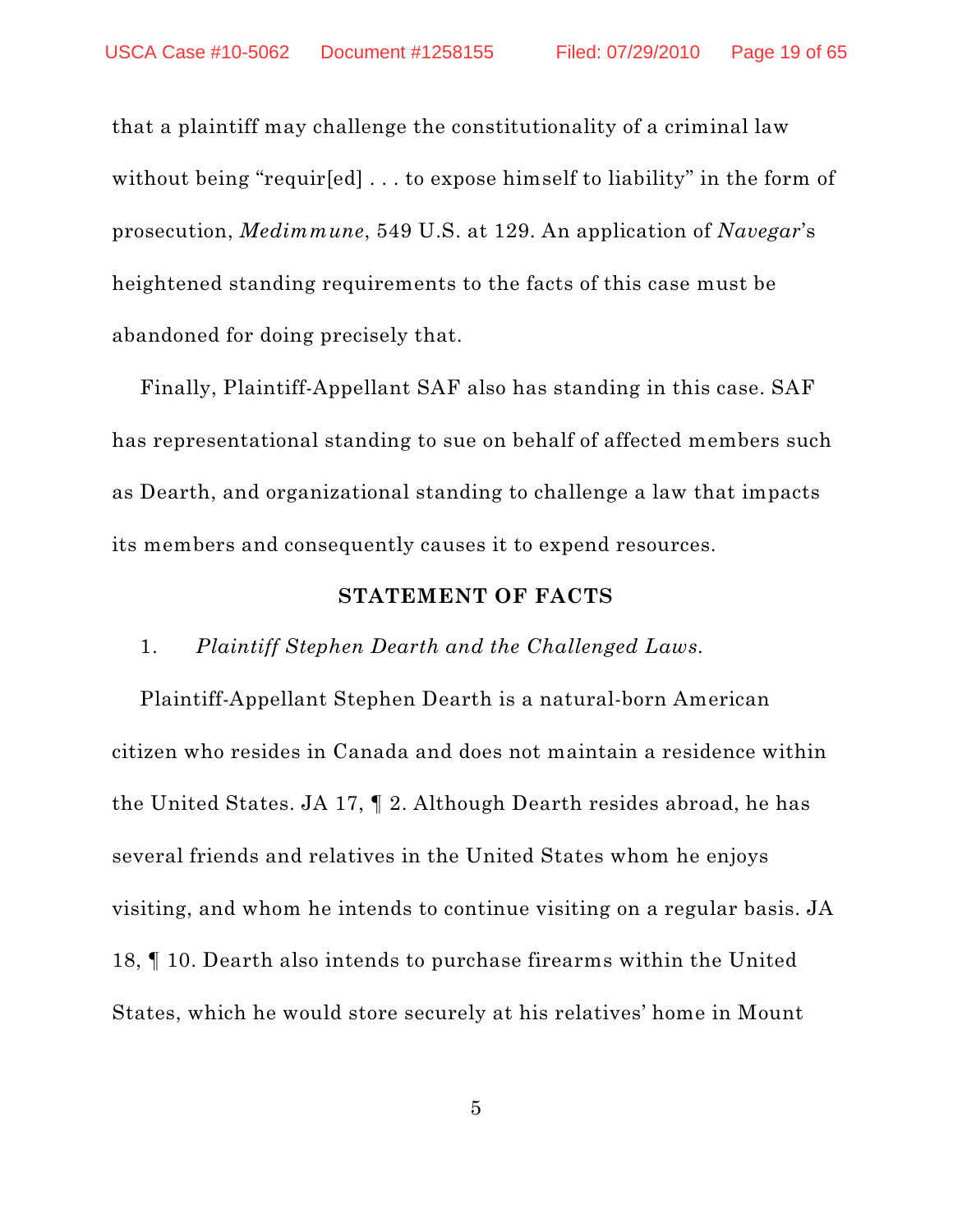that a plaintiff may challenge the constitutionality of a criminal law without being "requir[ed] . . . to expose himself to liability" in the form of prosecution, *Medimmune*, 549 U.S. at 129. An application of *Navegar*'s heightened standing requirements to the facts of this case must be abandoned for doing precisely that.

Finally, Plaintiff-Appellant SAF also has standing in this case. SAF has representational standing to sue on behalf of affected members such as Dearth, and organizational standing to challenge a law that impacts its members and consequently causes it to expend resources.

## STATEMENT OF FACTS

1. *Plaintiff Stephen Dearth and the Challenged Laws.*

Plaintiff-Appellant Stephen Dearth is a natural-born American citizen who resides in Canada and does not maintain a residence within the United States. JA 17, ¶ 2. Although Dearth resides abroad, he has several friends and relatives in the United States whom he enjoys visiting, and whom he intends to continue visiting on a regular basis. JA 18, ¶ 10. Dearth also intends to purchase firearms within the United States, which he would store securely at his relatives' home in Mount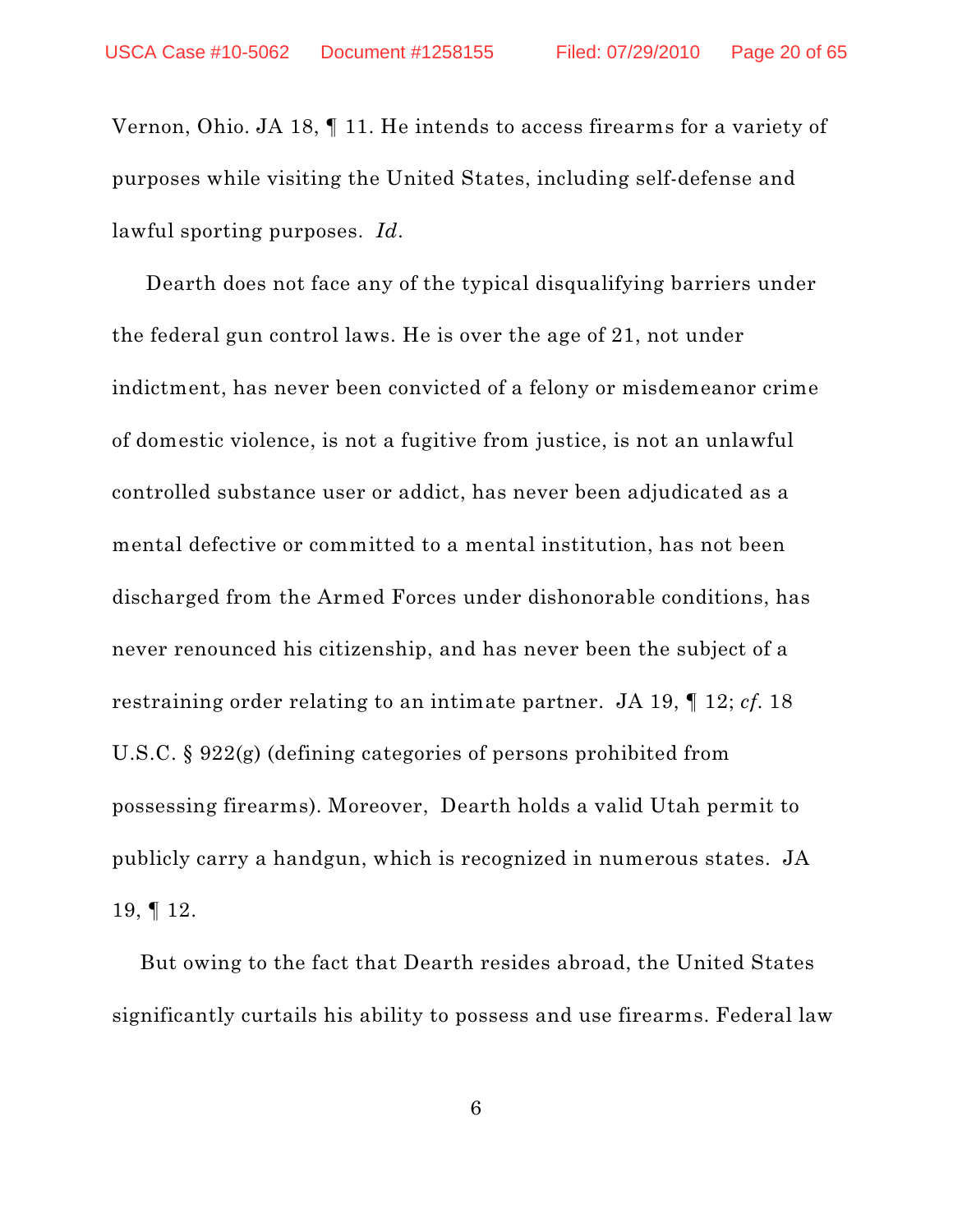Vernon, Ohio. JA 18, ¶ 11. He intends to access firearms for a variety of purposes while visiting the United States, including self-defense and lawful sporting purposes. *Id.*

Dearth does not face any of the typical disqualifying barriers under the federal gun control laws. He is over the age of 21, not under indictment, has never been convicted of a felony or misdemeanor crime of domestic violence, is not a fugitive from justice, is not an unlawful controlled substance user or addict, has never been adjudicated as a mental defective or committed to a mental institution, has not been discharged from the Armed Forces under dishonorable conditions, has never renounced his citizenship, and has never been the subject of a restraining order relating to an intimate partner. JA 19, ¶ 12; *cf.* 18 U.S.C. § 922(g) (defining categories of persons prohibited from possessing firearms). Moreover, Dearth holds a valid Utah permit to publicly carry a handgun, which is recognized in numerous states. JA 19, ¶ 12.

But owing to the fact that Dearth resides abroad, the United States significantly curtails his ability to possess and use firearms. Federal law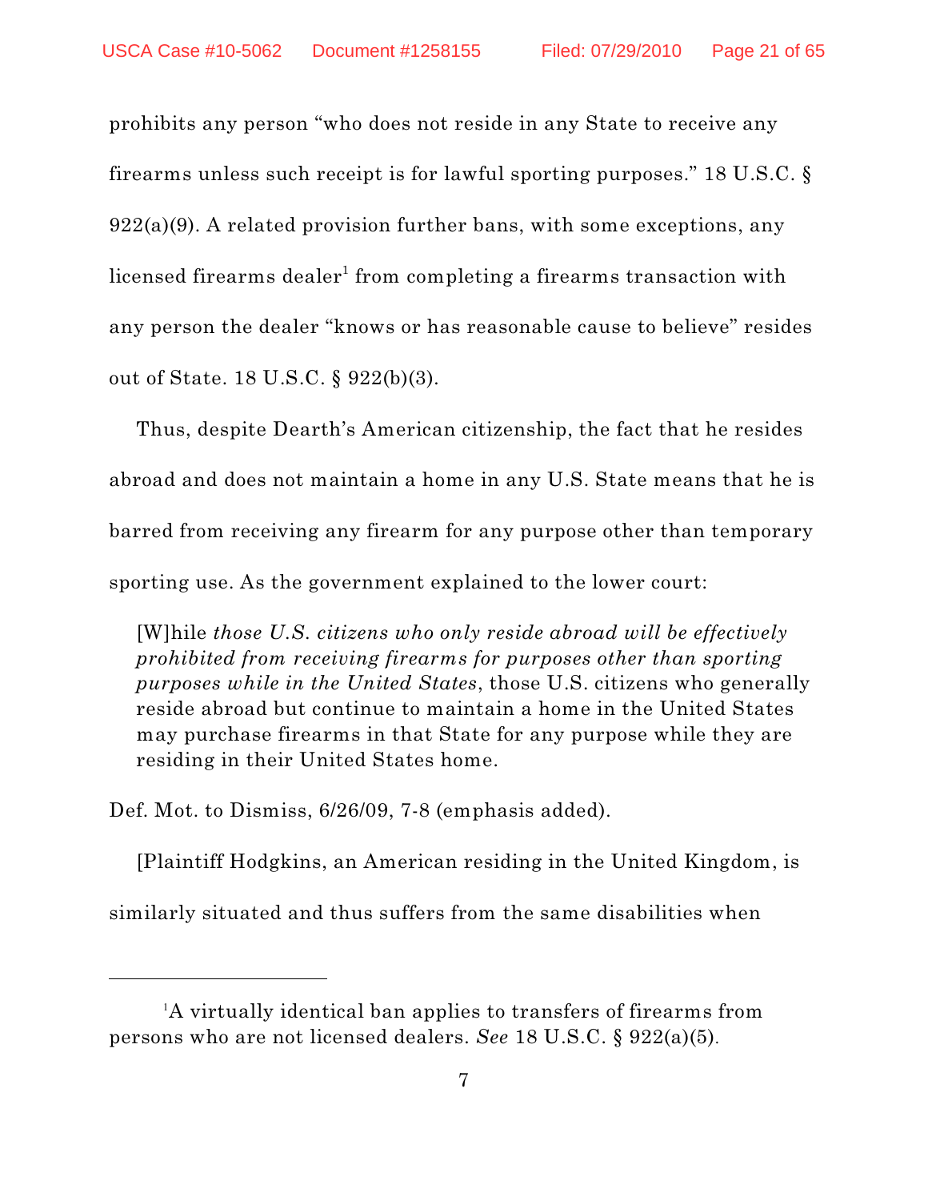prohibits any person "who does not reside in any State to receive any firearms unless such receipt is for lawful sporting purposes." 18 U.S.C. § 922(a)(9). A related provision further bans, with some exceptions, any licensed firearms dealer[1] from completing a firearms transaction with any person the dealer "knows or has reasonable cause to believe" resides out of State. 18 U.S.C. § 922(b)(3).

Thus, despite Dearth's American citizenship, the fact that he resides abroad and does not maintain a home in any U.S. State means that he is barred from receiving any firearm for any purpose other than temporary sporting use. As the government explained to the lower court:

> [W]hile *those U.S. citizens who only reside abroad will be effectively prohibited from receiving firearms for purposes other than sporting purposes while in the United States*, those U.S. citizens who generally reside abroad but continue to maintain a home in the United States may purchase firearms in that State for any purpose while they are residing in their United States home.

Def. Mot. to Dismiss, 6/26/09, 7-8 (emphasis added).

[Plaintiff Hodgkins, an American residing in the United Kingdom, is similarly situated and thus suffers from the same disabilities when

---

[1]A virtually identical ban applies to transfers of firearms from persons who are not licensed dealers. *See* 18 U.S.C. § 922(a)(5).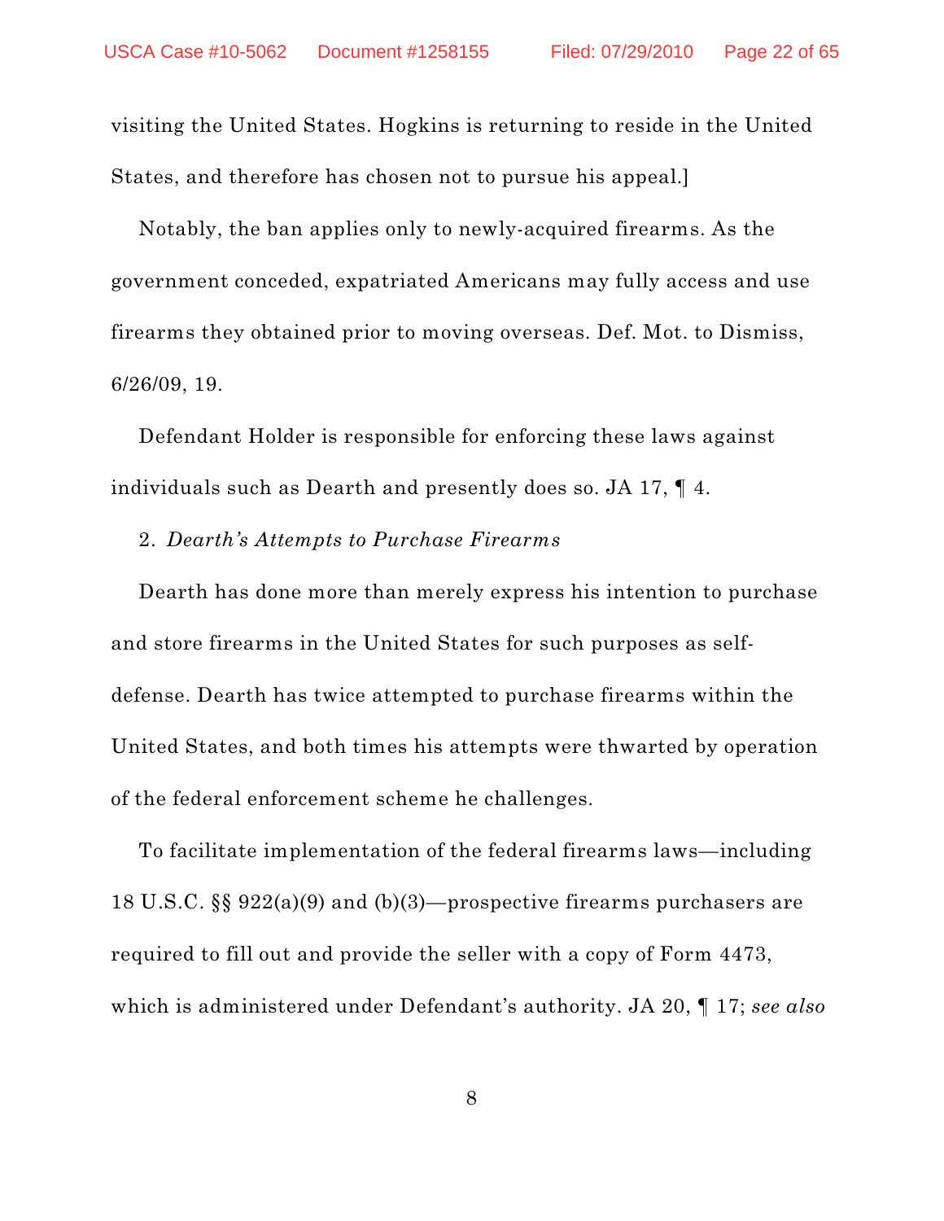visiting the United States. Hogkins is returning to reside in the United States, and therefore has chosen not to pursue his appeal.]

Notably, the ban applies only to newly-acquired firearms. As the government conceded, expatriated Americans may fully access and use firearms they obtained prior to moving overseas. Def. Mot. to Dismiss, 6/26/09, 19.

Defendant Holder is responsible for enforcing these laws against individuals such as Dearth and presently does so. JA 17, ¶ 4.

2. *Dearth's Attempts to Purchase Firearms*

Dearth has done more than merely express his intention to purchase and store firearms in the United States for such purposes as self-defense. Dearth has twice attempted to purchase firearms within the United States, and both times his attempts were thwarted by operation of the federal enforcement scheme he challenges.

To facilitate implementation of the federal firearms laws—including 18 U.S.C. §§ 922(a)(9) and (b)(3)—prospective firearms purchasers are required to fill out and provide the seller with a copy of Form 4473, which is administered under Defendant's authority. JA 20, ¶ 17; *see also*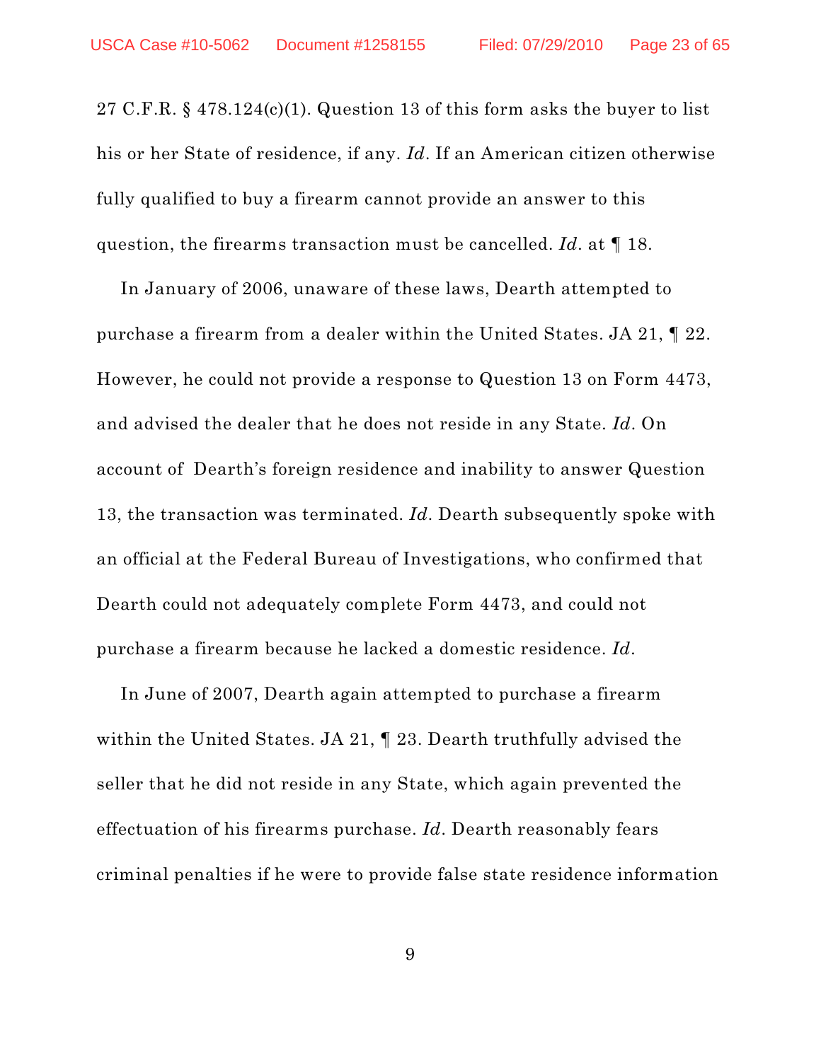27 C.F.R. § 478.124(c)(1). Question 13 of this form asks the buyer to list his or her State of residence, if any. *Id*. If an American citizen otherwise fully qualified to buy a firearm cannot provide an answer to this question, the firearms transaction must be cancelled. *Id*. at ¶ 18.

In January of 2006, unaware of these laws, Dearth attempted to purchase a firearm from a dealer within the United States. JA 21, ¶ 22. However, he could not provide a response to Question 13 on Form 4473, and advised the dealer that he does not reside in any State. *Id*. On account of Dearth's foreign residence and inability to answer Question 13, the transaction was terminated. *Id*. Dearth subsequently spoke with an official at the Federal Bureau of Investigations, who confirmed that Dearth could not adequately complete Form 4473, and could not purchase a firearm because he lacked a domestic residence. *Id*.

In June of 2007, Dearth again attempted to purchase a firearm within the United States. JA 21, ¶ 23. Dearth truthfully advised the seller that he did not reside in any State, which again prevented the effectuation of his firearms purchase. *Id*. Dearth reasonably fears criminal penalties if he were to provide false state residence information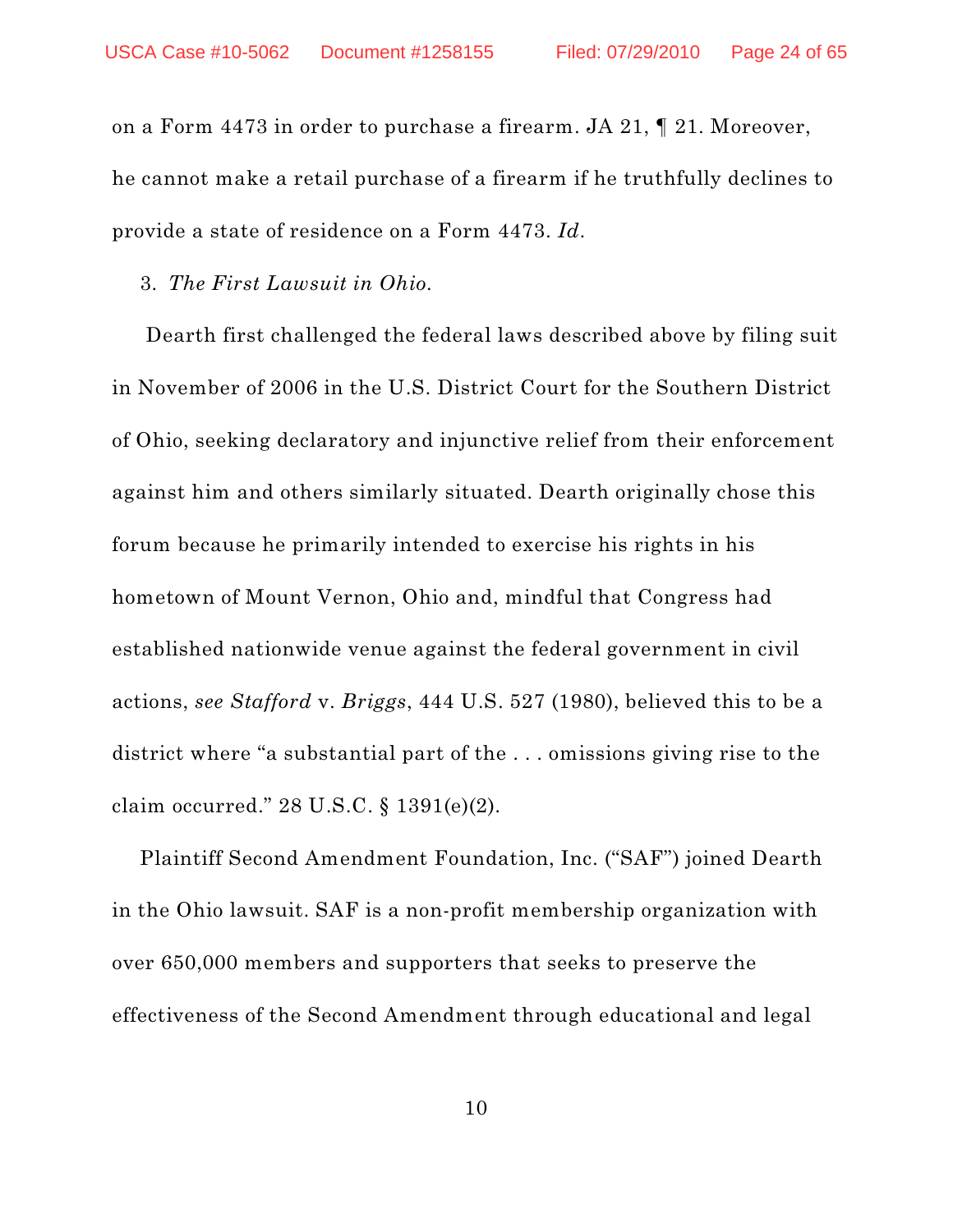on a Form 4473 in order to purchase a firearm. JA 21, ¶ 21. Moreover, he cannot make a retail purchase of a firearm if he truthfully declines to provide a state of residence on a Form 4473. *Id*.

3. *The First Lawsuit in Ohio.*

Dearth first challenged the federal laws described above by filing suit in November of 2006 in the U.S. District Court for the Southern District of Ohio, seeking declaratory and injunctive relief from their enforcement against him and others similarly situated. Dearth originally chose this forum because he primarily intended to exercise his rights in his hometown of Mount Vernon, Ohio and, mindful that Congress had established nationwide venue against the federal government in civil actions, *see Stafford* v. *Briggs*, 444 U.S. 527 (1980), believed this to be a district where "a substantial part of the . . . omissions giving rise to the claim occurred." 28 U.S.C. § 1391(e)(2).

Plaintiff Second Amendment Foundation, Inc. ("SAF") joined Dearth in the Ohio lawsuit. SAF is a non-profit membership organization with over 650,000 members and supporters that seeks to preserve the effectiveness of the Second Amendment through educational and legal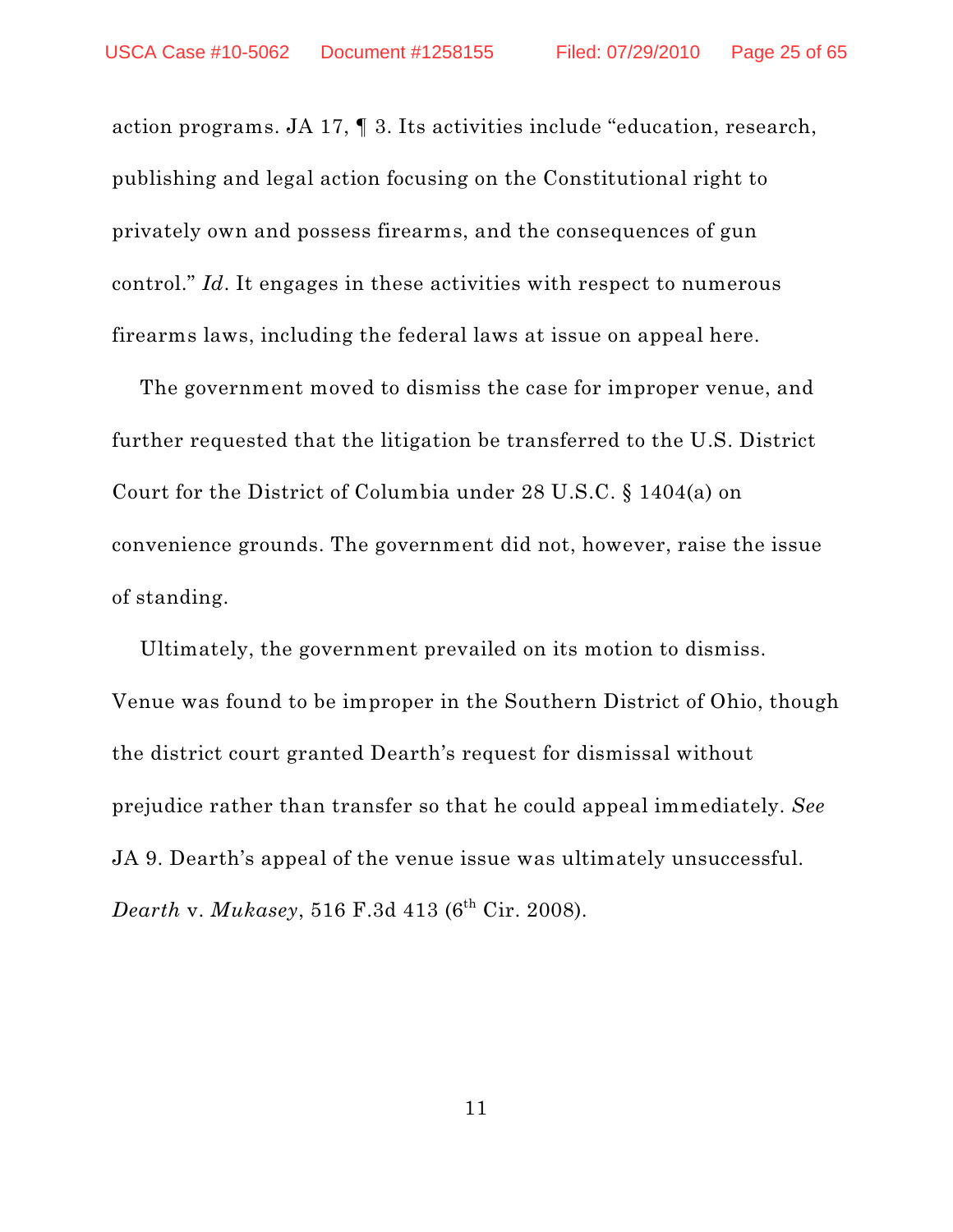action programs. JA 17, ¶ 3. Its activities include "education, research, publishing and legal action focusing on the Constitutional right to privately own and possess firearms, and the consequences of gun control." *Id*. It engages in these activities with respect to numerous firearms laws, including the federal laws at issue on appeal here.

The government moved to dismiss the case for improper venue, and further requested that the litigation be transferred to the U.S. District Court for the District of Columbia under 28 U.S.C. § 1404(a) on convenience grounds. The government did not, however, raise the issue of standing.

Ultimately, the government prevailed on its motion to dismiss. Venue was found to be improper in the Southern District of Ohio, though the district court granted Dearth's request for dismissal without prejudice rather than transfer so that he could appeal immediately. *See* JA 9. Dearth's appeal of the venue issue was ultimately unsuccessful. *Dearth* v. *Mukasey*, 516 F.3d 413 (6th Cir. 2008).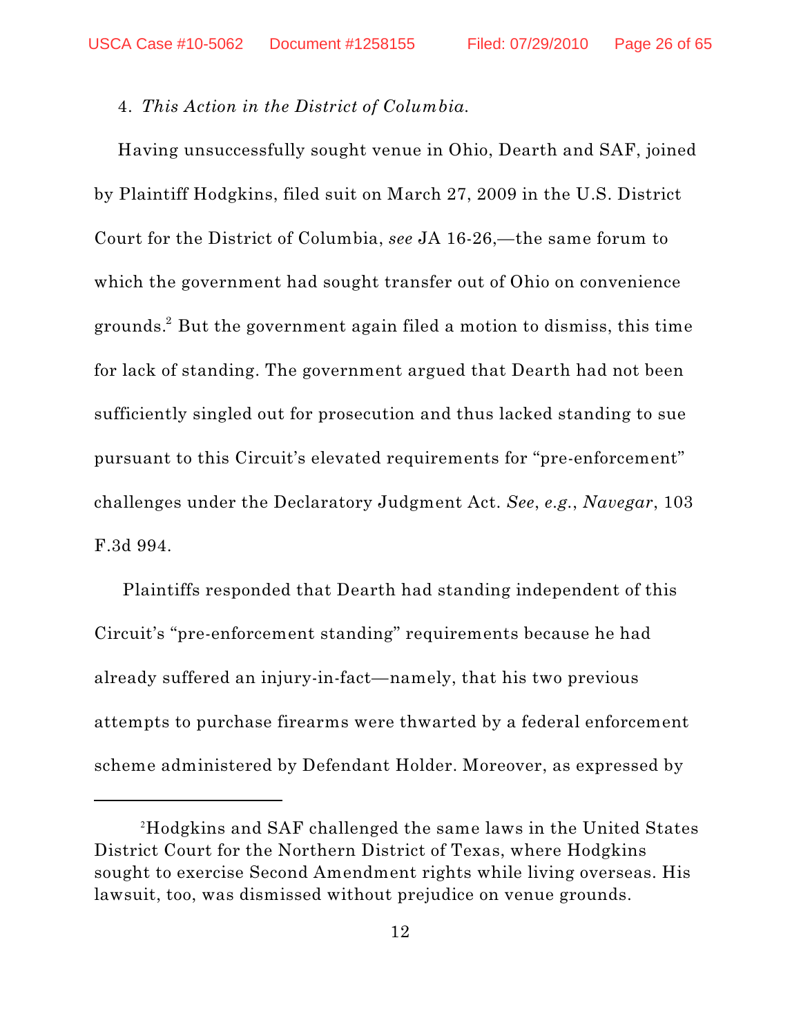4. *This Action in the District of Columbia.*

Having unsuccessfully sought venue in Ohio, Dearth and SAF, joined by Plaintiff Hodgkins, filed suit on March 27, 2009 in the U.S. District Court for the District of Columbia, *see* JA 16-26,—the same forum to which the government had sought transfer out of Ohio on convenience grounds.[2] But the government again filed a motion to dismiss, this time for lack of standing. The government argued that Dearth had not been sufficiently singled out for prosecution and thus lacked standing to sue pursuant to this Circuit's elevated requirements for "pre-enforcement" challenges under the Declaratory Judgment Act. *See*, *e.g.*, *Navegar*, 103 F.3d 994.

Plaintiffs responded that Dearth had standing independent of this Circuit's "pre-enforcement standing" requirements because he had already suffered an injury-in-fact—namely, that his two previous attempts to purchase firearms were thwarted by a federal enforcement scheme administered by Defendant Holder. Moreover, as expressed by

---

[2]Hodgkins and SAF challenged the same laws in the United States District Court for the Northern District of Texas, where Hodgkins sought to exercise Second Amendment rights while living overseas. His lawsuit, too, was dismissed without prejudice on venue grounds.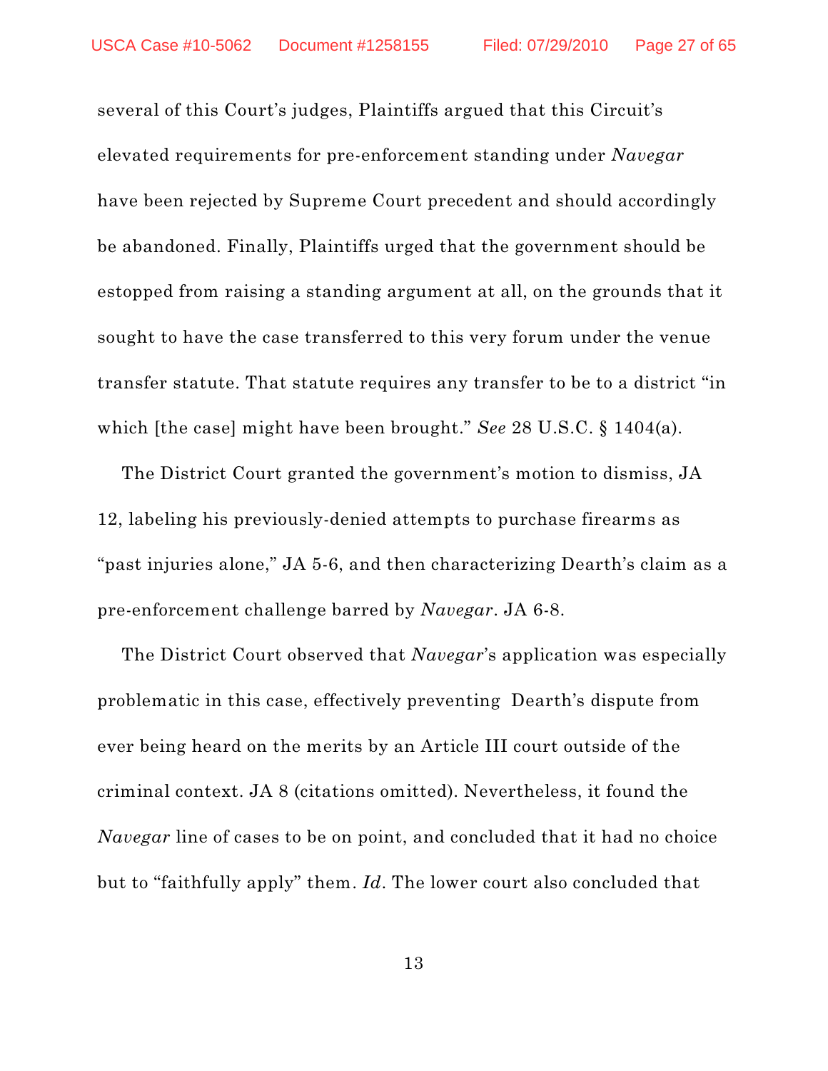several of this Court's judges, Plaintiffs argued that this Circuit's elevated requirements for pre-enforcement standing under *Navegar* have been rejected by Supreme Court precedent and should accordingly be abandoned. Finally, Plaintiffs urged that the government should be estopped from raising a standing argument at all, on the grounds that it sought to have the case transferred to this very forum under the venue transfer statute. That statute requires any transfer to be to a district "in which [the case] might have been brought." *See* 28 U.S.C. § 1404(a).

The District Court granted the government's motion to dismiss, JA 12, labeling his previously-denied attempts to purchase firearms as "past injuries alone," JA 5-6, and then characterizing Dearth's claim as a pre-enforcement challenge barred by *Navegar*. JA 6-8.

The District Court observed that *Navegar*'s application was especially problematic in this case, effectively preventing Dearth's dispute from ever being heard on the merits by an Article III court outside of the criminal context. JA 8 (citations omitted). Nevertheless, it found the *Navegar* line of cases to be on point, and concluded that it had no choice but to "faithfully apply" them. *Id*. The lower court also concluded that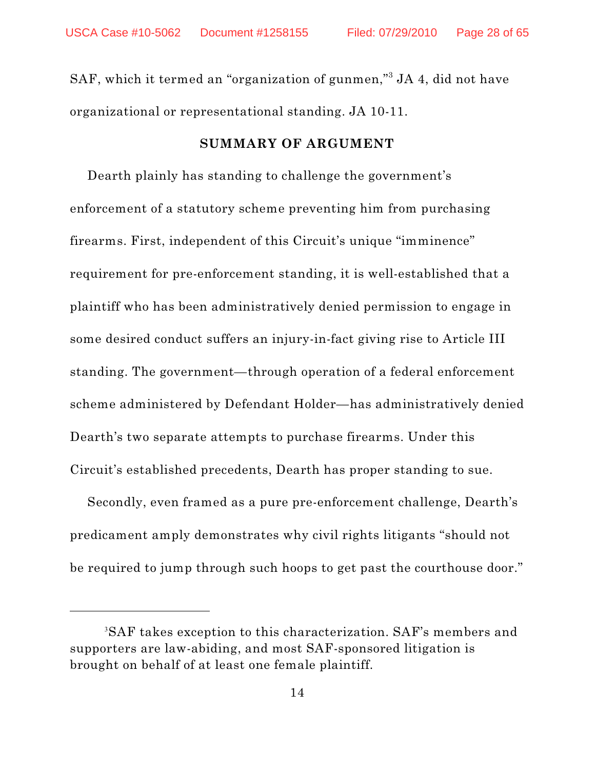SAF, which it termed an "organization of gunmen,"[3] JA 4, did not have organizational or representational standing. JA 10-11.

## SUMMARY OF ARGUMENT

Dearth plainly has standing to challenge the government's enforcement of a statutory scheme preventing him from purchasing firearms. First, independent of this Circuit's unique "imminence" requirement for pre-enforcement standing, it is well-established that a plaintiff who has been administratively denied permission to engage in some desired conduct suffers an injury-in-fact giving rise to Article III standing. The government—through operation of a federal enforcement scheme administered by Defendant Holder—has administratively denied Dearth's two separate attempts to purchase firearms. Under this Circuit's established precedents, Dearth has proper standing to sue.

Secondly, even framed as a pure pre-enforcement challenge, Dearth's predicament amply demonstrates why civil rights litigants "should not be required to jump through such hoops to get past the courthouse door."

---

[3] SAF takes exception to this characterization. SAF's members and supporters are law-abiding, and most SAF-sponsored litigation is brought on behalf of at least one female plaintiff.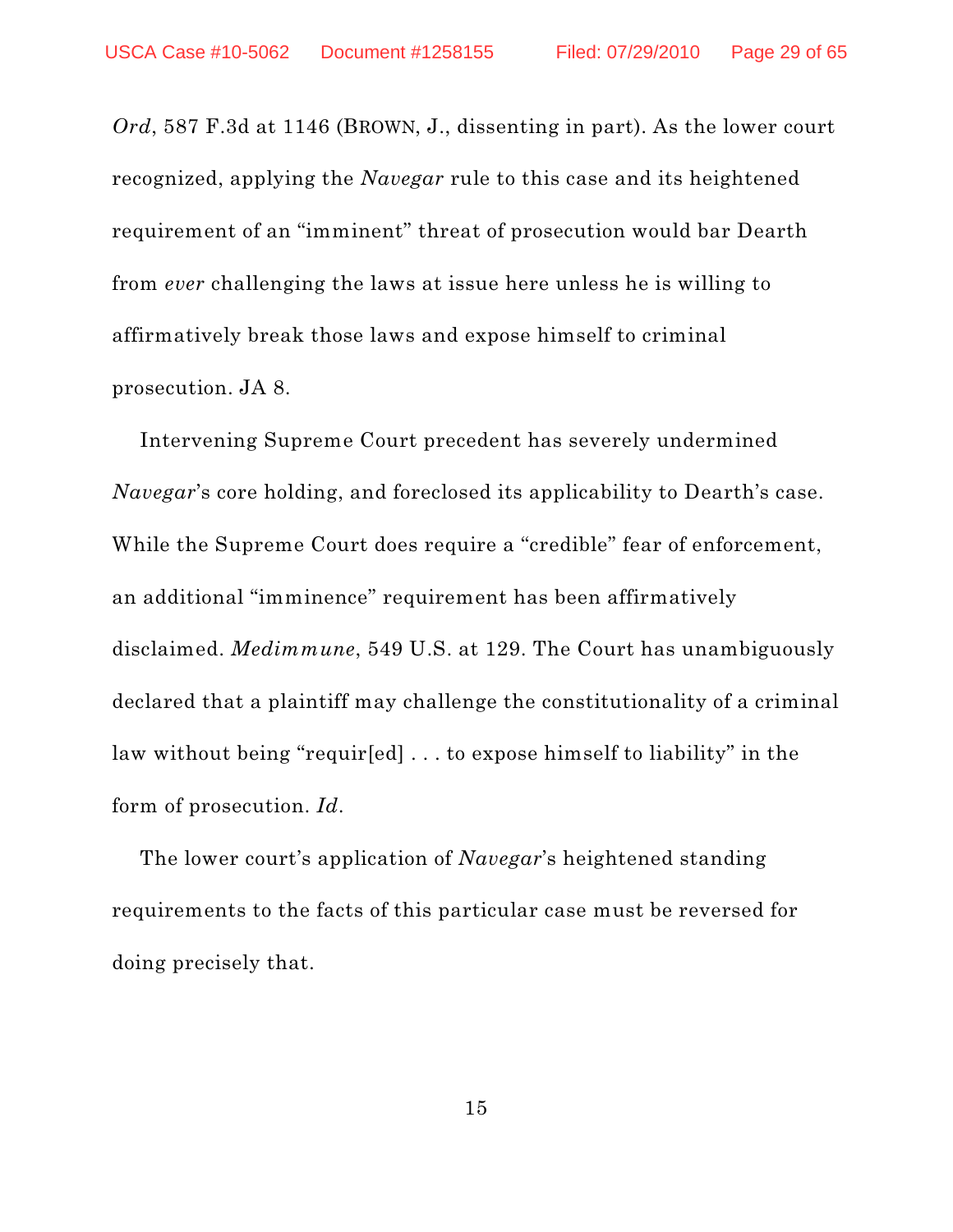*Ord*, 587 F.3d at 1146 (BROWN, J., dissenting in part). As the lower court recognized, applying the *Navegar* rule to this case and its heightened requirement of an "imminent" threat of prosecution would bar Dearth from *ever* challenging the laws at issue here unless he is willing to affirmatively break those laws and expose himself to criminal prosecution. JA 8.

Intervening Supreme Court precedent has severely undermined *Navegar*'s core holding, and foreclosed its applicability to Dearth's case. While the Supreme Court does require a "credible" fear of enforcement, an additional "imminence" requirement has been affirmatively disclaimed. *Medimmune*, 549 U.S. at 129. The Court has unambiguously declared that a plaintiff may challenge the constitutionality of a criminal law without being "requir[ed] . . . to expose himself to liability" in the form of prosecution. *Id*.

The lower court's application of *Navegar*'s heightened standing requirements to the facts of this particular case must be reversed for doing precisely that.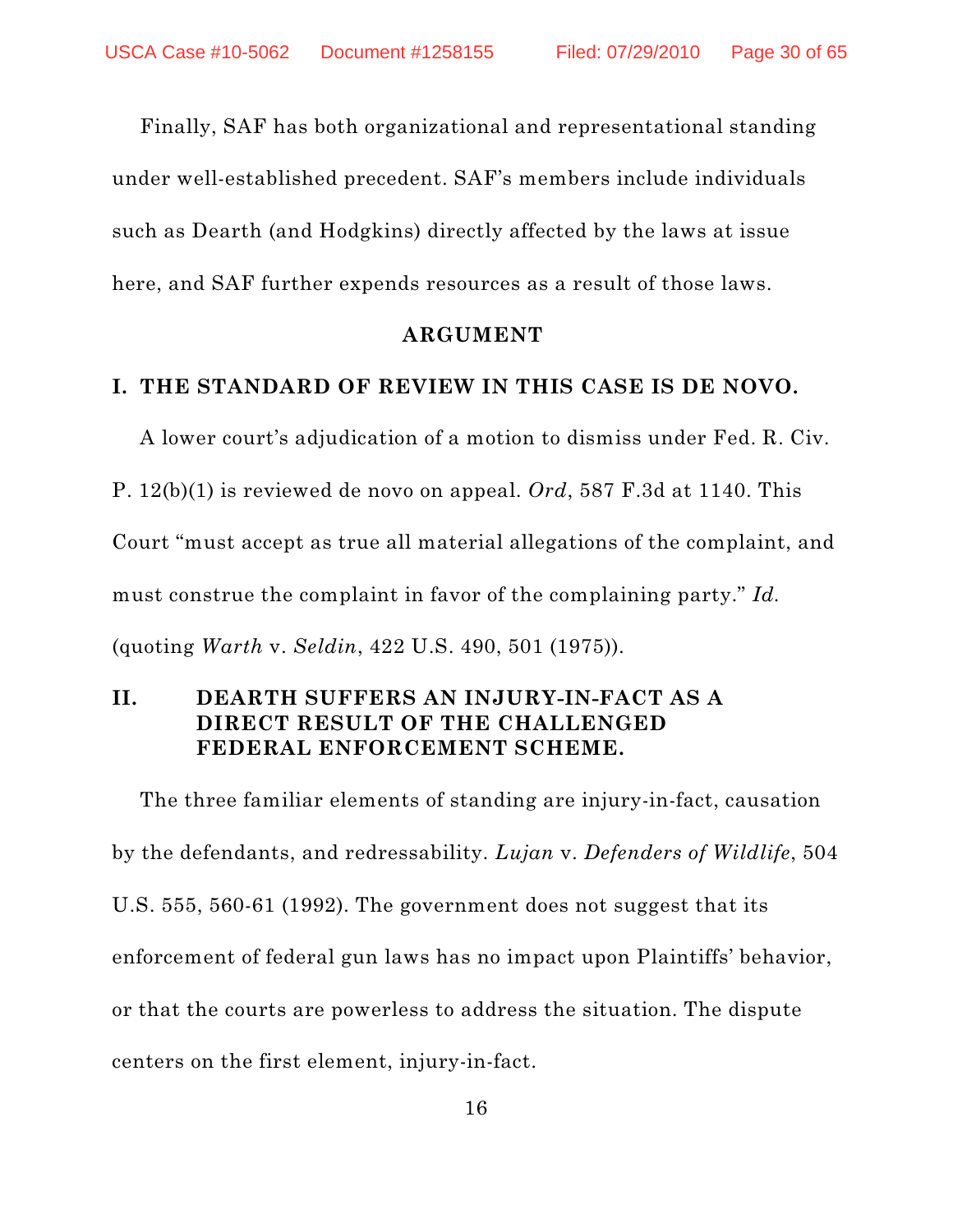Finally, SAF has both organizational and representational standing under well-established precedent. SAF's members include individuals such as Dearth (and Hodgkins) directly affected by the laws at issue here, and SAF further expends resources as a result of those laws.

## ARGUMENT

### I. THE STANDARD OF REVIEW IN THIS CASE IS DE NOVO.

A lower court's adjudication of a motion to dismiss under Fed. R. Civ. P. 12(b)(1) is reviewed de novo on appeal. *Ord*, 587 F.3d at 1140. This Court "must accept as true all material allegations of the complaint, and must construe the complaint in favor of the complaining party." *Id.* (quoting *Warth* v. *Seldin*, 422 U.S. 490, 501 (1975)).

### II. DEARTH SUFFERS AN INJURY-IN-FACT AS A DIRECT RESULT OF THE CHALLENGED FEDERAL ENFORCEMENT SCHEME.

The three familiar elements of standing are injury-in-fact, causation by the defendants, and redressability. *Lujan* v. *Defenders of Wildlife*, 504 U.S. 555, 560-61 (1992). The government does not suggest that its enforcement of federal gun laws has no impact upon Plaintiffs' behavior, or that the courts are powerless to address the situation. The dispute centers on the first element, injury-in-fact.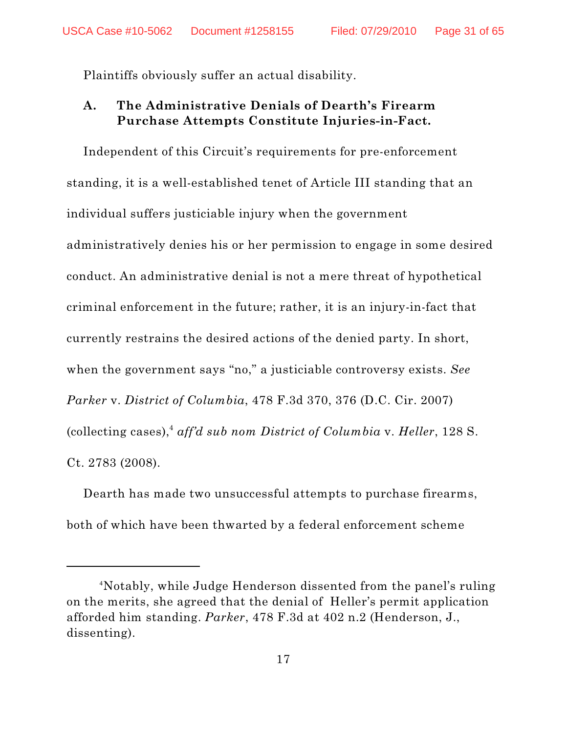Plaintiffs obviously suffer an actual disability.

### A. The Administrative Denials of Dearth's Firearm Purchase Attempts Constitute Injuries-in-Fact.

Independent of this Circuit's requirements for pre-enforcement standing, it is a well-established tenet of Article III standing that an individual suffers justiciable injury when the government administratively denies his or her permission to engage in some desired conduct. An administrative denial is not a mere threat of hypothetical criminal enforcement in the future; rather, it is an injury-in-fact that currently restrains the desired actions of the denied party. In short, when the government says "no," a justiciable controversy exists. *See Parker* v. *District of Columbia*, 478 F.3d 370, 376 (D.C. Cir. 2007) (collecting cases),[4] *aff'd sub nom District of Columbia* v. *Heller*, 128 S. Ct. 2783 (2008).

Dearth has made two unsuccessful attempts to purchase firearms, both of which have been thwarted by a federal enforcement scheme

[4] Notably, while Judge Henderson dissented from the panel's ruling on the merits, she agreed that the denial of Heller's permit application afforded him standing. *Parker*, 478 F.3d at 402 n.2 (Henderson, J., dissenting).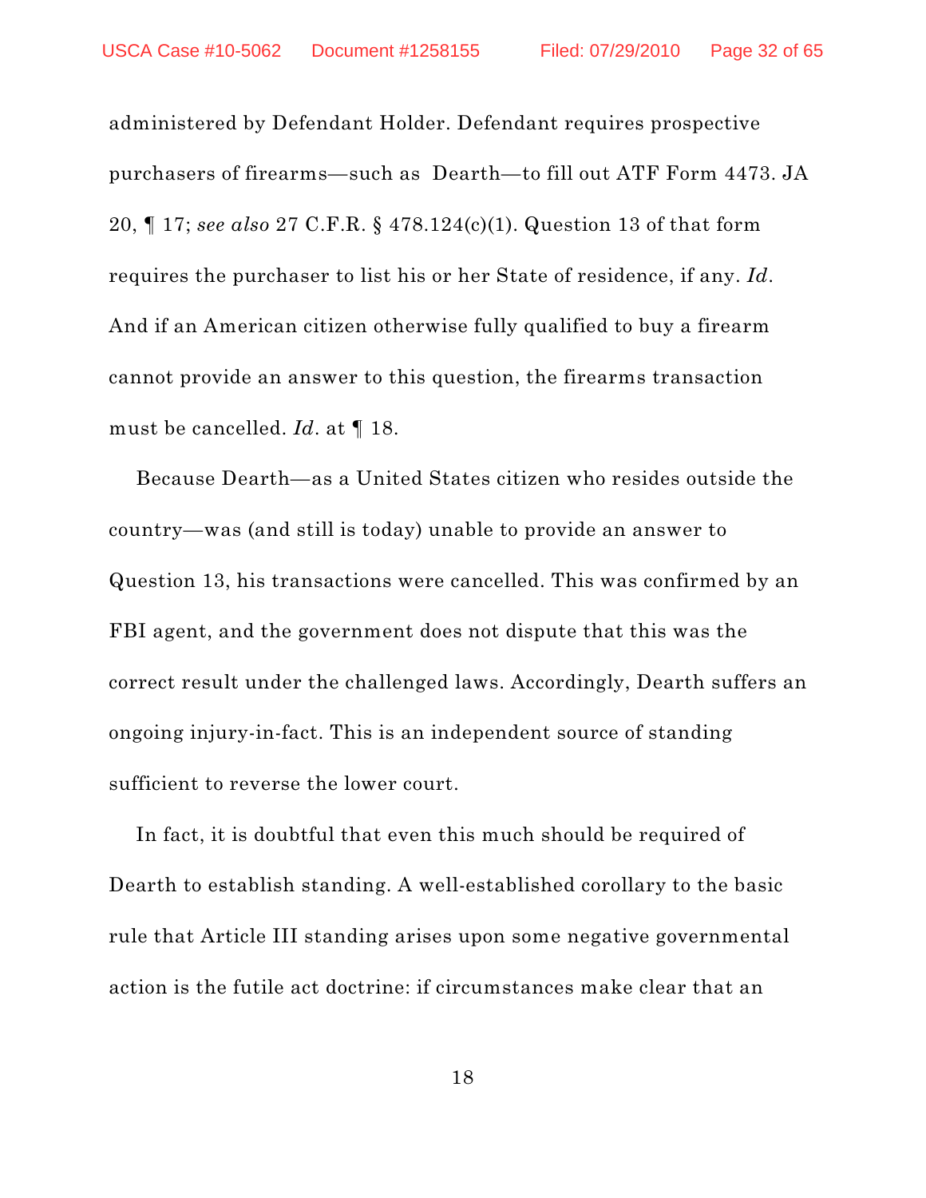administered by Defendant Holder. Defendant requires prospective purchasers of firearms—such as Dearth—to fill out ATF Form 4473. JA 20, ¶ 17; *see also* 27 C.F.R. § 478.124(c)(1). Question 13 of that form requires the purchaser to list his or her State of residence, if any. *Id*. And if an American citizen otherwise fully qualified to buy a firearm cannot provide an answer to this question, the firearms transaction must be cancelled. *Id*. at ¶ 18.

Because Dearth—as a United States citizen who resides outside the country—was (and still is today) unable to provide an answer to Question 13, his transactions were cancelled. This was confirmed by an FBI agent, and the government does not dispute that this was the correct result under the challenged laws. Accordingly, Dearth suffers an ongoing injury-in-fact. This is an independent source of standing sufficient to reverse the lower court.

In fact, it is doubtful that even this much should be required of Dearth to establish standing. A well-established corollary to the basic rule that Article III standing arises upon some negative governmental action is the futile act doctrine: if circumstances make clear that an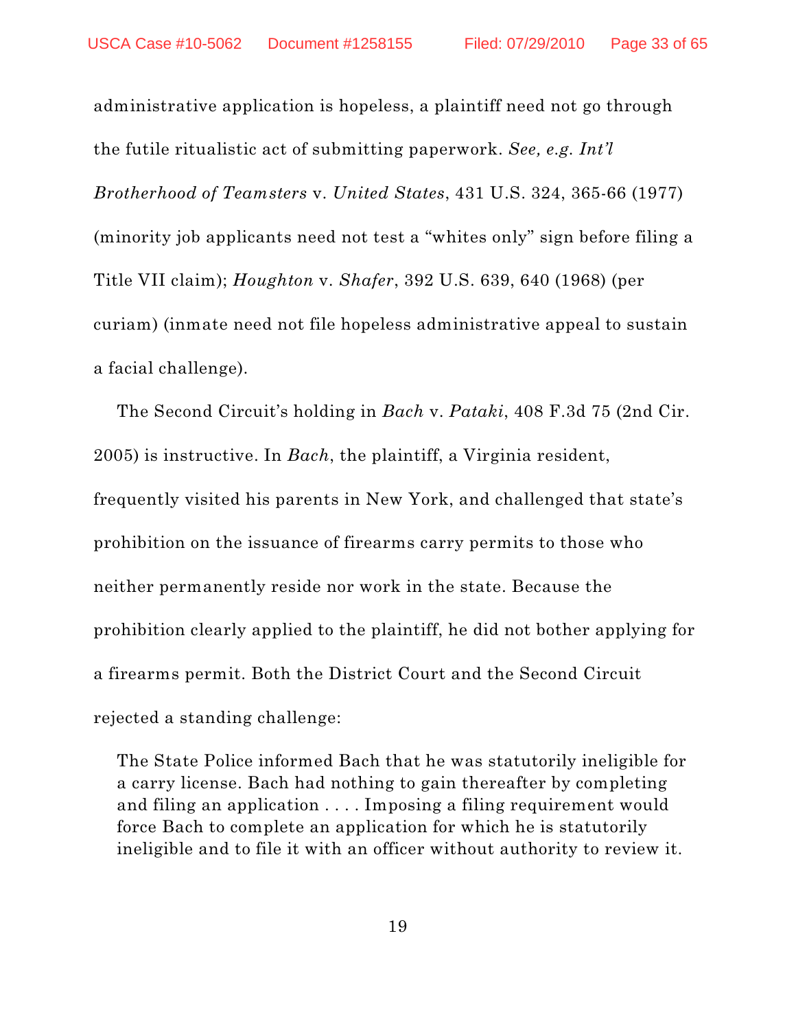administrative application is hopeless, a plaintiff need not go through the futile ritualistic act of submitting paperwork. *See, e.g. Int'l Brotherhood of Teamsters* v. *United States*, 431 U.S. 324, 365-66 (1977) (minority job applicants need not test a "whites only" sign before filing a Title VII claim); *Houghton* v. *Shafer*, 392 U.S. 639, 640 (1968) (per curiam) (inmate need not file hopeless administrative appeal to sustain a facial challenge).

The Second Circuit's holding in *Bach* v. *Pataki*, 408 F.3d 75 (2nd Cir. 2005) is instructive. In *Bach*, the plaintiff, a Virginia resident, frequently visited his parents in New York, and challenged that state's prohibition on the issuance of firearms carry permits to those who neither permanently reside nor work in the state. Because the prohibition clearly applied to the plaintiff, he did not bother applying for a firearms permit. Both the District Court and the Second Circuit rejected a standing challenge:

> The State Police informed Bach that he was statutorily ineligible for a carry license. Bach had nothing to gain thereafter by completing and filing an application . . . . Imposing a filing requirement would force Bach to complete an application for which he is statutorily ineligible and to file it with an officer without authority to review it.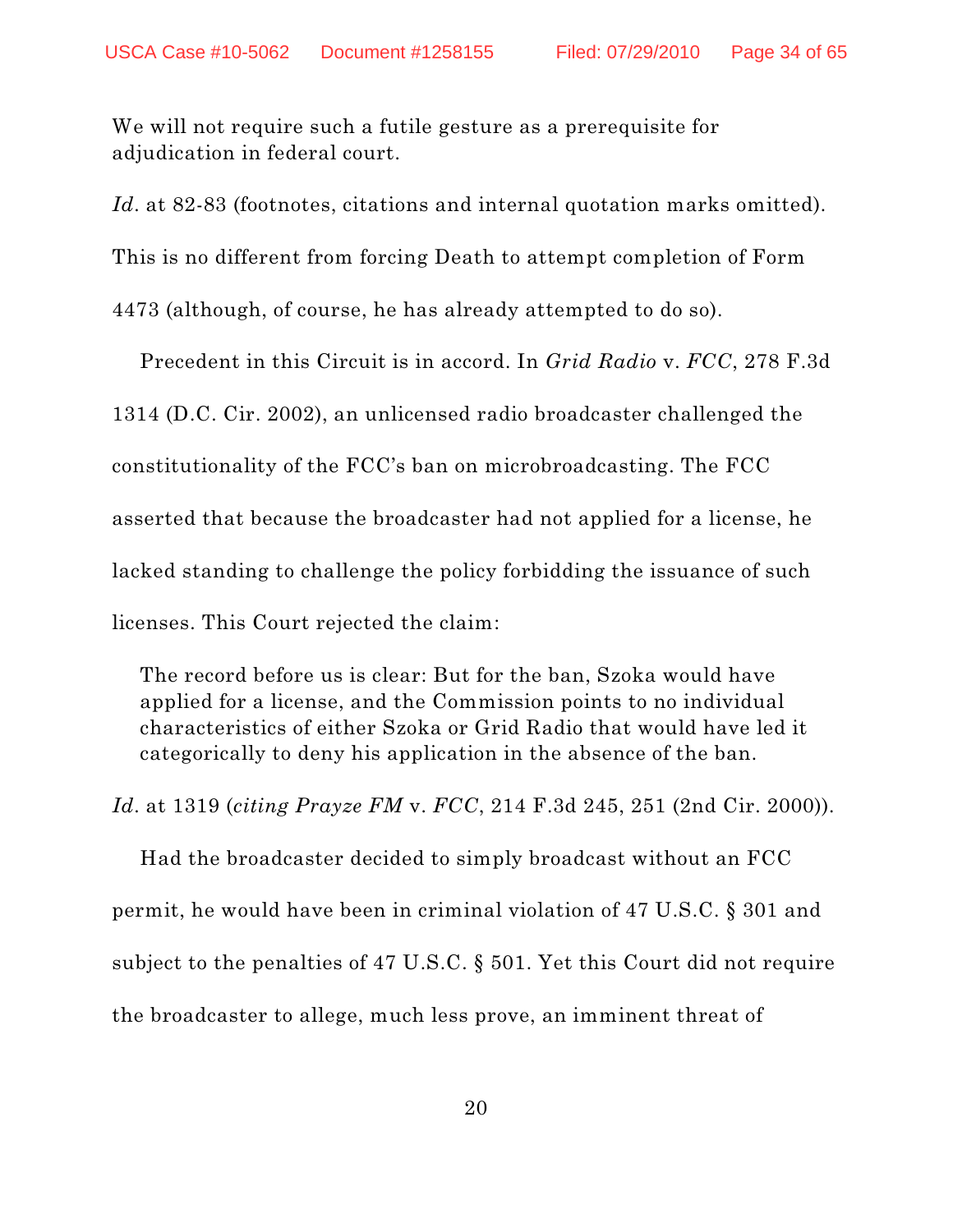> We will not require such a futile gesture as a prerequisite for adjudication in federal court.

*Id*. at 82-83 (footnotes, citations and internal quotation marks omitted). This is no different from forcing Death to attempt completion of Form 4473 (although, of course, he has already attempted to do so).

Precedent in this Circuit is in accord. In *Grid Radio* v. *FCC*, 278 F.3d 1314 (D.C. Cir. 2002), an unlicensed radio broadcaster challenged the constitutionality of the FCC's ban on microbroadcasting. The FCC asserted that because the broadcaster had not applied for a license, he lacked standing to challenge the policy forbidding the issuance of such licenses. This Court rejected the claim:

> The record before us is clear: But for the ban, Szoka would have applied for a license, and the Commission points to no individual characteristics of either Szoka or Grid Radio that would have led it categorically to deny his application in the absence of the ban.

*Id*. at 1319 (*citing Prayze FM* v. *FCC*, 214 F.3d 245, 251 (2nd Cir. 2000)).

Had the broadcaster decided to simply broadcast without an FCC permit, he would have been in criminal violation of 47 U.S.C. § 301 and subject to the penalties of 47 U.S.C. § 501. Yet this Court did not require the broadcaster to allege, much less prove, an imminent threat of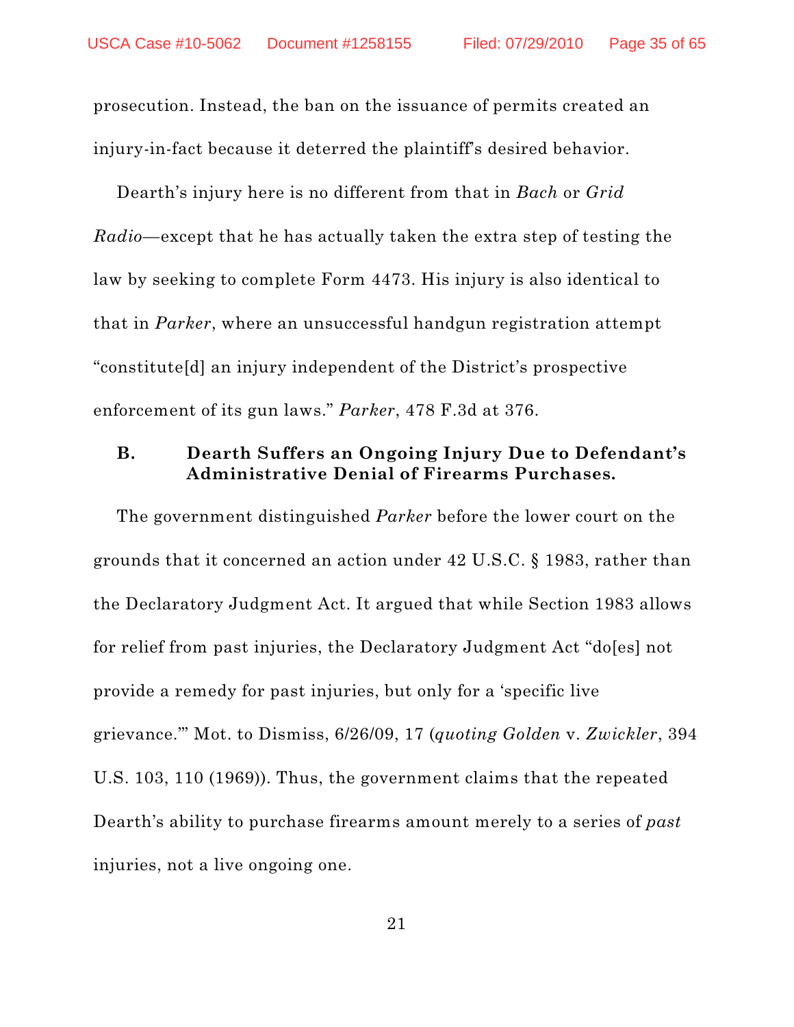prosecution. Instead, the ban on the issuance of permits created an injury-in-fact because it deterred the plaintiff's desired behavior.

Dearth's injury here is no different from that in *Bach* or *Grid Radio*—except that he has actually taken the extra step of testing the law by seeking to complete Form 4473. His injury is also identical to that in *Parker*, where an unsuccessful handgun registration attempt "constitute[d] an injury independent of the District's prospective enforcement of its gun laws." *Parker*, 478 F.3d at 376.

### B. Dearth Suffers an Ongoing Injury Due to Defendant's Administrative Denial of Firearms Purchases.

The government distinguished *Parker* before the lower court on the grounds that it concerned an action under 42 U.S.C. § 1983, rather than the Declaratory Judgment Act. It argued that while Section 1983 allows for relief from past injuries, the Declaratory Judgment Act "do[es] not provide a remedy for past injuries, but only for a 'specific live grievance.'" Mot. to Dismiss, 6/26/09, 17 (*quoting Golden* v. *Zwickler*, 394 U.S. 103, 110 (1969)). Thus, the government claims that the repeated Dearth's ability to purchase firearms amount merely to a series of *past* injuries, not a live ongoing one.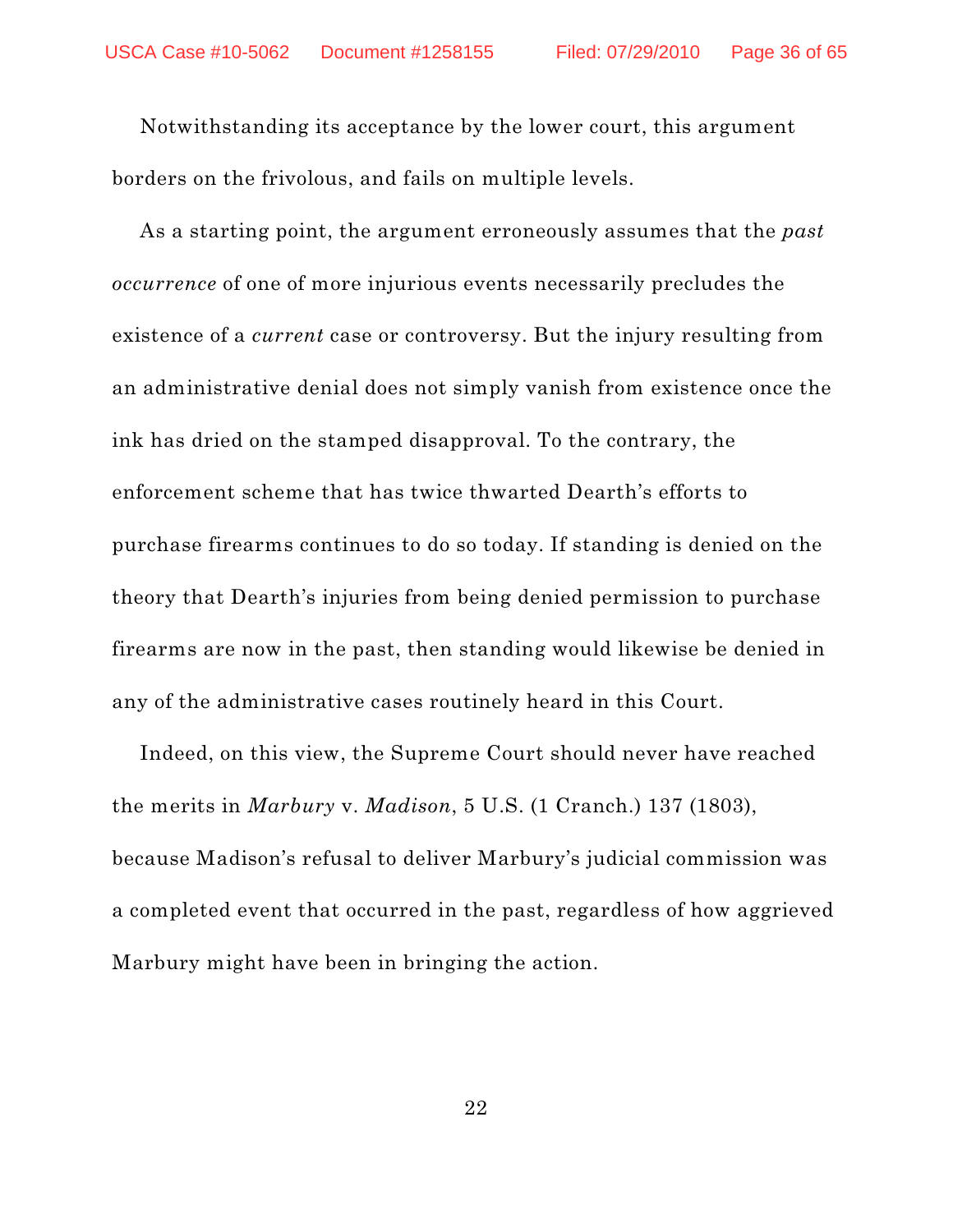Notwithstanding its acceptance by the lower court, this argument borders on the frivolous, and fails on multiple levels.

As a starting point, the argument erroneously assumes that the *past occurrence* of one of more injurious events necessarily precludes the existence of a *current* case or controversy. But the injury resulting from an administrative denial does not simply vanish from existence once the ink has dried on the stamped disapproval. To the contrary, the enforcement scheme that has twice thwarted Dearth's efforts to purchase firearms continues to do so today. If standing is denied on the theory that Dearth's injuries from being denied permission to purchase firearms are now in the past, then standing would likewise be denied in any of the administrative cases routinely heard in this Court.

Indeed, on this view, the Supreme Court should never have reached the merits in *Marbury* v. *Madison*, 5 U.S. (1 Cranch.) 137 (1803), because Madison's refusal to deliver Marbury's judicial commission was a completed event that occurred in the past, regardless of how aggrieved Marbury might have been in bringing the action.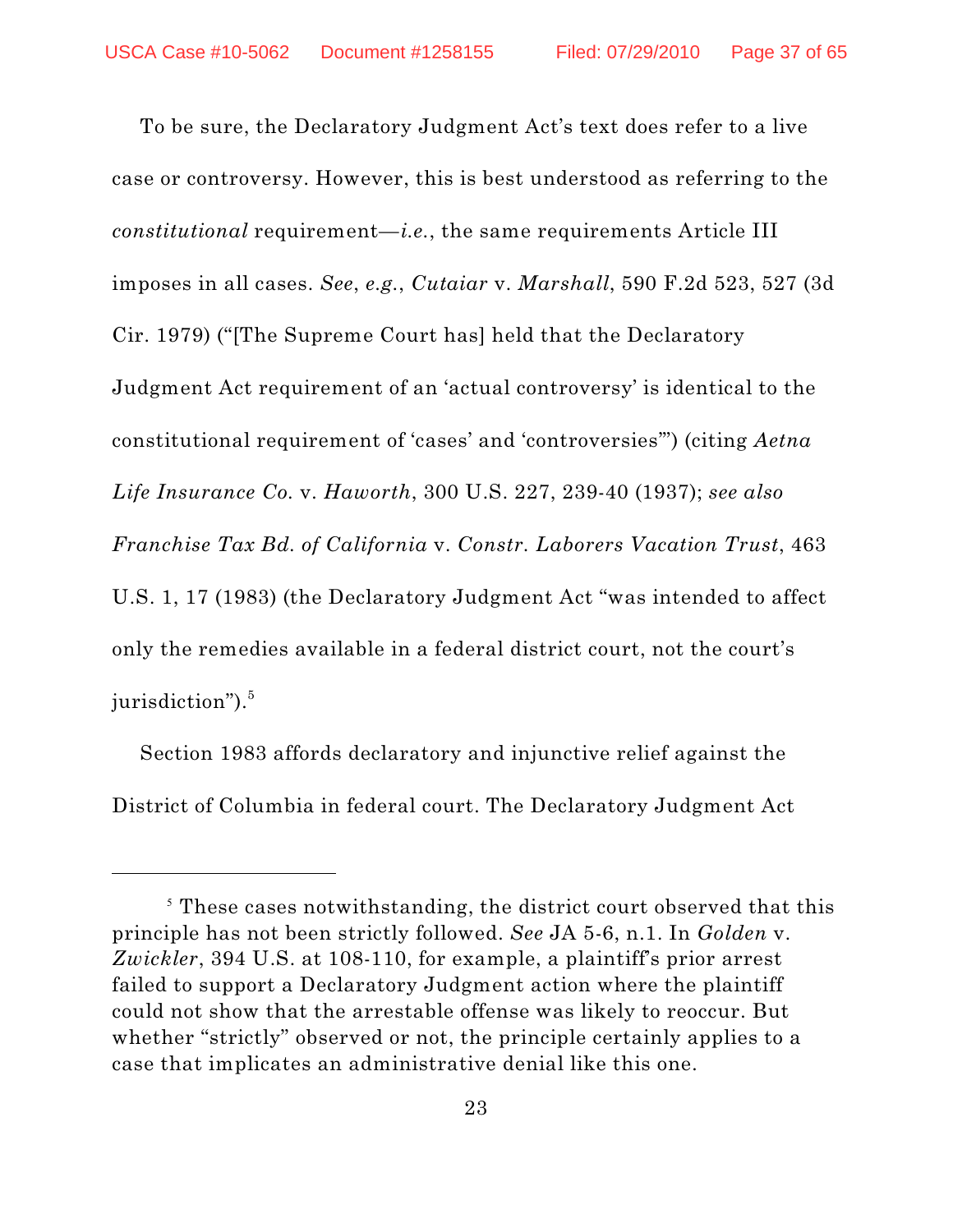To be sure, the Declaratory Judgment Act's text does refer to a live case or controversy. However, this is best understood as referring to the *constitutional* requirement—*i.e.*, the same requirements Article III imposes in all cases. *See*, *e.g.*, *Cutaiar* v. *Marshall*, 590 F.2d 523, 527 (3d Cir. 1979) ("[The Supreme Court has] held that the Declaratory Judgment Act requirement of an 'actual controversy' is identical to the constitutional requirement of 'cases' and 'controversies'") (citing *Aetna Life Insurance Co.* v. *Haworth*, 300 U.S. 227, 239-40 (1937); *see also Franchise Tax Bd. of California* v. *Constr. Laborers Vacation Trust*, 463 U.S. 1, 17 (1983) (the Declaratory Judgment Act "was intended to affect only the remedies available in a federal district court, not the court's jurisdiction").[5]

Section 1983 affords declaratory and injunctive relief against the District of Columbia in federal court. The Declaratory Judgment Act

---

[5] These cases notwithstanding, the district court observed that this principle has not been strictly followed. *See* JA 5-6, n.1. In *Golden* v. *Zwickler*, 394 U.S. at 108-110, for example, a plaintiff's prior arrest failed to support a Declaratory Judgment action where the plaintiff could not show that the arrestable offense was likely to reoccur. But whether "strictly" observed or not, the principle certainly applies to a case that implicates an administrative denial like this one.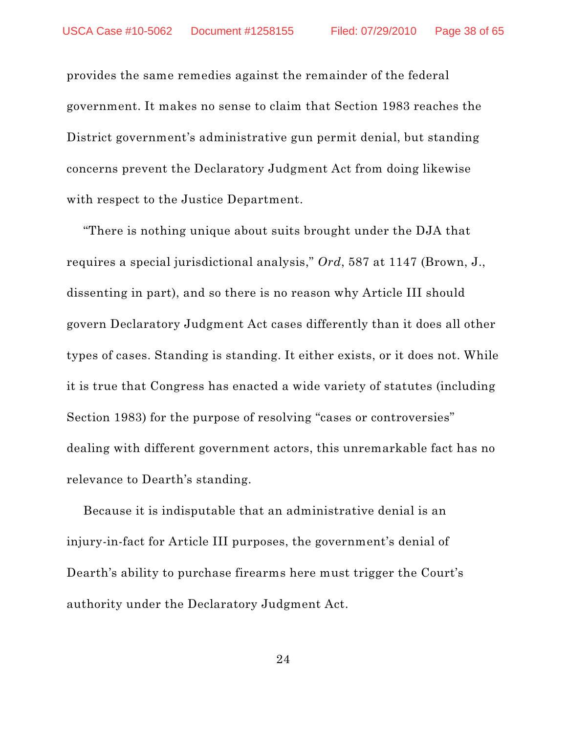provides the same remedies against the remainder of the federal government. It makes no sense to claim that Section 1983 reaches the District government's administrative gun permit denial, but standing concerns prevent the Declaratory Judgment Act from doing likewise with respect to the Justice Department.

"There is nothing unique about suits brought under the DJA that requires a special jurisdictional analysis," *Ord*, 587 at 1147 (Brown, J., dissenting in part), and so there is no reason why Article III should govern Declaratory Judgment Act cases differently than it does all other types of cases. Standing is standing. It either exists, or it does not. While it is true that Congress has enacted a wide variety of statutes (including Section 1983) for the purpose of resolving "cases or controversies" dealing with different government actors, this unremarkable fact has no relevance to Dearth's standing.

Because it is indisputable that an administrative denial is an injury-in-fact for Article III purposes, the government's denial of Dearth's ability to purchase firearms here must trigger the Court's authority under the Declaratory Judgment Act.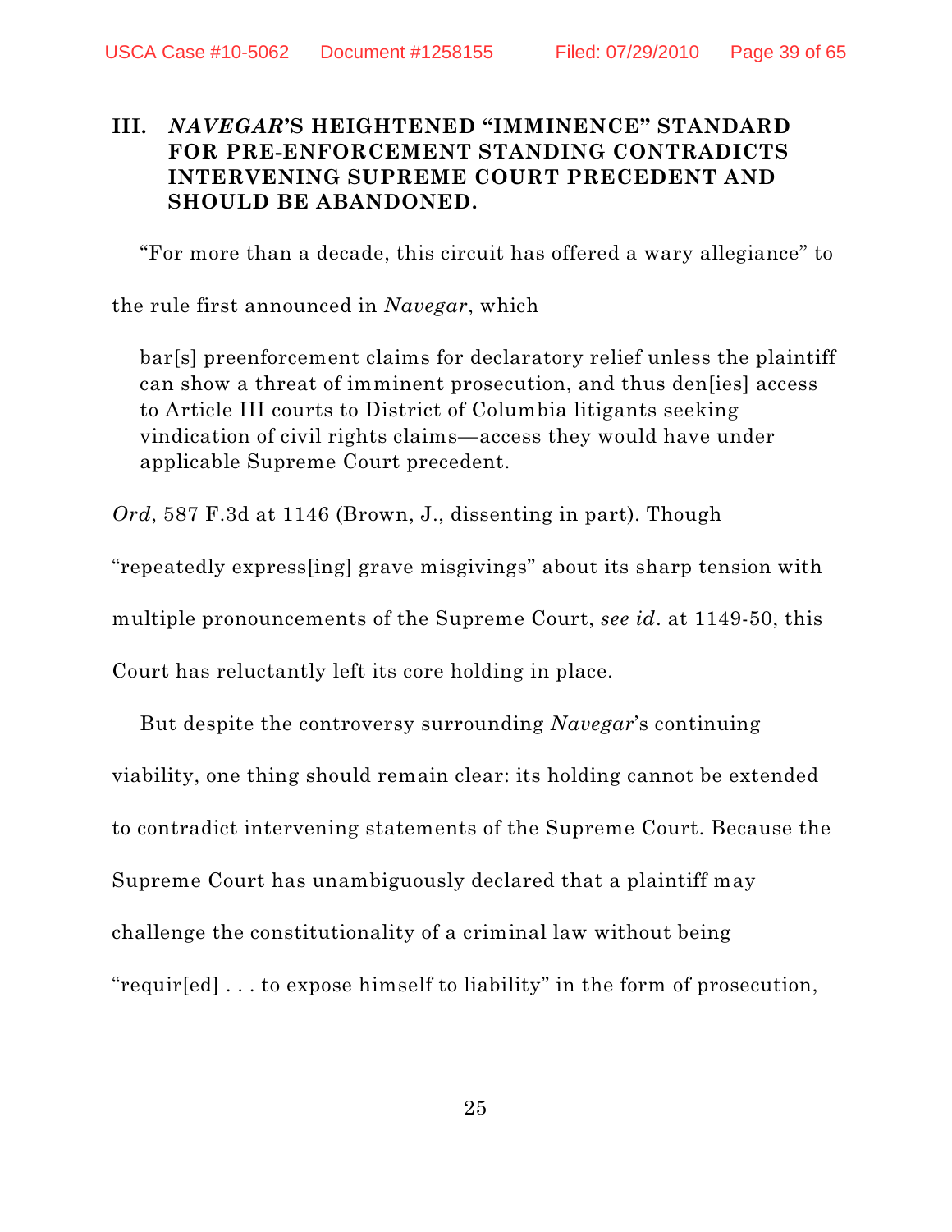### III. *NAVEGAR*'S HEIGHTENED "IMMINENCE" STANDARD FOR PRE-ENFORCEMENT STANDING CONTRADICTS INTERVENING SUPREME COURT PRECEDENT AND SHOULD BE ABANDONED.

"For more than a decade, this circuit has offered a wary allegiance" to the rule first announced in *Navegar*, which

> bar[s] preenforcement claims for declaratory relief unless the plaintiff can show a threat of imminent prosecution, and thus den[ies] access to Article III courts to District of Columbia litigants seeking vindication of civil rights claims—access they would have under applicable Supreme Court precedent.

*Ord*, 587 F.3d at 1146 (Brown, J., dissenting in part). Though "repeatedly express[ing] grave misgivings" about its sharp tension with multiple pronouncements of the Supreme Court, *see id*. at 1149-50, this Court has reluctantly left its core holding in place.

But despite the controversy surrounding *Navegar*'s continuing viability, one thing should remain clear: its holding cannot be extended to contradict intervening statements of the Supreme Court. Because the Supreme Court has unambiguously declared that a plaintiff may challenge the constitutionality of a criminal law without being "requir[ed] . . . to expose himself to liability" in the form of prosecution,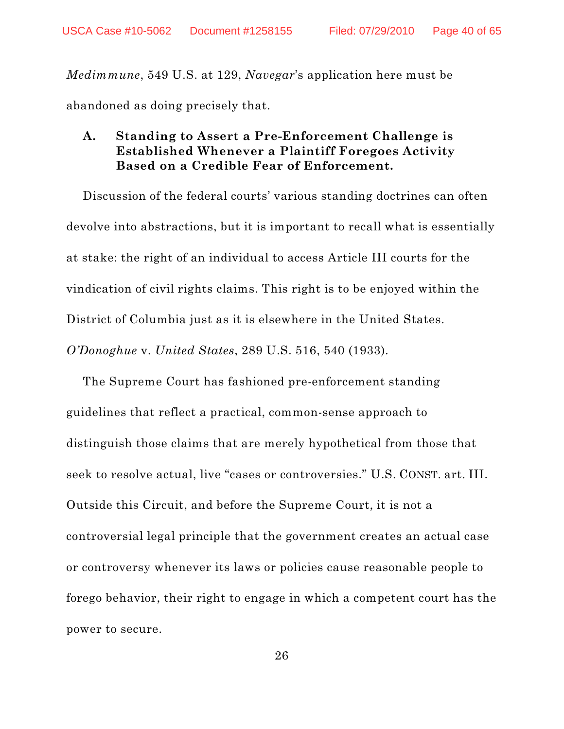*Medimmune*, 549 U.S. at 129, *Navegar*'s application here must be abandoned as doing precisely that.

### A. Standing to Assert a Pre-Enforcement Challenge is Established Whenever a Plaintiff Foregoes Activity Based on a Credible Fear of Enforcement.

Discussion of the federal courts' various standing doctrines can often devolve into abstractions, but it is important to recall what is essentially at stake: the right of an individual to access Article III courts for the vindication of civil rights claims. This right is to be enjoyed within the District of Columbia just as it is elsewhere in the United States. *O'Donoghue* v. *United States*, 289 U.S. 516, 540 (1933).

The Supreme Court has fashioned pre-enforcement standing guidelines that reflect a practical, common-sense approach to distinguish those claims that are merely hypothetical from those that seek to resolve actual, live "cases or controversies." U.S. CONST. art. III. Outside this Circuit, and before the Supreme Court, it is not a controversial legal principle that the government creates an actual case or controversy whenever its laws or policies cause reasonable people to forego behavior, their right to engage in which a competent court has the power to secure.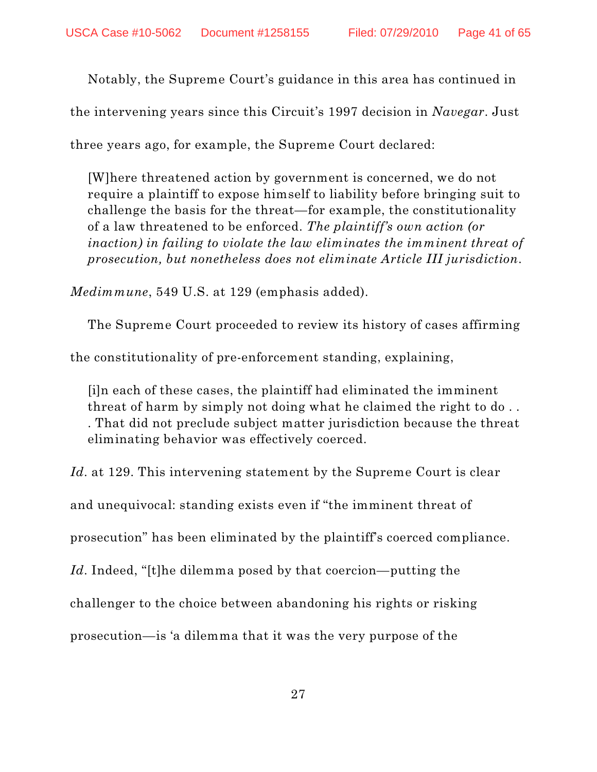Notably, the Supreme Court's guidance in this area has continued in the intervening years since this Circuit's 1997 decision in *Navegar*. Just three years ago, for example, the Supreme Court declared:

> [W]here threatened action by government is concerned, we do not require a plaintiff to expose himself to liability before bringing suit to challenge the basis for the threat—for example, the constitutionality of a law threatened to be enforced. *The plaintiff's own action (or inaction) in failing to violate the law eliminates the imminent threat of prosecution, but nonetheless does not eliminate Article III jurisdiction*.

*Medimmune*, 549 U.S. at 129 (emphasis added).

The Supreme Court proceeded to review its history of cases affirming the constitutionality of pre-enforcement standing, explaining,

> [i]n each of these cases, the plaintiff had eliminated the imminent threat of harm by simply not doing what he claimed the right to do . . . That did not preclude subject matter jurisdiction because the threat eliminating behavior was effectively coerced.

*Id*. at 129. This intervening statement by the Supreme Court is clear and unequivocal: standing exists even if "the imminent threat of prosecution" has been eliminated by the plaintiff's coerced compliance. *Id*. Indeed, "[t]he dilemma posed by that coercion—putting the challenger to the choice between abandoning his rights or risking prosecution—is 'a dilemma that it was the very purpose of the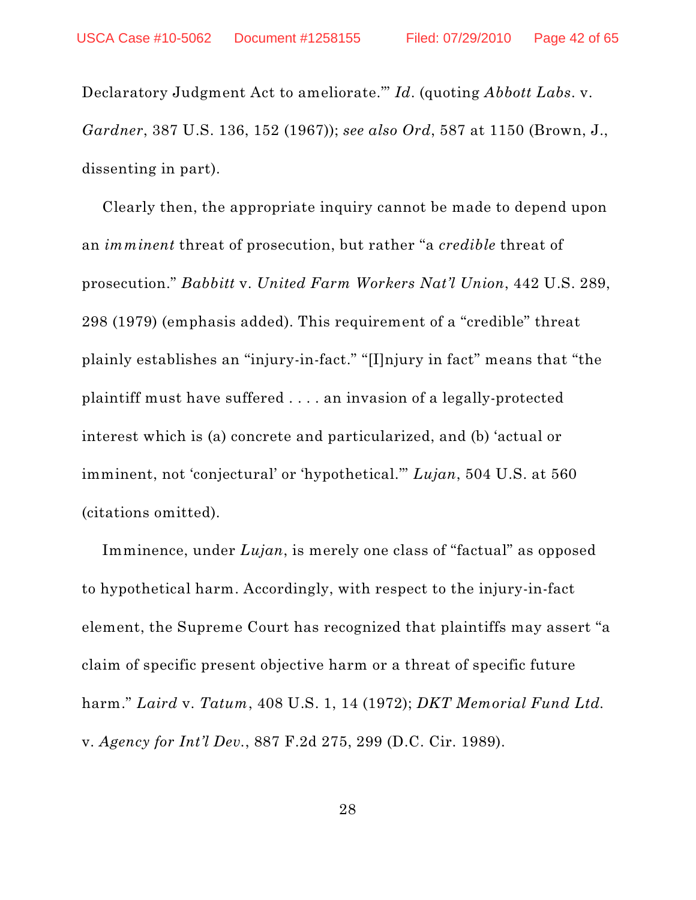Declaratory Judgment Act to ameliorate.'" *Id*. (quoting *Abbott Labs*. v. *Gardner*, 387 U.S. 136, 152 (1967)); *see also Ord*, 587 at 1150 (Brown, J., dissenting in part).

Clearly then, the appropriate inquiry cannot be made to depend upon an *imminent* threat of prosecution, but rather "a *credible* threat of prosecution." *Babbitt* v. *United Farm Workers Nat'l Union*, 442 U.S. 289, 298 (1979) (emphasis added). This requirement of a "credible" threat plainly establishes an "injury-in-fact." "[I]njury in fact" means that "the plaintiff must have suffered . . . . an invasion of a legally-protected interest which is (a) concrete and particularized, and (b) 'actual or imminent, not 'conjectural' or 'hypothetical.'" *Lujan*, 504 U.S. at 560 (citations omitted).

Imminence, under *Lujan*, is merely one class of "factual" as opposed to hypothetical harm. Accordingly, with respect to the injury-in-fact element, the Supreme Court has recognized that plaintiffs may assert "a claim of specific present objective harm or a threat of specific future harm." *Laird* v. *Tatum*, 408 U.S. 1, 14 (1972); *DKT Memorial Fund Ltd.* v. *Agency for Int'l Dev.*, 887 F.2d 275, 299 (D.C. Cir. 1989).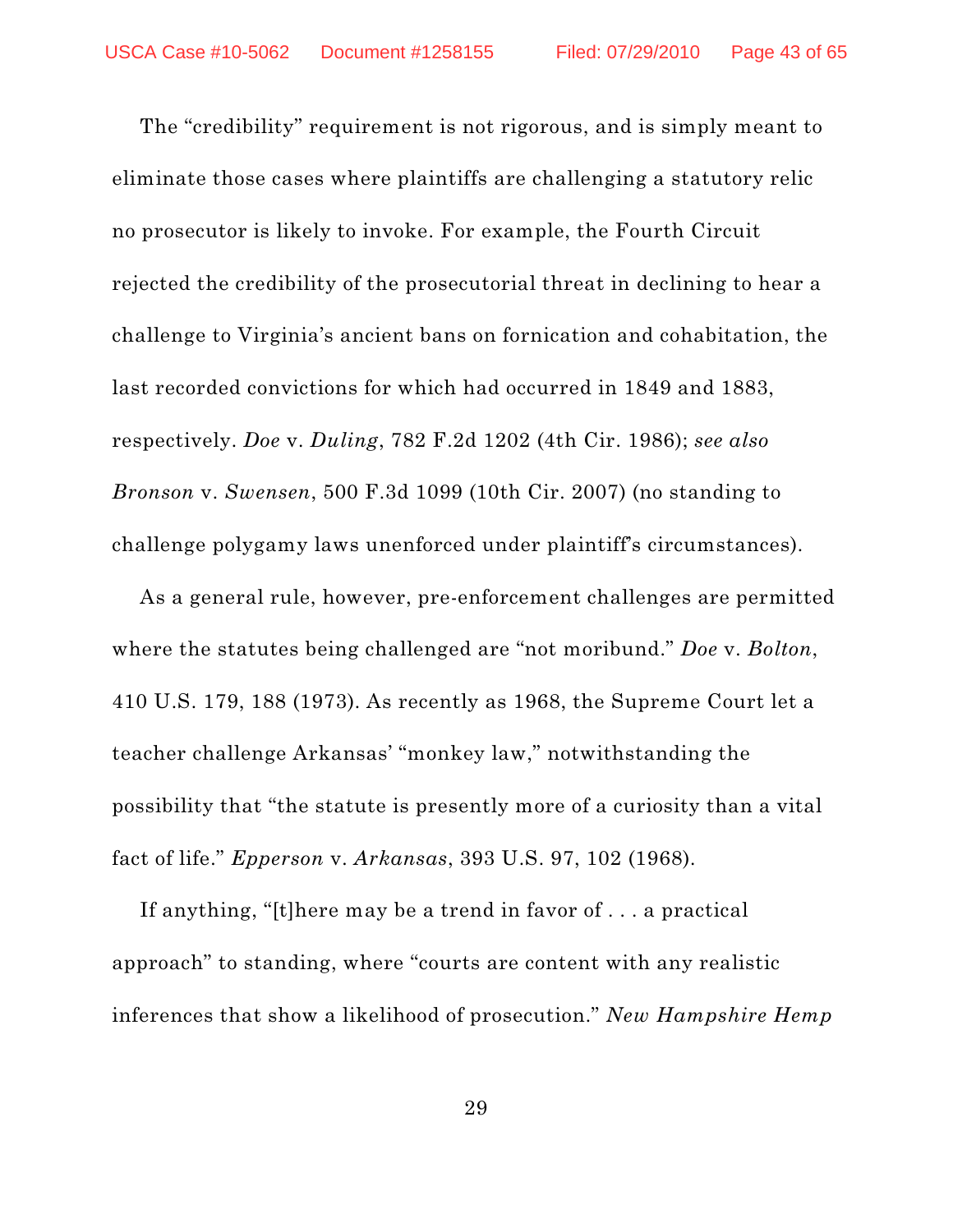The "credibility" requirement is not rigorous, and is simply meant to eliminate those cases where plaintiffs are challenging a statutory relic no prosecutor is likely to invoke. For example, the Fourth Circuit rejected the credibility of the prosecutorial threat in declining to hear a challenge to Virginia's ancient bans on fornication and cohabitation, the last recorded convictions for which had occurred in 1849 and 1883, respectively. *Doe* v. *Duling*, 782 F.2d 1202 (4th Cir. 1986); *see also Bronson* v. *Swensen*, 500 F.3d 1099 (10th Cir. 2007) (no standing to challenge polygamy laws unenforced under plaintiff's circumstances).

As a general rule, however, pre-enforcement challenges are permitted where the statutes being challenged are "not moribund." *Doe* v. *Bolton*, 410 U.S. 179, 188 (1973). As recently as 1968, the Supreme Court let a teacher challenge Arkansas' "monkey law," notwithstanding the possibility that "the statute is presently more of a curiosity than a vital fact of life." *Epperson* v. *Arkansas*, 393 U.S. 97, 102 (1968).

If anything, "[t]here may be a trend in favor of . . . a practical approach" to standing, where "courts are content with any realistic inferences that show a likelihood of prosecution." *New Hampshire Hemp*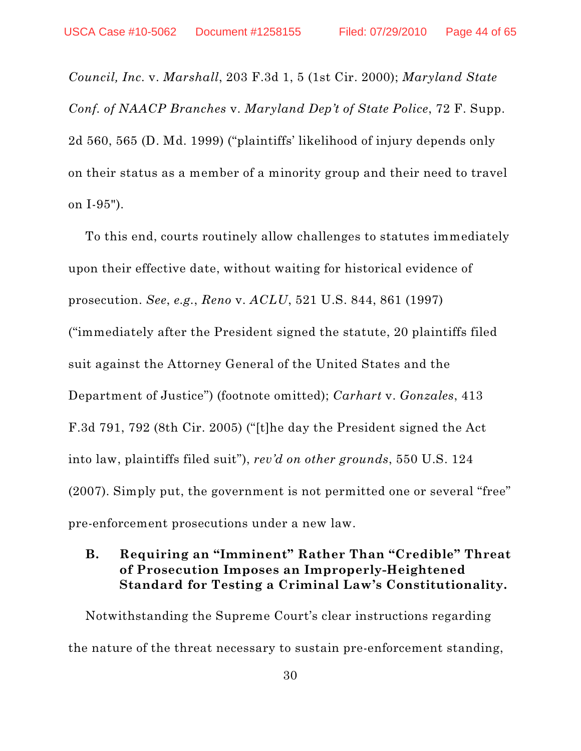*Council, Inc.* v. *Marshall*, 203 F.3d 1, 5 (1st Cir. 2000); *Maryland State Conf. of NAACP Branches* v. *Maryland Dep't of State Police*, 72 F. Supp. 2d 560, 565 (D. Md. 1999) ("plaintiffs' likelihood of injury depends only on their status as a member of a minority group and their need to travel on I-95").

To this end, courts routinely allow challenges to statutes immediately upon their effective date, without waiting for historical evidence of prosecution. *See*, *e.g.*, *Reno* v. *ACLU*, 521 U.S. 844, 861 (1997) ("immediately after the President signed the statute, 20 plaintiffs filed suit against the Attorney General of the United States and the Department of Justice") (footnote omitted); *Carhart* v. *Gonzales*, 413 F.3d 791, 792 (8th Cir. 2005) ("[t]he day the President signed the Act into law, plaintiffs filed suit"), *rev'd on other grounds*, 550 U.S. 124 (2007). Simply put, the government is not permitted one or several "free" pre-enforcement prosecutions under a new law.

### B. Requiring an "Imminent" Rather Than "Credible" Threat of Prosecution Imposes an Improperly-Heightened Standard for Testing a Criminal Law's Constitutionality.

Notwithstanding the Supreme Court's clear instructions regarding the nature of the threat necessary to sustain pre-enforcement standing,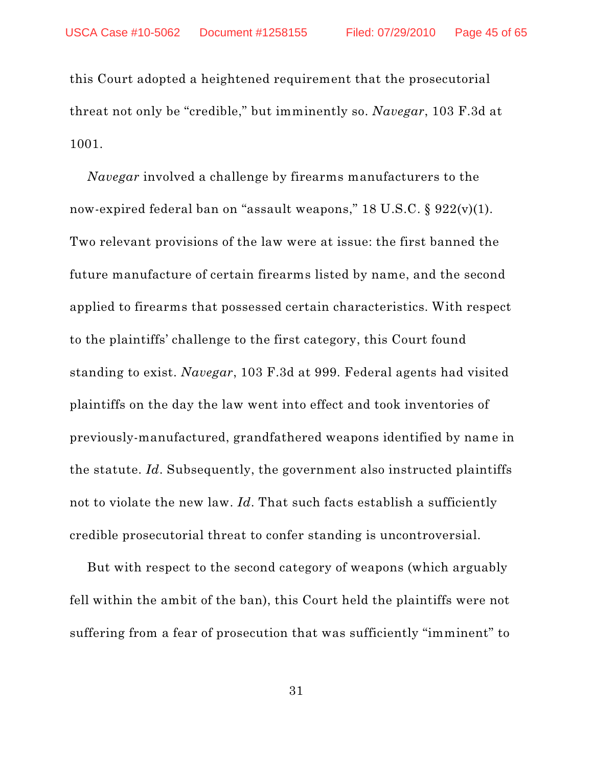this Court adopted a heightened requirement that the prosecutorial threat not only be "credible," but imminently so. *Navegar*, 103 F.3d at 1001.

*Navegar* involved a challenge by firearms manufacturers to the now-expired federal ban on "assault weapons," 18 U.S.C. § 922(v)(1). Two relevant provisions of the law were at issue: the first banned the future manufacture of certain firearms listed by name, and the second applied to firearms that possessed certain characteristics. With respect to the plaintiffs' challenge to the first category, this Court found standing to exist. *Navegar*, 103 F.3d at 999. Federal agents had visited plaintiffs on the day the law went into effect and took inventories of previously-manufactured, grandfathered weapons identified by name in the statute. *Id*. Subsequently, the government also instructed plaintiffs not to violate the new law. *Id*. That such facts establish a sufficiently credible prosecutorial threat to confer standing is uncontroversial.

But with respect to the second category of weapons (which arguably fell within the ambit of the ban), this Court held the plaintiffs were not suffering from a fear of prosecution that was sufficiently "imminent" to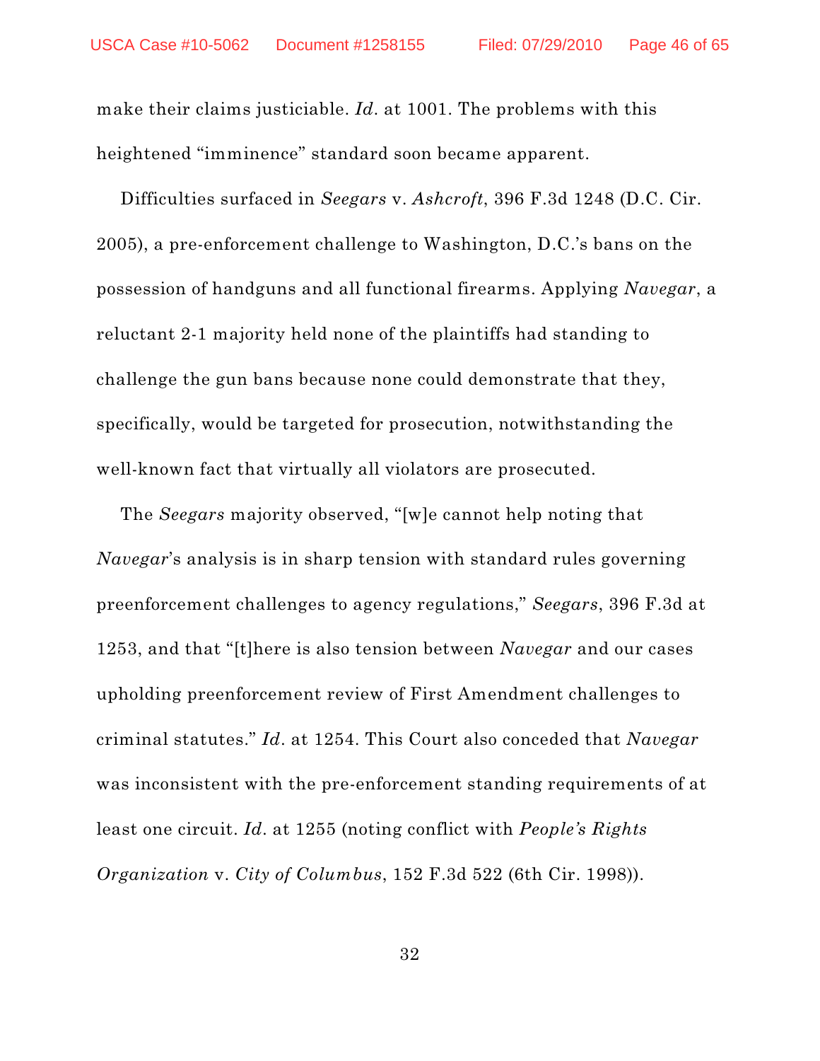make their claims justiciable. *Id*. at 1001. The problems with this heightened "imminence" standard soon became apparent.

Difficulties surfaced in *Seegars* v. *Ashcroft*, 396 F.3d 1248 (D.C. Cir. 2005), a pre-enforcement challenge to Washington, D.C.'s bans on the possession of handguns and all functional firearms. Applying *Navegar*, a reluctant 2-1 majority held none of the plaintiffs had standing to challenge the gun bans because none could demonstrate that they, specifically, would be targeted for prosecution, notwithstanding the well-known fact that virtually all violators are prosecuted.

The *Seegars* majority observed, "[w]e cannot help noting that *Navegar*'s analysis is in sharp tension with standard rules governing preenforcement challenges to agency regulations," *Seegars*, 396 F.3d at 1253, and that "[t]here is also tension between *Navegar* and our cases upholding preenforcement review of First Amendment challenges to criminal statutes." *Id*. at 1254. This Court also conceded that *Navegar* was inconsistent with the pre-enforcement standing requirements of at least one circuit. *Id*. at 1255 (noting conflict with *People's Rights Organization* v. *City of Columbus*, 152 F.3d 522 (6th Cir. 1998)).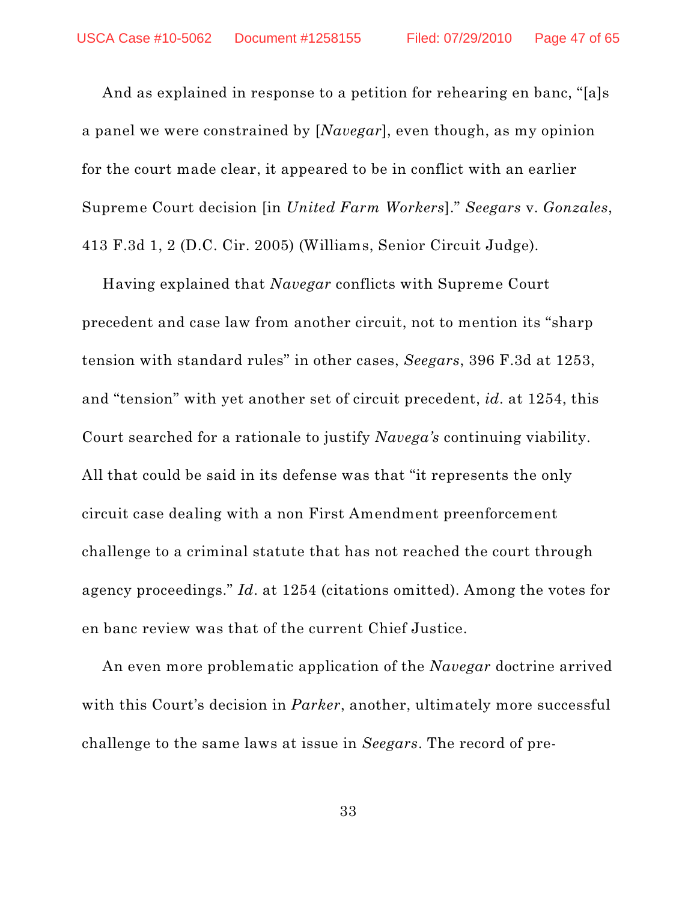And as explained in response to a petition for rehearing en banc, "[a]s a panel we were constrained by [*Navegar*], even though, as my opinion for the court made clear, it appeared to be in conflict with an earlier Supreme Court decision [in *United Farm Workers*]." *Seegars* v. *Gonzales*, 413 F.3d 1, 2 (D.C. Cir. 2005) (Williams, Senior Circuit Judge).

Having explained that *Navegar* conflicts with Supreme Court precedent and case law from another circuit, not to mention its "sharp tension with standard rules" in other cases, *Seegars*, 396 F.3d at 1253, and "tension" with yet another set of circuit precedent, *id*. at 1254, this Court searched for a rationale to justify *Navega's* continuing viability. All that could be said in its defense was that "it represents the only circuit case dealing with a non First Amendment preenforcement challenge to a criminal statute that has not reached the court through agency proceedings." *Id*. at 1254 (citations omitted). Among the votes for en banc review was that of the current Chief Justice.

An even more problematic application of the *Navegar* doctrine arrived with this Court's decision in *Parker*, another, ultimately more successful challenge to the same laws at issue in *Seegars*. The record of pre-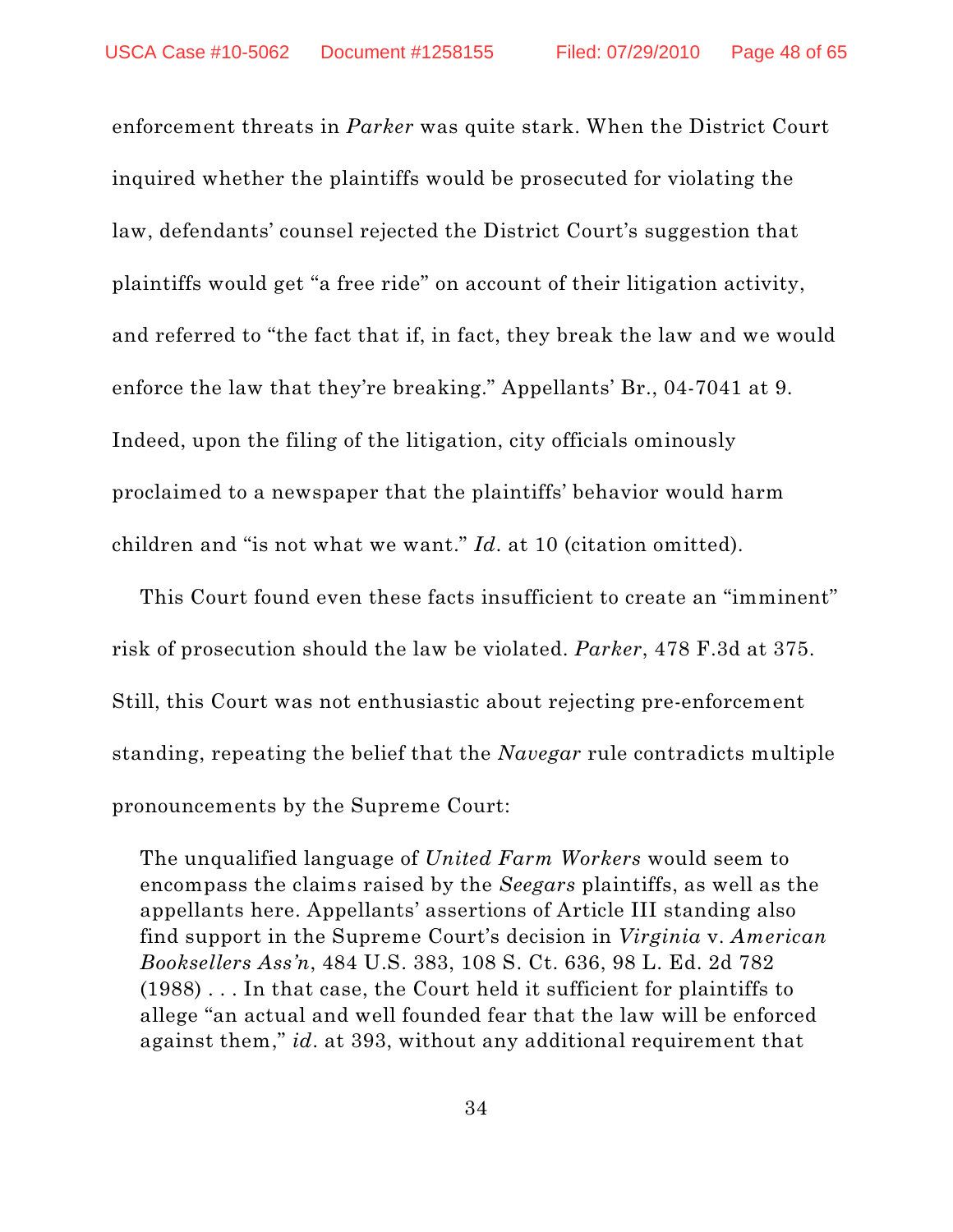enforcement threats in *Parker* was quite stark. When the District Court inquired whether the plaintiffs would be prosecuted for violating the law, defendants' counsel rejected the District Court's suggestion that plaintiffs would get "a free ride" on account of their litigation activity, and referred to "the fact that if, in fact, they break the law and we would enforce the law that they're breaking." Appellants' Br., 04-7041 at 9. Indeed, upon the filing of the litigation, city officials ominously proclaimed to a newspaper that the plaintiffs' behavior would harm children and "is not what we want." *Id*. at 10 (citation omitted).

This Court found even these facts insufficient to create an "imminent" risk of prosecution should the law be violated. *Parker*, 478 F.3d at 375. Still, this Court was not enthusiastic about rejecting pre-enforcement standing, repeating the belief that the *Navegar* rule contradicts multiple pronouncements by the Supreme Court:

> The unqualified language of *United Farm Workers* would seem to encompass the claims raised by the *Seegars* plaintiffs, as well as the appellants here. Appellants' assertions of Article III standing also find support in the Supreme Court's decision in *Virginia* v. *American Booksellers Ass'n*, 484 U.S. 383, 108 S. Ct. 636, 98 L. Ed. 2d 782 (1988) . . . In that case, the Court held it sufficient for plaintiffs to allege "an actual and well founded fear that the law will be enforced against them," *id*. at 393, without any additional requirement that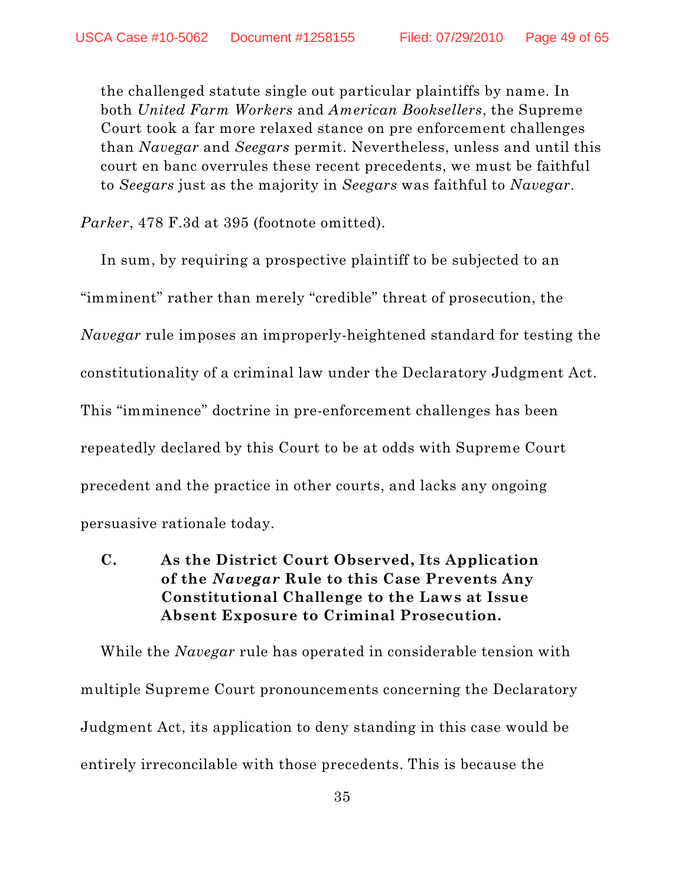> the challenged statute single out particular plaintiffs by name. In both *United Farm Workers* and *American Booksellers*, the Supreme Court took a far more relaxed stance on pre enforcement challenges than *Navegar* and *Seegars* permit. Nevertheless, unless and until this court en banc overrules these recent precedents, we must be faithful to *Seegars* just as the majority in *Seegars* was faithful to *Navegar*.

*Parker*, 478 F.3d at 395 (footnote omitted).

In sum, by requiring a prospective plaintiff to be subjected to an "imminent" rather than merely "credible" threat of prosecution, the *Navegar* rule imposes an improperly-heightened standard for testing the constitutionality of a criminal law under the Declaratory Judgment Act. This "imminence" doctrine in pre-enforcement challenges has been repeatedly declared by this Court to be at odds with Supreme Court precedent and the practice in other courts, and lacks any ongoing persuasive rationale today.

### C. As the District Court Observed, Its Application of the *Navegar* Rule to this Case Prevents Any Constitutional Challenge to the Laws at Issue Absent Exposure to Criminal Prosecution.

While the *Navegar* rule has operated in considerable tension with multiple Supreme Court pronouncements concerning the Declaratory Judgment Act, its application to deny standing in this case would be entirely irreconcilable with those precedents. This is because the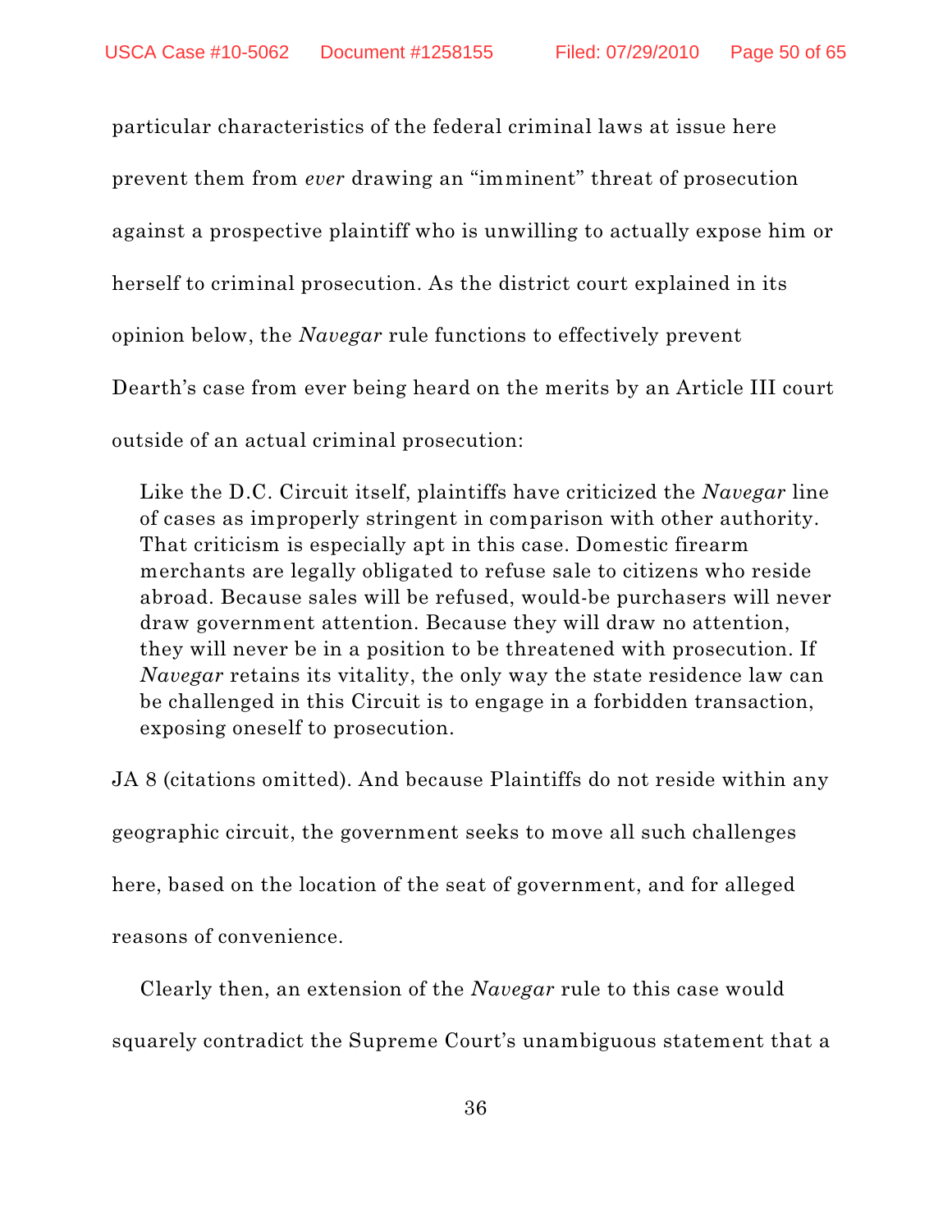particular characteristics of the federal criminal laws at issue here prevent them from *ever* drawing an "imminent" threat of prosecution against a prospective plaintiff who is unwilling to actually expose him or herself to criminal prosecution. As the district court explained in its opinion below, the *Navegar* rule functions to effectively prevent Dearth's case from ever being heard on the merits by an Article III court outside of an actual criminal prosecution:

> Like the D.C. Circuit itself, plaintiffs have criticized the *Navegar* line of cases as improperly stringent in comparison with other authority. That criticism is especially apt in this case. Domestic firearm merchants are legally obligated to refuse sale to citizens who reside abroad. Because sales will be refused, would-be purchasers will never draw government attention. Because they will draw no attention, they will never be in a position to be threatened with prosecution. If *Navegar* retains its vitality, the only way the state residence law can be challenged in this Circuit is to engage in a forbidden transaction, exposing oneself to prosecution.

JA 8 (citations omitted). And because Plaintiffs do not reside within any geographic circuit, the government seeks to move all such challenges here, based on the location of the seat of government, and for alleged reasons of convenience.

Clearly then, an extension of the *Navegar* rule to this case would squarely contradict the Supreme Court's unambiguous statement that a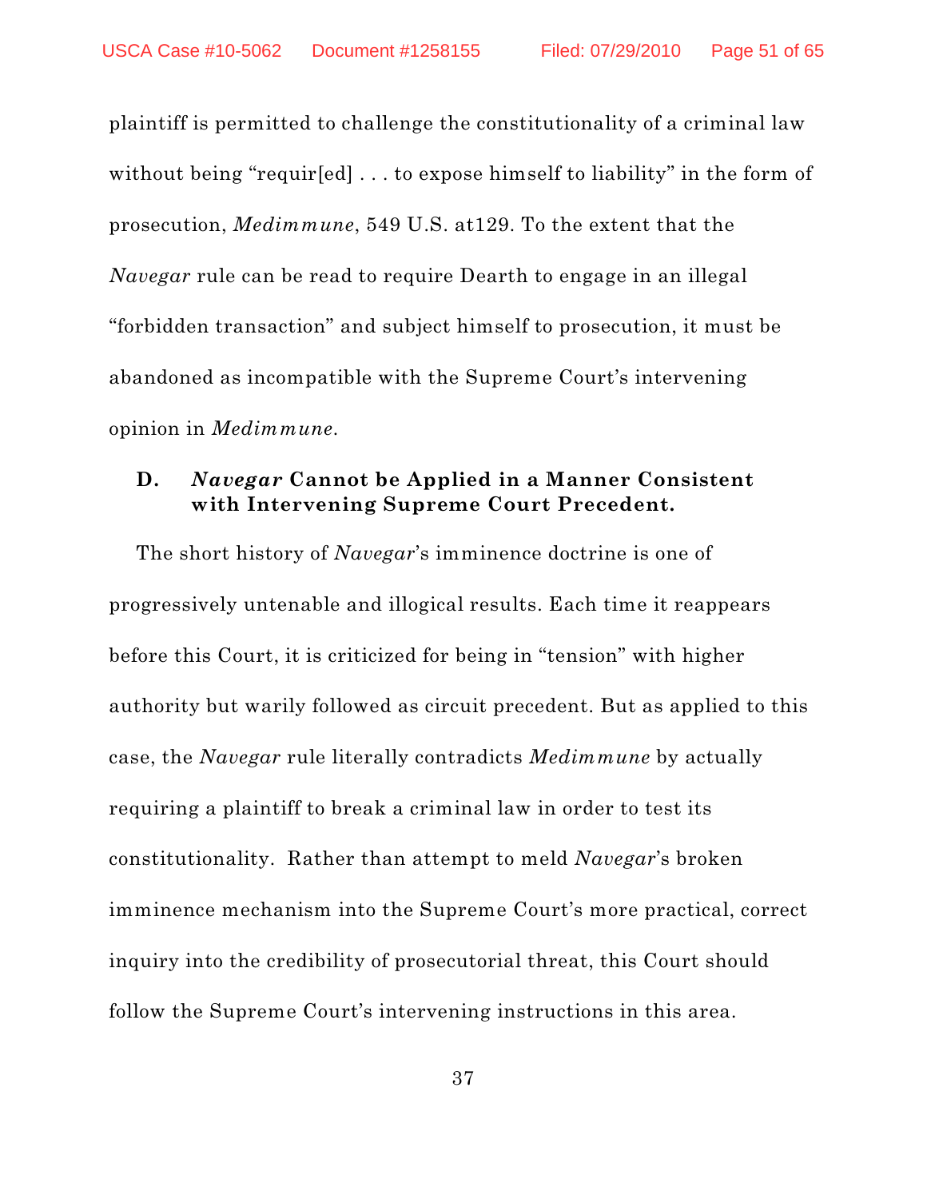plaintiff is permitted to challenge the constitutionality of a criminal law without being "requir[ed] . . . to expose himself to liability" in the form of prosecution, *Medimmune*, 549 U.S. at129. To the extent that the *Navegar* rule can be read to require Dearth to engage in an illegal "forbidden transaction" and subject himself to prosecution, it must be abandoned as incompatible with the Supreme Court's intervening opinion in *Medimmune*.

### D. *Navegar* Cannot be Applied in a Manner Consistent with Intervening Supreme Court Precedent.

The short history of *Navegar*'s imminence doctrine is one of progressively untenable and illogical results. Each time it reappears before this Court, it is criticized for being in "tension" with higher authority but warily followed as circuit precedent. But as applied to this case, the *Navegar* rule literally contradicts *Medimmune* by actually requiring a plaintiff to break a criminal law in order to test its constitutionality. Rather than attempt to meld *Navegar*'s broken imminence mechanism into the Supreme Court's more practical, correct inquiry into the credibility of prosecutorial threat, this Court should follow the Supreme Court's intervening instructions in this area.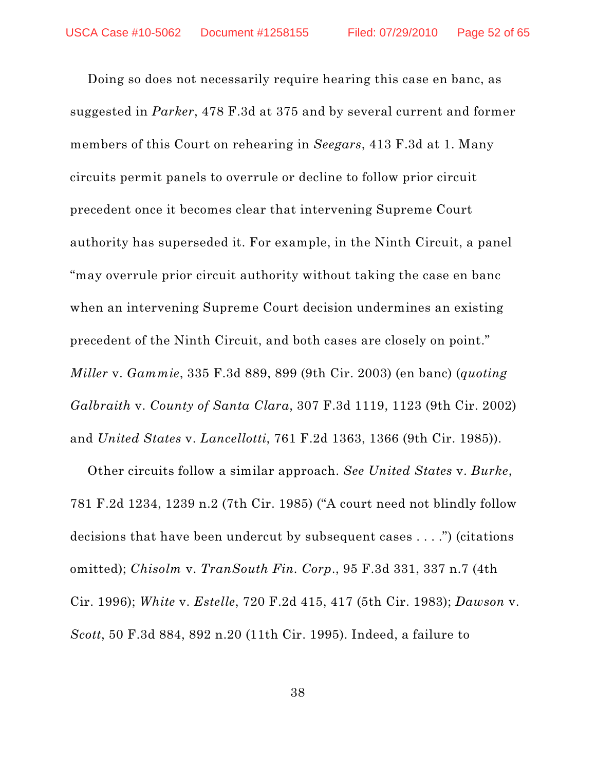Doing so does not necessarily require hearing this case en banc, as suggested in *Parker*, 478 F.3d at 375 and by several current and former members of this Court on rehearing in *Seegars*, 413 F.3d at 1. Many circuits permit panels to overrule or decline to follow prior circuit precedent once it becomes clear that intervening Supreme Court authority has superseded it. For example, in the Ninth Circuit, a panel "may overrule prior circuit authority without taking the case en banc when an intervening Supreme Court decision undermines an existing precedent of the Ninth Circuit, and both cases are closely on point." *Miller* v. *Gammie*, 335 F.3d 889, 899 (9th Cir. 2003) (en banc) (*quoting Galbraith* v. *County of Santa Clara*, 307 F.3d 1119, 1123 (9th Cir. 2002) and *United States* v. *Lancellotti*, 761 F.2d 1363, 1366 (9th Cir. 1985)).

Other circuits follow a similar approach. *See United States* v. *Burke*, 781 F.2d 1234, 1239 n.2 (7th Cir. 1985) ("A court need not blindly follow decisions that have been undercut by subsequent cases . . . .") (citations omitted); *Chisolm* v. *TranSouth Fin. Corp.*, 95 F.3d 331, 337 n.7 (4th Cir. 1996); *White* v. *Estelle*, 720 F.2d 415, 417 (5th Cir. 1983); *Dawson* v. *Scott*, 50 F.3d 884, 892 n.20 (11th Cir. 1995). Indeed, a failure to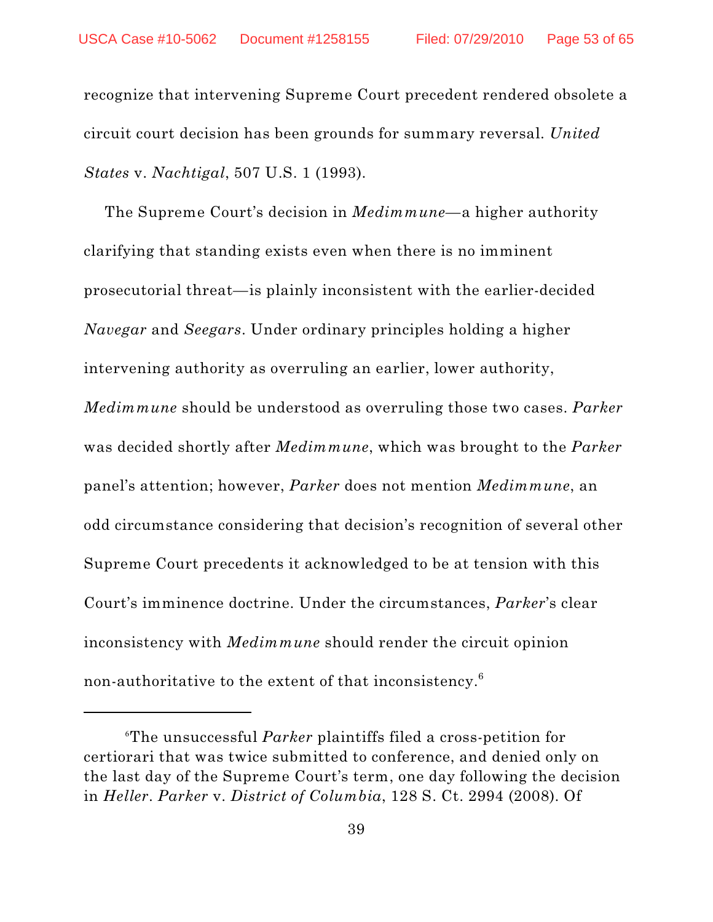recognize that intervening Supreme Court precedent rendered obsolete a circuit court decision has been grounds for summary reversal. *United States* v. *Nachtigal*, 507 U.S. 1 (1993).

The Supreme Court's decision in *Medimmune*—a higher authority clarifying that standing exists even when there is no imminent prosecutorial threat—is plainly inconsistent with the earlier-decided *Navegar* and *Seegars*. Under ordinary principles holding a higher intervening authority as overruling an earlier, lower authority, *Medimmune* should be understood as overruling those two cases. *Parker* was decided shortly after *Medimmune*, which was brought to the *Parker* panel's attention; however, *Parker* does not mention *Medimmune*, an odd circumstance considering that decision's recognition of several other Supreme Court precedents it acknowledged to be at tension with this Court's imminence doctrine. Under the circumstances, *Parker*'s clear inconsistency with *Medimmune* should render the circuit opinion non-authoritative to the extent of that inconsistency.[6]

---

[6]The unsuccessful *Parker* plaintiffs filed a cross-petition for certiorari that was twice submitted to conference, and denied only on the last day of the Supreme Court's term, one day following the decision in *Heller*. *Parker* v. *District of Columbia*, 128 S. Ct. 2994 (2008). Of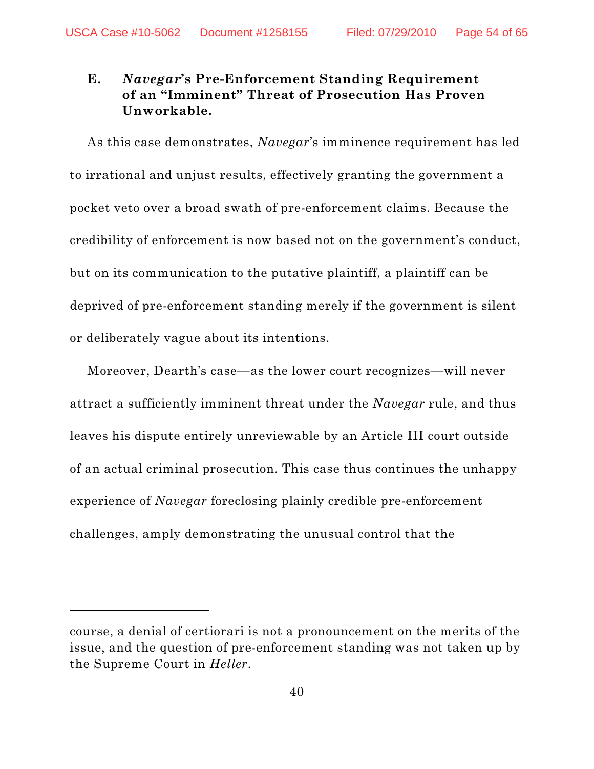### E. *Navegar*'s Pre-Enforcement Standing Requirement of an "Imminent" Threat of Prosecution Has Proven Unworkable.

As this case demonstrates, *Navegar*'s imminence requirement has led to irrational and unjust results, effectively granting the government a pocket veto over a broad swath of pre-enforcement claims. Because the credibility of enforcement is now based not on the government's conduct, but on its communication to the putative plaintiff, a plaintiff can be deprived of pre-enforcement standing merely if the government is silent or deliberately vague about its intentions.

Moreover, Dearth's case—as the lower court recognizes—will never attract a sufficiently imminent threat under the *Navegar* rule, and thus leaves his dispute entirely unreviewable by an Article III court outside of an actual criminal prosecution. This case thus continues the unhappy experience of *Navegar* foreclosing plainly credible pre-enforcement challenges, amply demonstrating the unusual control that the

---

course, a denial of certiorari is not a pronouncement on the merits of the issue, and the question of pre-enforcement standing was not taken up by the Supreme Court in *Heller*.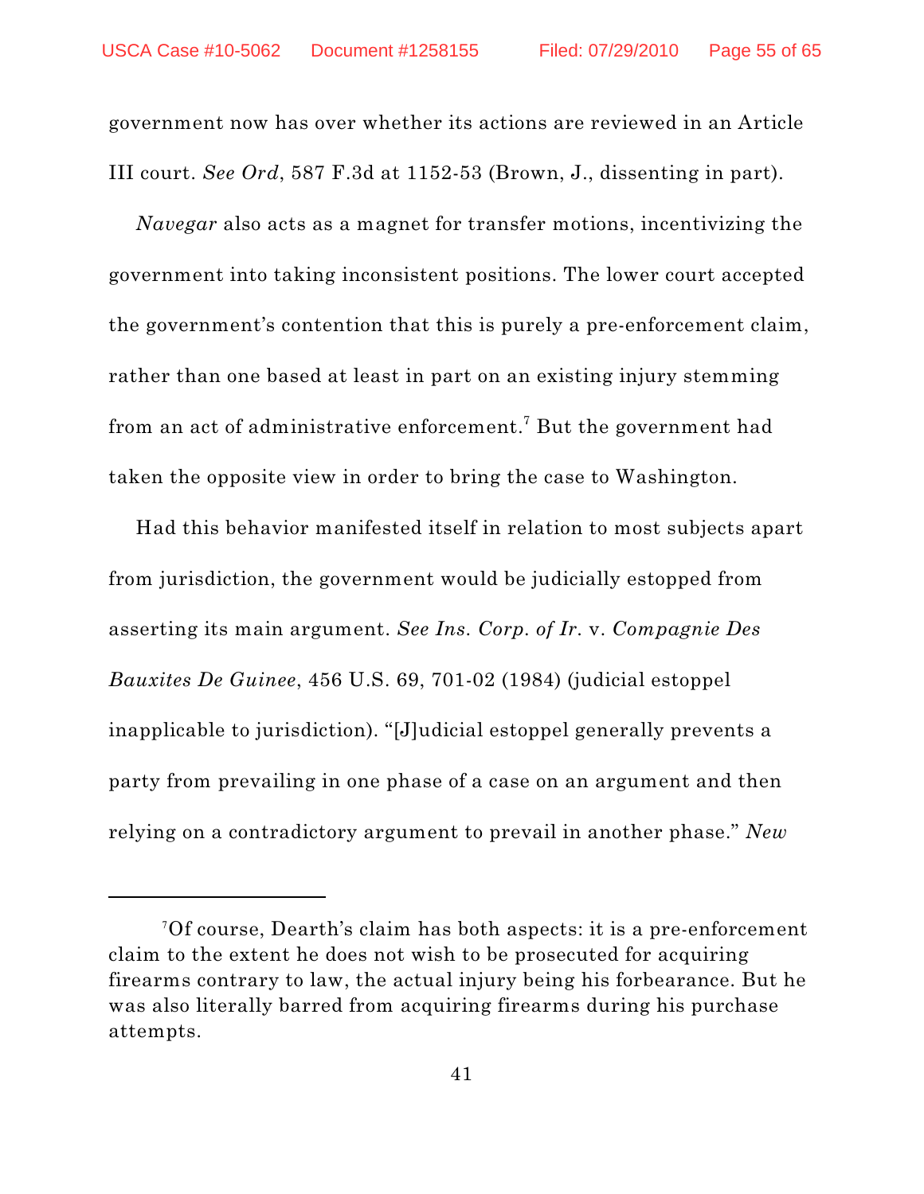government now has over whether its actions are reviewed in an Article III court. *See Ord*, 587 F.3d at 1152-53 (Brown, J., dissenting in part).

*Navegar* also acts as a magnet for transfer motions, incentivizing the government into taking inconsistent positions. The lower court accepted the government's contention that this is purely a pre-enforcement claim, rather than one based at least in part on an existing injury stemming from an act of administrative enforcement.[7] But the government had taken the opposite view in order to bring the case to Washington.

Had this behavior manifested itself in relation to most subjects apart from jurisdiction, the government would be judicially estopped from asserting its main argument. *See Ins. Corp. of Ir.* v. *Compagnie Des Bauxites De Guinee*, 456 U.S. 69, 701-02 (1984) (judicial estoppel inapplicable to jurisdiction). "[J]udicial estoppel generally prevents a party from prevailing in one phase of a case on an argument and then relying on a contradictory argument to prevail in another phase." *New*

---

[7] Of course, Dearth's claim has both aspects: it is a pre-enforcement claim to the extent he does not wish to be prosecuted for acquiring firearms contrary to law, the actual injury being his forbearance. But he was also literally barred from acquiring firearms during his purchase attempts.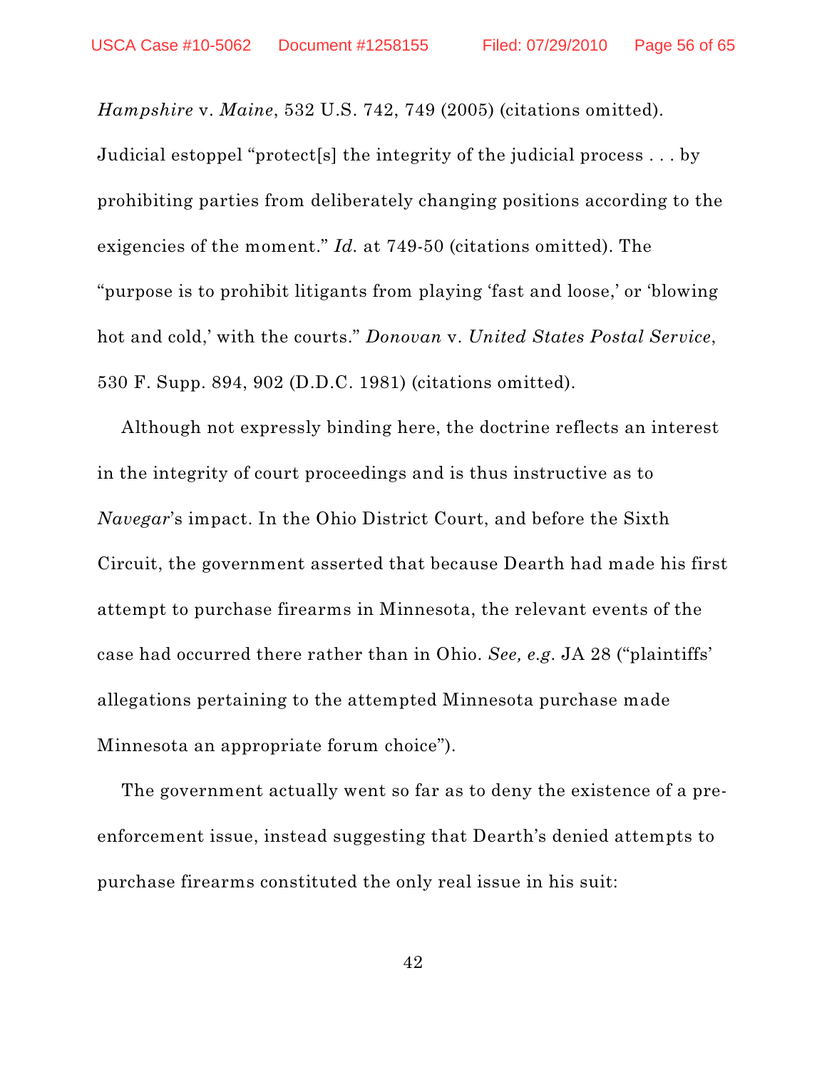*Hampshire* v. *Maine*, 532 U.S. 742, 749 (2005) (citations omitted). Judicial estoppel "protect[s] the integrity of the judicial process . . . by prohibiting parties from deliberately changing positions according to the exigencies of the moment." *Id.* at 749-50 (citations omitted). The "purpose is to prohibit litigants from playing 'fast and loose,' or 'blowing hot and cold,' with the courts." *Donovan* v. *United States Postal Service*, 530 F. Supp. 894, 902 (D.D.C. 1981) (citations omitted).

Although not expressly binding here, the doctrine reflects an interest in the integrity of court proceedings and is thus instructive as to *Navegar*'s impact. In the Ohio District Court, and before the Sixth Circuit, the government asserted that because Dearth had made his first attempt to purchase firearms in Minnesota, the relevant events of the case had occurred there rather than in Ohio. *See, e.g.* JA 28 ("plaintiffs' allegations pertaining to the attempted Minnesota purchase made Minnesota an appropriate forum choice").

The government actually went so far as to deny the existence of a pre-enforcement issue, instead suggesting that Dearth's denied attempts to purchase firearms constituted the only real issue in his suit: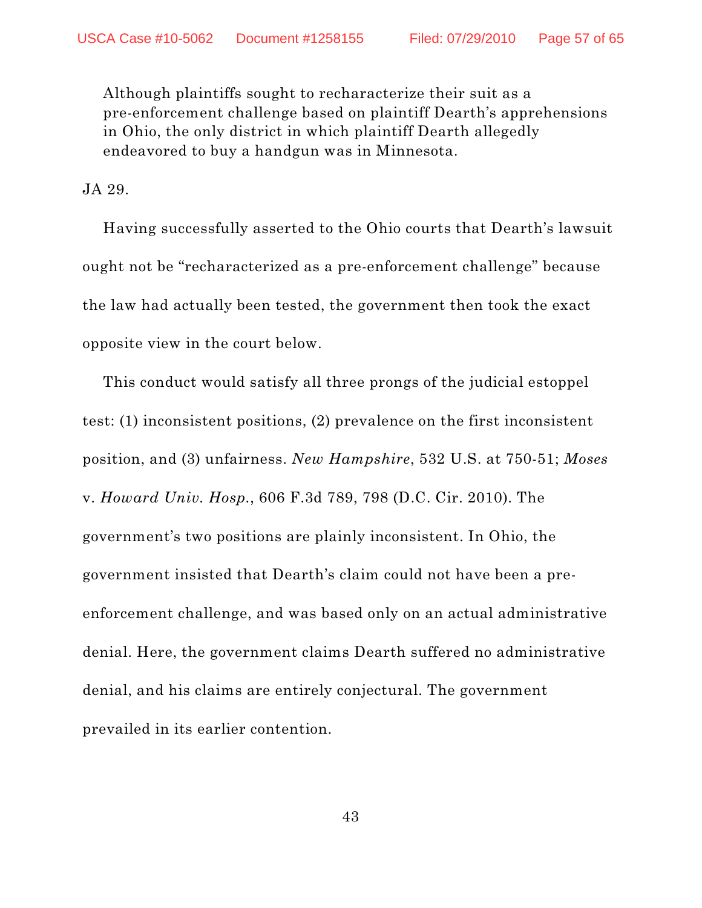> Although plaintiffs sought to recharacterize their suit as a pre-enforcement challenge based on plaintiff Dearth's apprehensions in Ohio, the only district in which plaintiff Dearth allegedly endeavored to buy a handgun was in Minnesota.

JA 29.

Having successfully asserted to the Ohio courts that Dearth's lawsuit ought not be "recharacterized as a pre-enforcement challenge" because the law had actually been tested, the government then took the exact opposite view in the court below.

This conduct would satisfy all three prongs of the judicial estoppel test: (1) inconsistent positions, (2) prevalence on the first inconsistent position, and (3) unfairness. *New Hampshire*, 532 U.S. at 750-51; *Moses* v. *Howard Univ. Hosp.*, 606 F.3d 789, 798 (D.C. Cir. 2010). The government's two positions are plainly inconsistent. In Ohio, the government insisted that Dearth's claim could not have been a pre-enforcement challenge, and was based only on an actual administrative denial. Here, the government claims Dearth suffered no administrative denial, and his claims are entirely conjectural. The government prevailed in its earlier contention.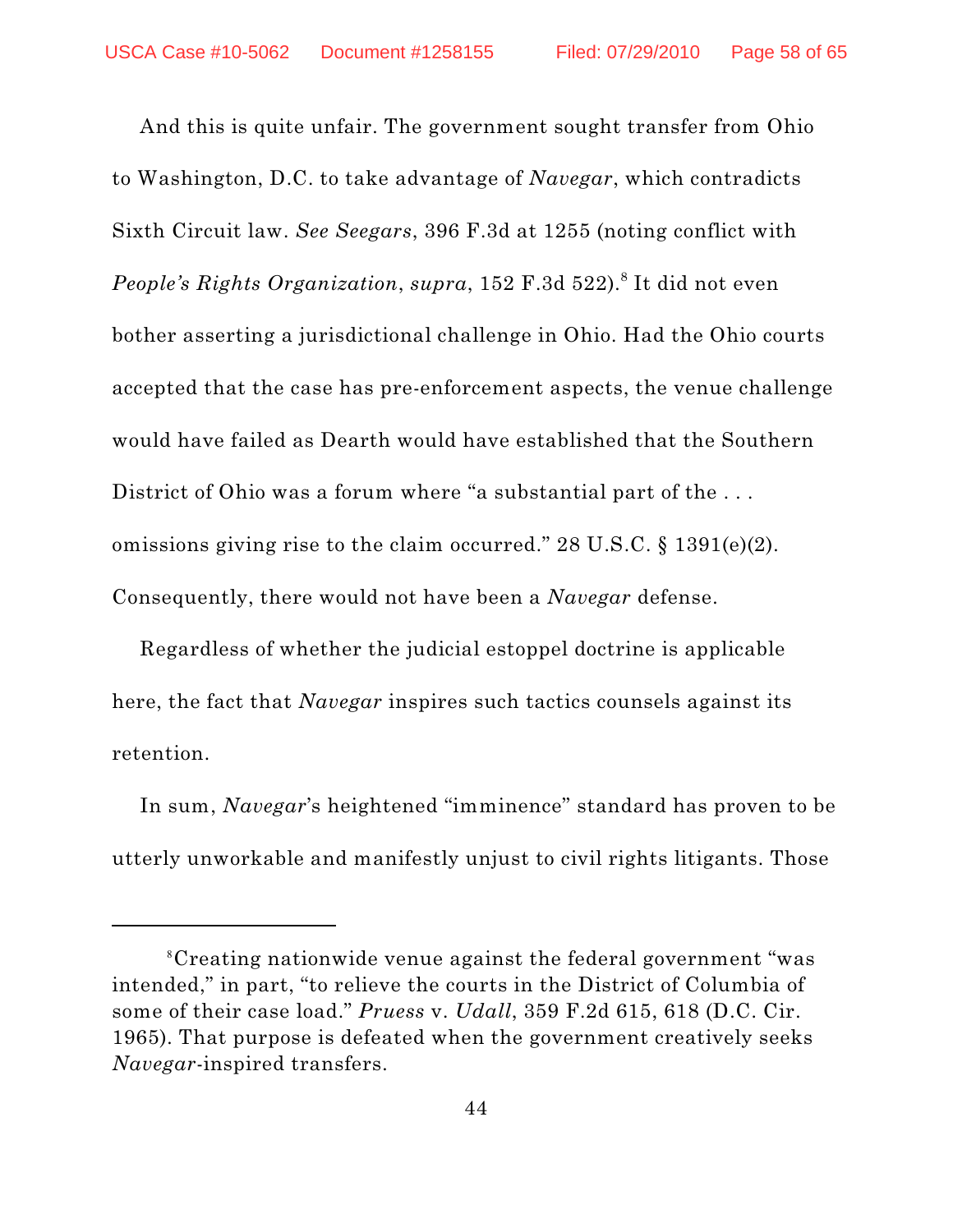And this is quite unfair. The government sought transfer from Ohio to Washington, D.C. to take advantage of *Navegar*, which contradicts Sixth Circuit law. *See Seegars*, 396 F.3d at 1255 (noting conflict with *People's Rights Organization*, *supra*, 152 F.3d 522).[8] It did not even bother asserting a jurisdictional challenge in Ohio. Had the Ohio courts accepted that the case has pre-enforcement aspects, the venue challenge would have failed as Dearth would have established that the Southern District of Ohio was a forum where "a substantial part of the . . . omissions giving rise to the claim occurred." 28 U.S.C. § 1391(e)(2). Consequently, there would not have been a *Navegar* defense.

Regardless of whether the judicial estoppel doctrine is applicable here, the fact that *Navegar* inspires such tactics counsels against its retention.

In sum, *Navegar*'s heightened "imminence" standard has proven to be utterly unworkable and manifestly unjust to civil rights litigants. Those

---

[8] Creating nationwide venue against the federal government "was intended," in part, "to relieve the courts in the District of Columbia of some of their case load." *Pruess* v. *Udall*, 359 F.2d 615, 618 (D.C. Cir. 1965). That purpose is defeated when the government creatively seeks *Navegar*-inspired transfers.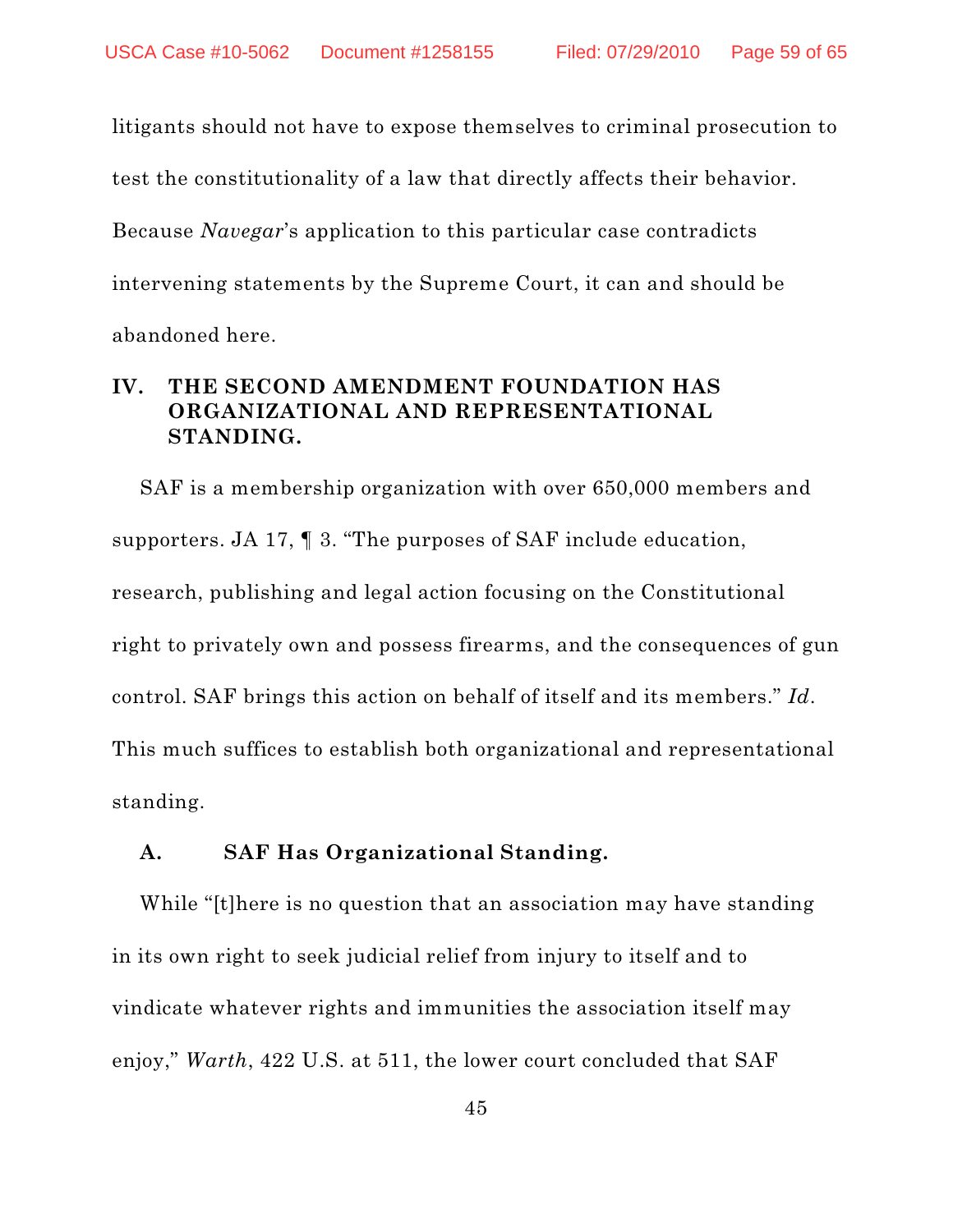litigants should not have to expose themselves to criminal prosecution to test the constitutionality of a law that directly affects their behavior. Because *Navegar*'s application to this particular case contradicts intervening statements by the Supreme Court, it can and should be abandoned here.

## IV. THE SECOND AMENDMENT FOUNDATION HAS ORGANIZATIONAL AND REPRESENTATIONAL STANDING.

SAF is a membership organization with over 650,000 members and supporters. JA 17, ¶ 3. "The purposes of SAF include education, research, publishing and legal action focusing on the Constitutional right to privately own and possess firearms, and the consequences of gun control. SAF brings this action on behalf of itself and its members." *Id*. This much suffices to establish both organizational and representational standing.

### A. SAF Has Organizational Standing.

While "[t]here is no question that an association may have standing in its own right to seek judicial relief from injury to itself and to vindicate whatever rights and immunities the association itself may enjoy," *Warth*, 422 U.S. at 511, the lower court concluded that SAF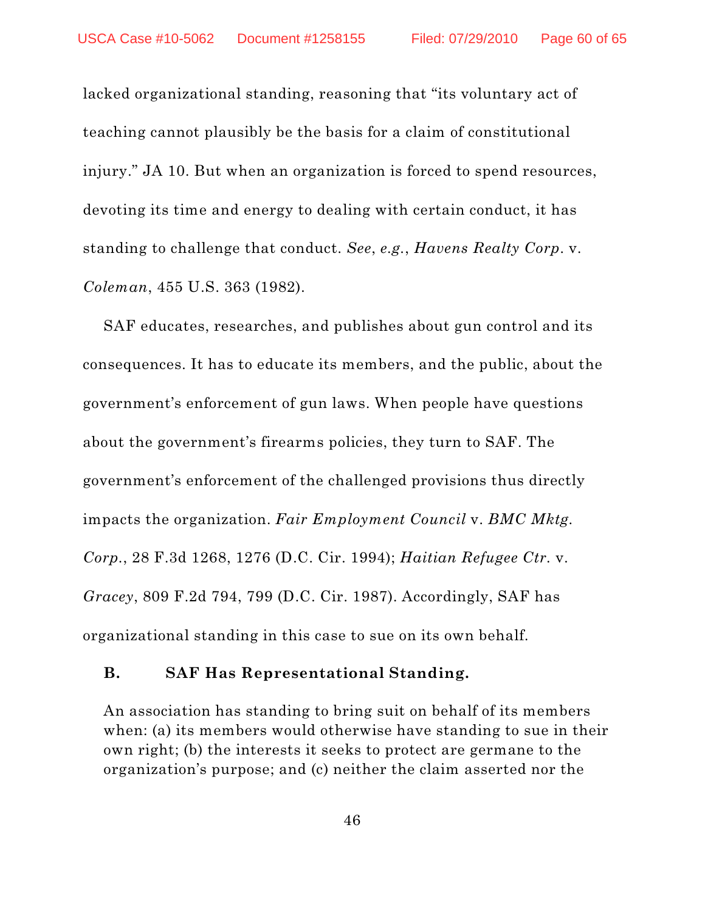lacked organizational standing, reasoning that "its voluntary act of teaching cannot plausibly be the basis for a claim of constitutional injury." JA 10. But when an organization is forced to spend resources, devoting its time and energy to dealing with certain conduct, it has standing to challenge that conduct. *See*, *e.g.*, *Havens Realty Corp*. v. *Coleman*, 455 U.S. 363 (1982).

SAF educates, researches, and publishes about gun control and its consequences. It has to educate its members, and the public, about the government's enforcement of gun laws. When people have questions about the government's firearms policies, they turn to SAF. The government's enforcement of the challenged provisions thus directly impacts the organization. *Fair Employment Council* v. *BMC Mktg. Corp*., 28 F.3d 1268, 1276 (D.C. Cir. 1994); *Haitian Refugee Ctr*. v. *Gracey*, 809 F.2d 794, 799 (D.C. Cir. 1987). Accordingly, SAF has organizational standing in this case to sue on its own behalf.

### B. SAF Has Representational Standing.

> An association has standing to bring suit on behalf of its members when: (a) its members would otherwise have standing to sue in their own right; (b) the interests it seeks to protect are germane to the organization's purpose; and (c) neither the claim asserted nor the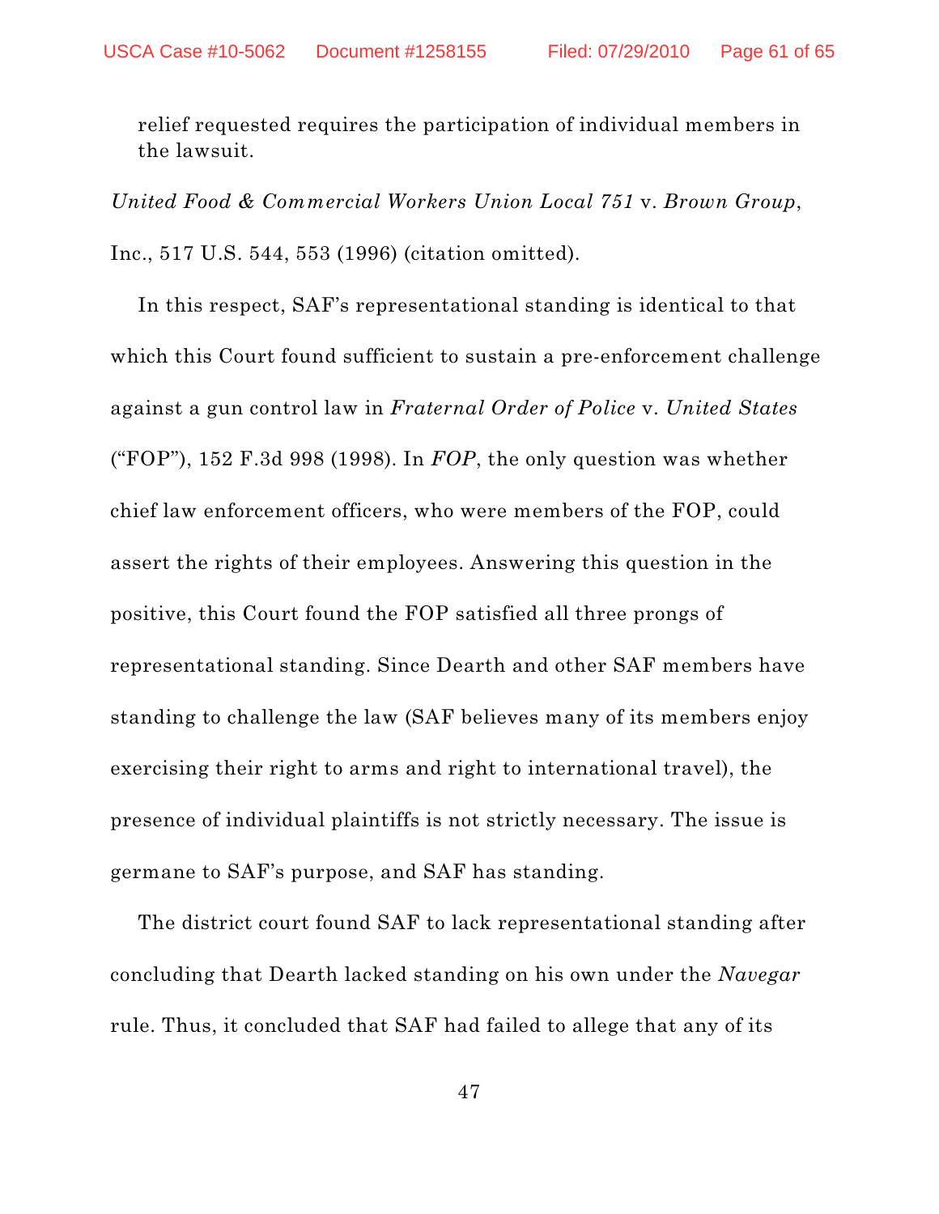relief requested requires the participation of individual members in the lawsuit.

*United Food & Commercial Workers Union Local 751* v. *Brown Group*, Inc., 517 U.S. 544, 553 (1996) (citation omitted).

In this respect, SAF's representational standing is identical to that which this Court found sufficient to sustain a pre-enforcement challenge against a gun control law in *Fraternal Order of Police* v. *United States* ("FOP"), 152 F.3d 998 (1998). In *FOP*, the only question was whether chief law enforcement officers, who were members of the FOP, could assert the rights of their employees. Answering this question in the positive, this Court found the FOP satisfied all three prongs of representational standing. Since Dearth and other SAF members have standing to challenge the law (SAF believes many of its members enjoy exercising their right to arms and right to international travel), the presence of individual plaintiffs is not strictly necessary. The issue is germane to SAF's purpose, and SAF has standing.

The district court found SAF to lack representational standing after concluding that Dearth lacked standing on his own under the *Navegar* rule. Thus, it concluded that SAF had failed to allege that any of its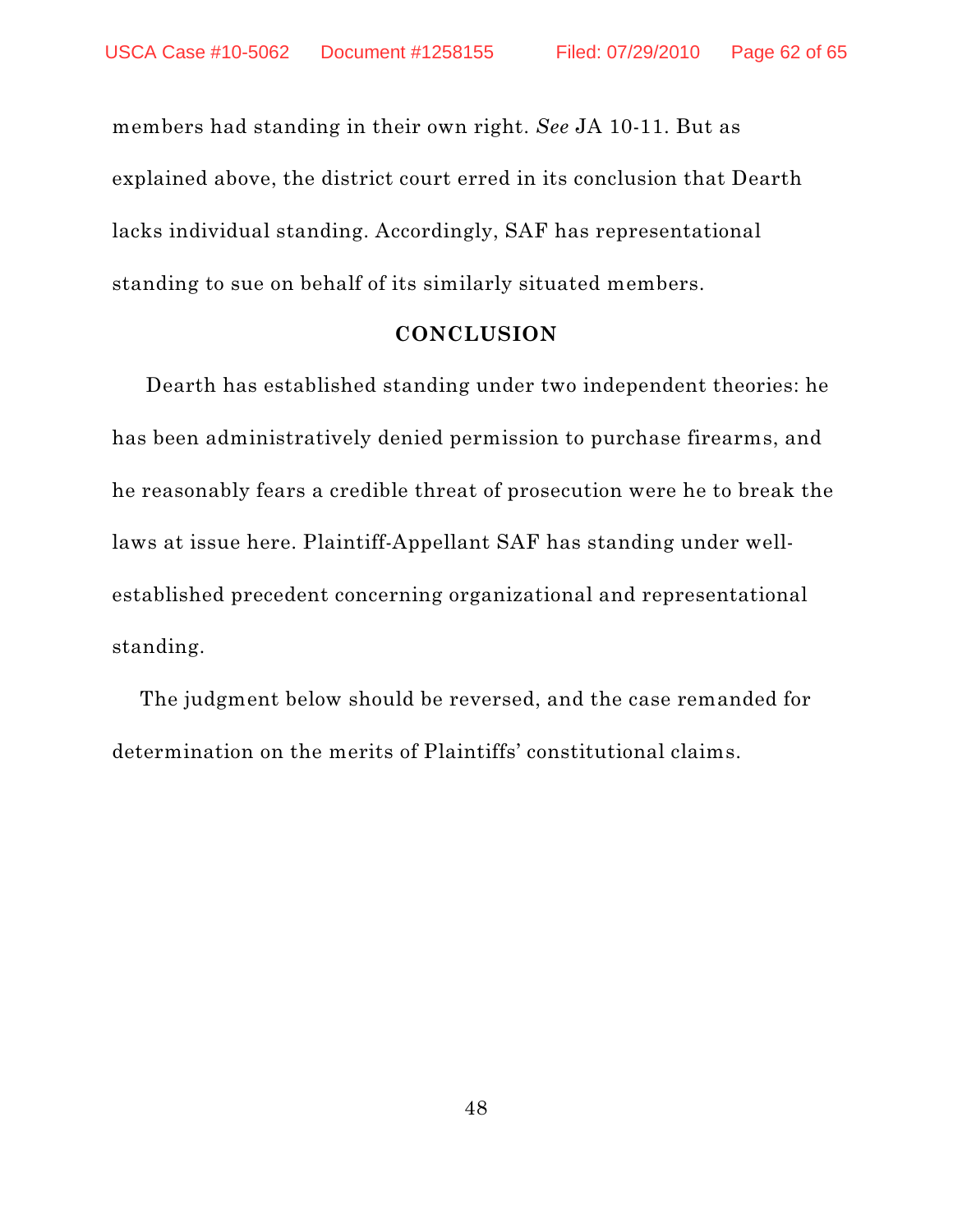members had standing in their own right. *See* JA 10-11. But as explained above, the district court erred in its conclusion that Dearth lacks individual standing. Accordingly, SAF has representational standing to sue on behalf of its similarly situated members.

## CONCLUSION

Dearth has established standing under two independent theories: he has been administratively denied permission to purchase firearms, and he reasonably fears a credible threat of prosecution were he to break the laws at issue here. Plaintiff-Appellant SAF has standing under well-established precedent concerning organizational and representational standing.

The judgment below should be reversed, and the case remanded for determination on the merits of Plaintiffs' constitutional claims.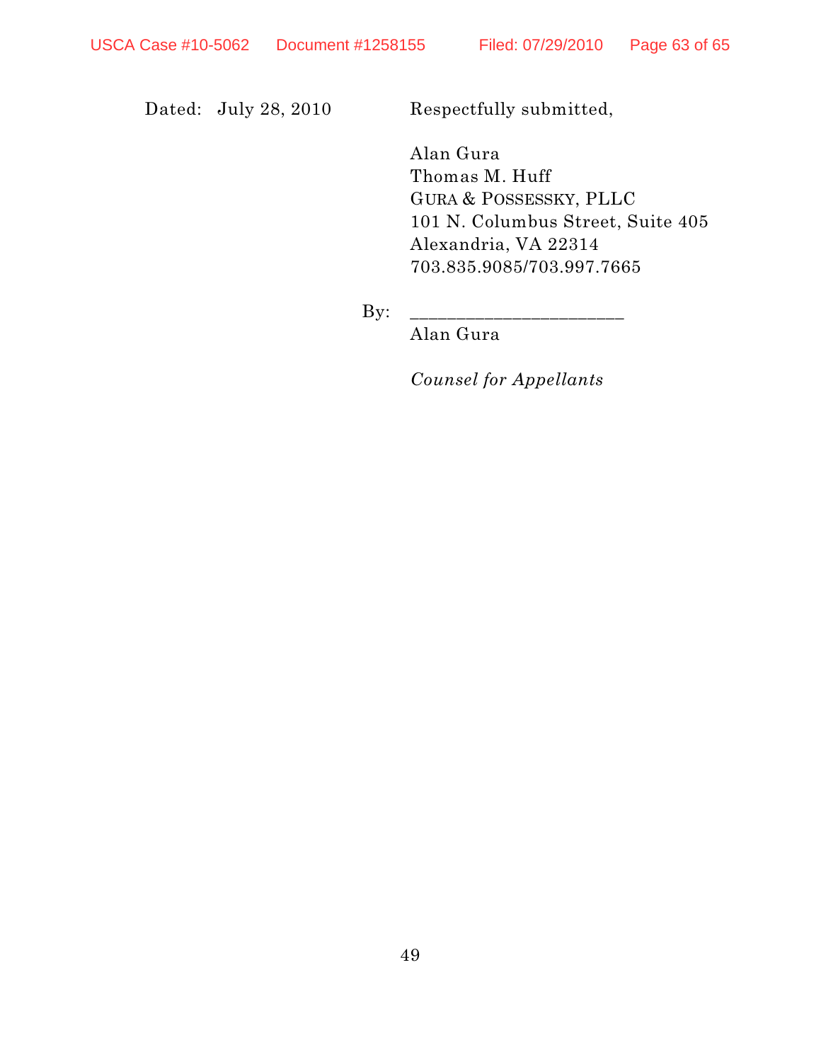Dated: July 28, 2010

Respectfully submitted,

Alan Gura
Thomas M. Huff
GURA & POSSESSKY, PLLC
101 N. Columbus Street, Suite 405
Alexandria, VA 22314
703.835.9085/703.997.7665

By: _______________________
Alan Gura

*Counsel for Appellants*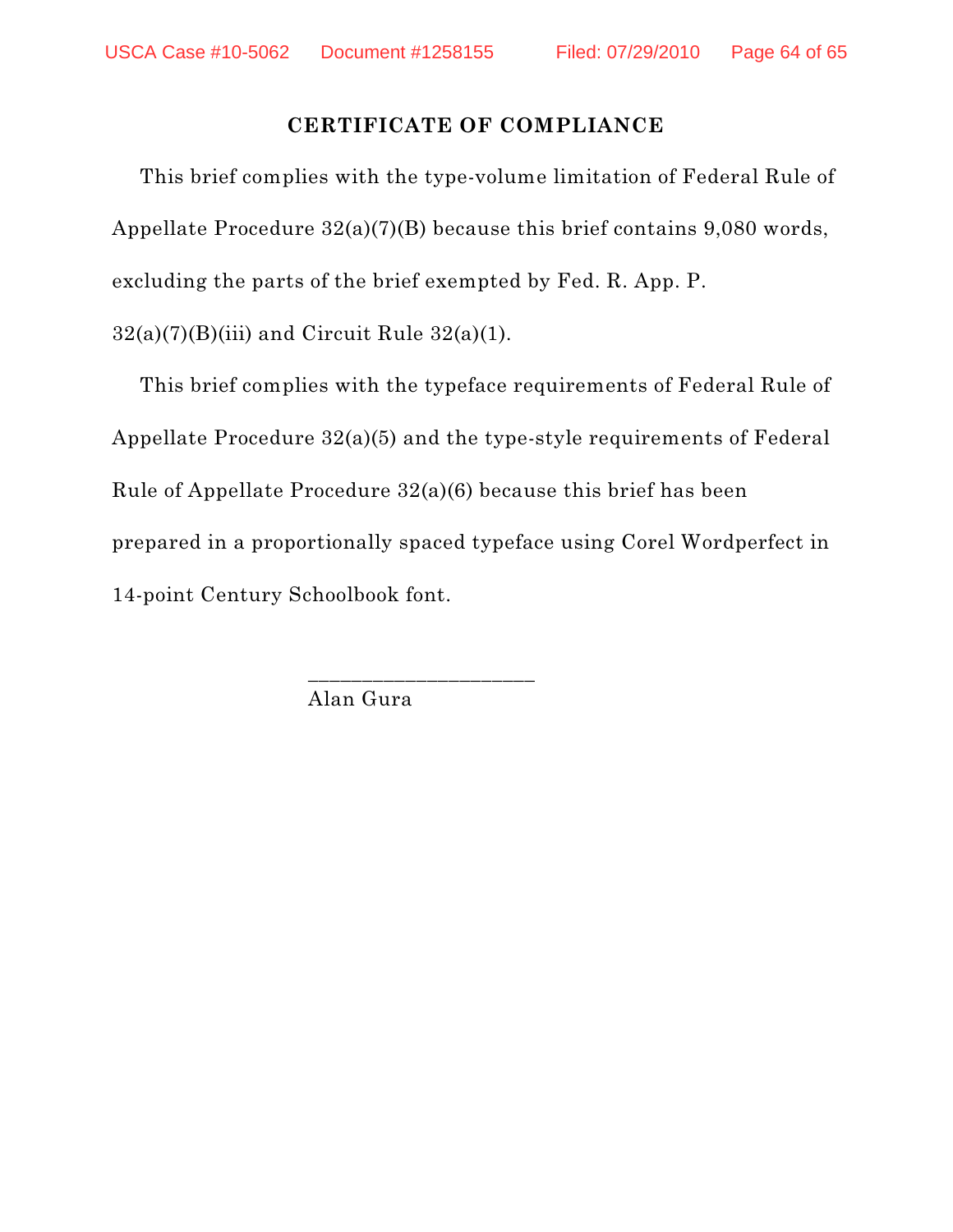**CERTIFICATE OF COMPLIANCE**

This brief complies with the type-volume limitation of Federal Rule of Appellate Procedure 32(a)(7)(B) because this brief contains 9,080 words, excluding the parts of the brief exempted by Fed. R. App. P. 32(a)(7)(B)(iii) and Circuit Rule 32(a)(1).

This brief complies with the typeface requirements of Federal Rule of Appellate Procedure 32(a)(5) and the type-style requirements of Federal Rule of Appellate Procedure 32(a)(6) because this brief has been prepared in a proportionally spaced typeface using Corel Wordperfect in 14-point Century Schoolbook font.

\_\_\_\_\_\_\_\_\_\_\_\_\_\_\_\_\_\_\_\_\_\_
Alan Gura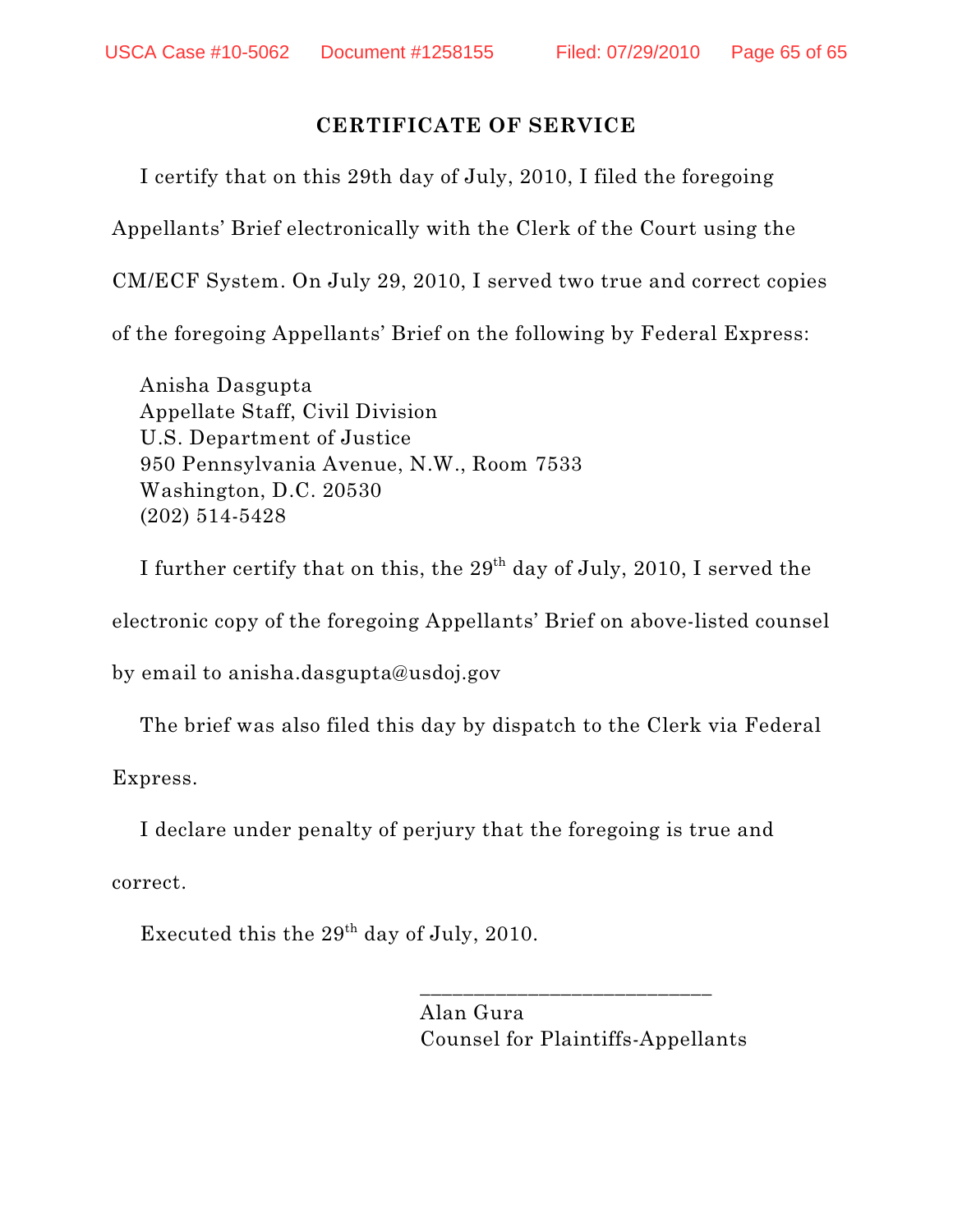**CERTIFICATE OF SERVICE**

I certify that on this 29th day of July, 2010, I filed the foregoing Appellants' Brief electronically with the Clerk of the Court using the CM/ECF System. On July 29, 2010, I served two true and correct copies of the foregoing Appellants' Brief on the following by Federal Express:

Anisha Dasgupta
Appellate Staff, Civil Division
U.S. Department of Justice
950 Pennsylvania Avenue, N.W., Room 7533
Washington, D.C. 20530
(202) 514-5428

I further certify that on this, the 29th day of July, 2010, I served the electronic copy of the foregoing Appellants' Brief on above-listed counsel by email to anisha.dasgupta@usdoj.gov

The brief was also filed this day by dispatch to the Clerk via Federal Express.

I declare under penalty of perjury that the foregoing is true and correct.

Executed this the 29th day of July, 2010.

\_\_\_\_\_\_\_\_\_\_\_\_\_\_\_\_\_\_\_\_\_\_\_\_\_\_\_
Alan Gura
Counsel for Plaintiffs-Appellants